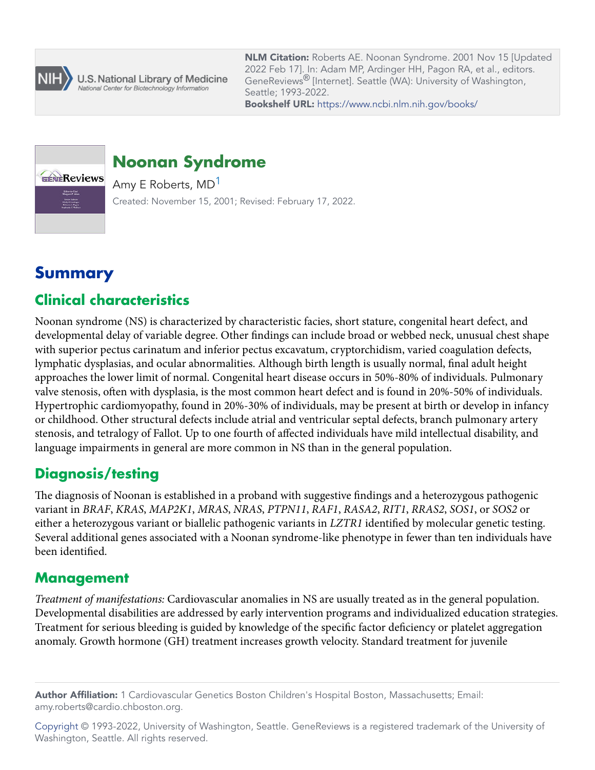NLM Citation: Roberts AE. Noonan Syndrome. 2001 Nov 15 [Updated 2022 Feb 17]. In: Adam MP, Ardinger HH, Pagon RA, et al., editors. GeneReviews® [Internet]. Seattle (WA): University of Washington, Seattle; 1993-2022.
**Bookshelf URL:** https://www.ncbi.nlm.nih.gov/books/

# Noonan Syndrome

Amy E Roberts, MD[1]

Created: November 15, 2001; Revised: February 17, 2022.

## Summary

### Clinical characteristics

Noonan syndrome (NS) is characterized by characteristic facies, short stature, congenital heart defect, and developmental delay of variable degree. Other findings can include broad or webbed neck, unusual chest shape with superior pectus carinatum and inferior pectus excavatum, cryptorchidism, varied coagulation defects, lymphatic dysplasias, and ocular abnormalities. Although birth length is usually normal, final adult height approaches the lower limit of normal. Congenital heart disease occurs in 50%-80% of individuals. Pulmonary valve stenosis, often with dysplasia, is the most common heart defect and is found in 20%-50% of individuals. Hypertrophic cardiomyopathy, found in 20%-30% of individuals, may be present at birth or develop in infancy or childhood. Other structural defects include atrial and ventricular septal defects, branch pulmonary artery stenosis, and tetralogy of Fallot. Up to one fourth of affected individuals have mild intellectual disability, and language impairments in general are more common in NS than in the general population.

### Diagnosis/testing

The diagnosis of Noonan is established in a proband with suggestive findings and a heterozygous pathogenic variant in *BRAF*, *KRAS*, *MAP2K1*, *MRAS*, *NRAS*, *PTPN11*, *RAF1*, *RASA2*, *RIT1*, *RRAS2*, *SOS1*, or *SOS2* or either a heterozygous variant or biallelic pathogenic variants in *LZTR1* identified by molecular genetic testing. Several additional genes associated with a Noonan syndrome-like phenotype in fewer than ten individuals have been identified.

### Management

*Treatment of manifestations:* Cardiovascular anomalies in NS are usually treated as in the general population. Developmental disabilities are addressed by early intervention programs and individualized education strategies. Treatment for serious bleeding is guided by knowledge of the specific factor deficiency or platelet aggregation anomaly. Growth hormone (GH) treatment increases growth velocity. Standard treatment for juvenile

**Author Affiliation:** 1 Cardiovascular Genetics Boston Children's Hospital Boston, Massachusetts; Email: amy.roberts@cardio.chboston.org.

Copyright © 1993-2022, University of Washington, Seattle. GeneReviews is a registered trademark of the University of Washington, Seattle. All rights reserved.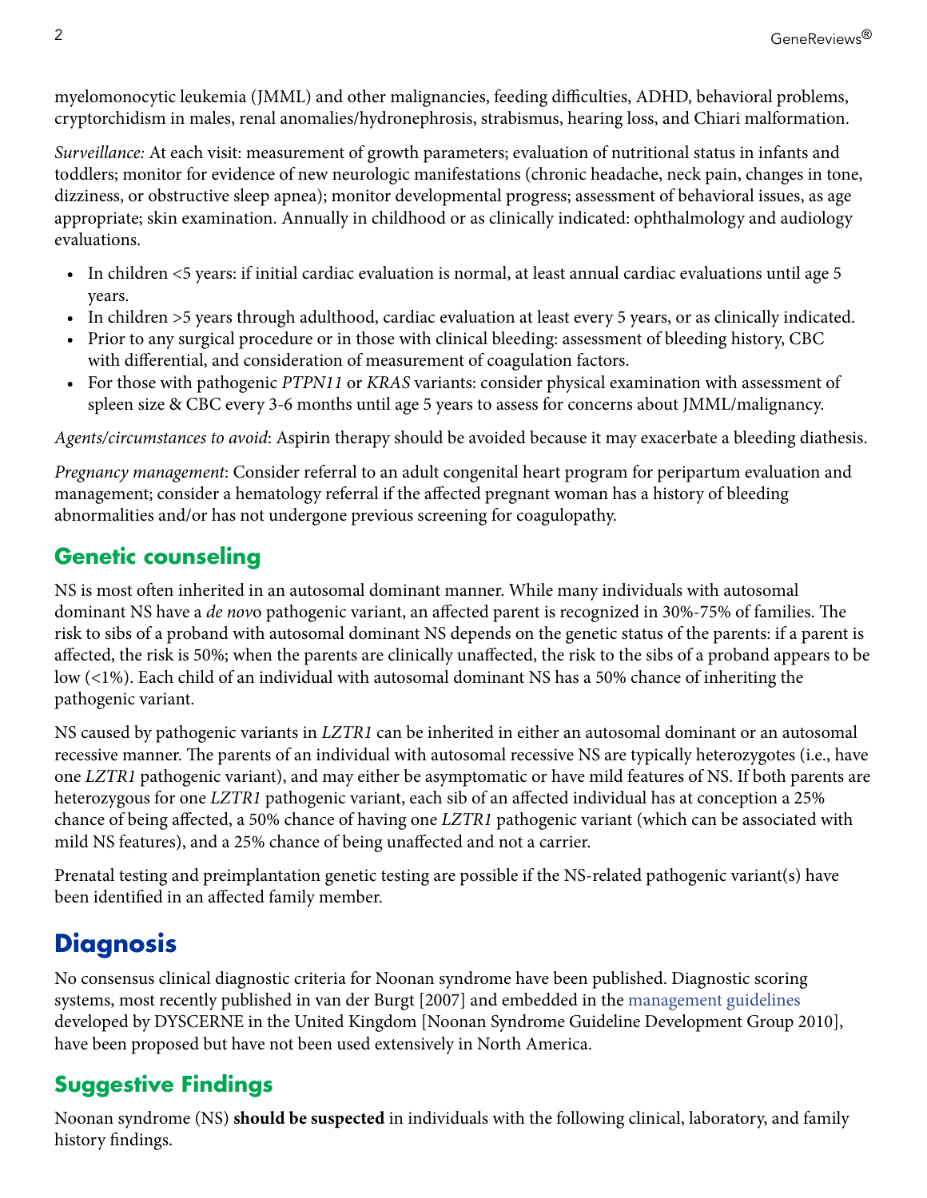myelomonocytic leukemia (JMML) and other malignancies, feeding difficulties, ADHD, behavioral problems, cryptorchidism in males, renal anomalies/hydronephrosis, strabismus, hearing loss, and Chiari malformation.

*Surveillance:* At each visit: measurement of growth parameters; evaluation of nutritional status in infants and toddlers; monitor for evidence of new neurologic manifestations (chronic headache, neck pain, changes in tone, dizziness, or obstructive sleep apnea); monitor developmental progress; assessment of behavioral issues, as age appropriate; skin examination. Annually in childhood or as clinically indicated: ophthalmology and audiology evaluations.

- In children <5 years: if initial cardiac evaluation is normal, at least annual cardiac evaluations until age 5 years.
- In children >5 years through adulthood, cardiac evaluation at least every 5 years, or as clinically indicated.
- Prior to any surgical procedure or in those with clinical bleeding: assessment of bleeding history, CBC with differential, and consideration of measurement of coagulation factors.
- For those with pathogenic *PTPN11* or *KRAS* variants: consider physical examination with assessment of spleen size & CBC every 3-6 months until age 5 years to assess for concerns about JMML/malignancy.

*Agents/circumstances to avoid*: Aspirin therapy should be avoided because it may exacerbate a bleeding diathesis.

*Pregnancy management*: Consider referral to an adult congenital heart program for peripartum evaluation and management; consider a hematology referral if the affected pregnant woman has a history of bleeding abnormalities and/or has not undergone previous screening for coagulopathy.

## Genetic counseling

NS is most often inherited in an autosomal dominant manner. While many individuals with autosomal dominant NS have a *de novo* pathogenic variant, an affected parent is recognized in 30%-75% of families. The risk to sibs of a proband with autosomal dominant NS depends on the genetic status of the parents: if a parent is affected, the risk is 50%; when the parents are clinically unaffected, the risk to the sibs of a proband appears to be low (<1%). Each child of an individual with autosomal dominant NS has a 50% chance of inheriting the pathogenic variant.

NS caused by pathogenic variants in *LZTR1* can be inherited in either an autosomal dominant or an autosomal recessive manner. The parents of an individual with autosomal recessive NS are typically heterozygotes (i.e., have one *LZTR1* pathogenic variant), and may either be asymptomatic or have mild features of NS. If both parents are heterozygous for one *LZTR1* pathogenic variant, each sib of an affected individual has at conception a 25% chance of being affected, a 50% chance of having one *LZTR1* pathogenic variant (which can be associated with mild NS features), and a 25% chance of being unaffected and not a carrier.

Prenatal testing and preimplantation genetic testing are possible if the NS-related pathogenic variant(s) have been identified in an affected family member.

# Diagnosis

No consensus clinical diagnostic criteria for Noonan syndrome have been published. Diagnostic scoring systems, most recently published in van der Burgt [2007] and embedded in the management guidelines developed by DYSCERNE in the United Kingdom [Noonan Syndrome Guideline Development Group 2010], have been proposed but have not been used extensively in North America.

## Suggestive Findings

Noonan syndrome (NS) **should be suspected** in individuals with the following clinical, laboratory, and family history findings.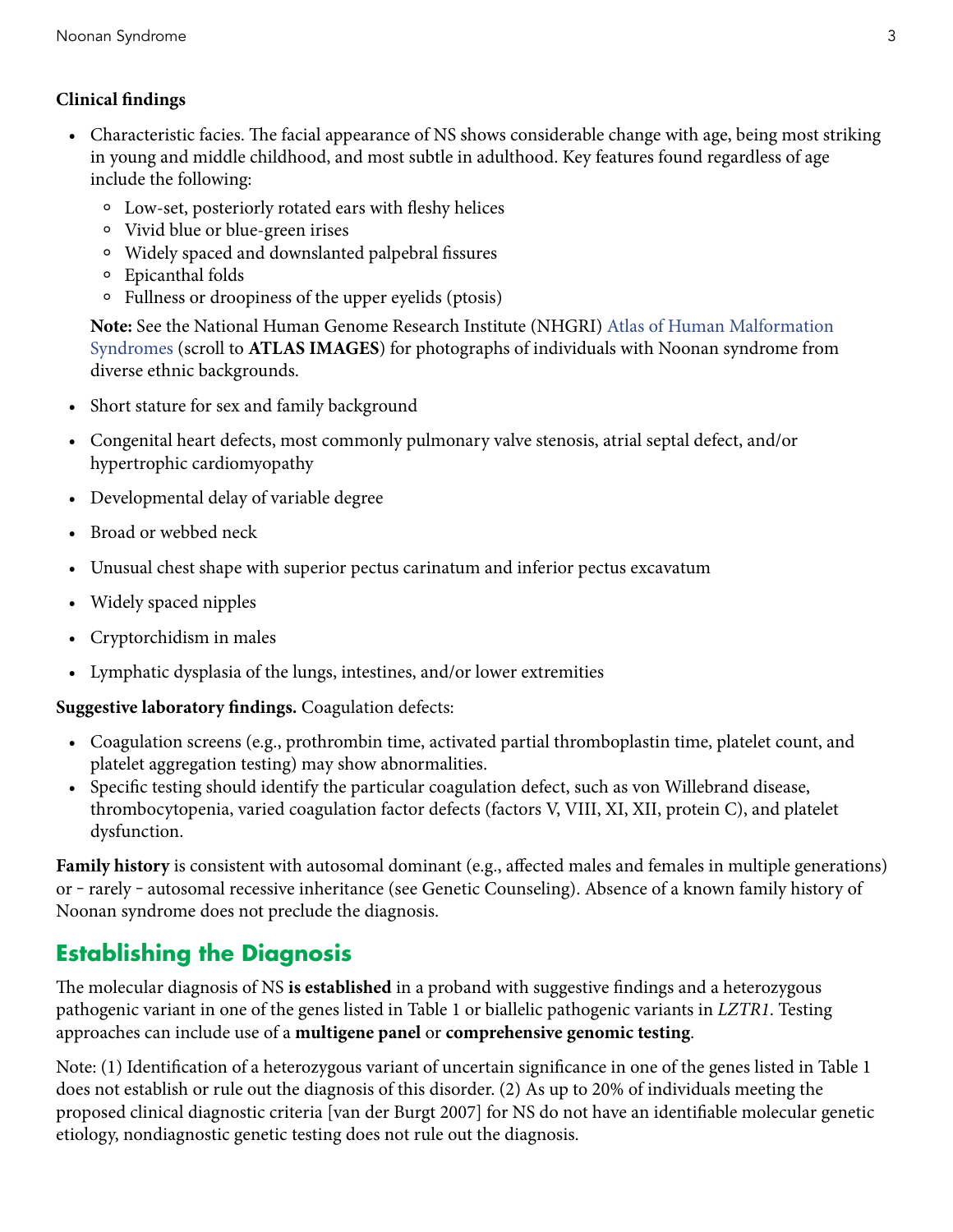**Clinical findings**

- Characteristic facies. The facial appearance of NS shows considerable change with age, being most striking in young and middle childhood, and most subtle in adulthood. Key features found regardless of age include the following:
  - Low-set, posteriorly rotated ears with fleshy helices
  - Vivid blue or blue-green irises
  - Widely spaced and downslanted palpebral fissures
  - Epicanthal folds
  - Fullness or droopiness of the upper eyelids (ptosis)

  **Note:** See the National Human Genome Research Institute (NHGRI) Atlas of Human Malformation Syndromes (scroll to **ATLAS IMAGES**) for photographs of individuals with Noonan syndrome from diverse ethnic backgrounds.

- Short stature for sex and family background
- Congenital heart defects, most commonly pulmonary valve stenosis, atrial septal defect, and/or hypertrophic cardiomyopathy
- Developmental delay of variable degree
- Broad or webbed neck
- Unusual chest shape with superior pectus carinatum and inferior pectus excavatum
- Widely spaced nipples
- Cryptorchidism in males
- Lymphatic dysplasia of the lungs, intestines, and/or lower extremities

**Suggestive laboratory findings.** Coagulation defects:

- Coagulation screens (e.g., prothrombin time, activated partial thromboplastin time, platelet count, and platelet aggregation testing) may show abnormalities.
- Specific testing should identify the particular coagulation defect, such as von Willebrand disease, thrombocytopenia, varied coagulation factor defects (factors V, VIII, XI, XII, protein C), and platelet dysfunction.

**Family history** is consistent with autosomal dominant (e.g., affected males and females in multiple generations) or – rarely – autosomal recessive inheritance (see Genetic Counseling). Absence of a known family history of Noonan syndrome does not preclude the diagnosis.

## Establishing the Diagnosis

The molecular diagnosis of NS **is established** in a proband with suggestive findings and a heterozygous pathogenic variant in one of the genes listed in Table 1 or biallelic pathogenic variants in *LZTR1*. Testing approaches can include use of a **multigene panel** or **comprehensive genomic testing**.

Note: (1) Identification of a heterozygous variant of uncertain significance in one of the genes listed in Table 1 does not establish or rule out the diagnosis of this disorder. (2) As up to 20% of individuals meeting the proposed clinical diagnostic criteria [van der Burgt 2007] for NS do not have an identifiable molecular genetic etiology, nondiagnostic genetic testing does not rule out the diagnosis.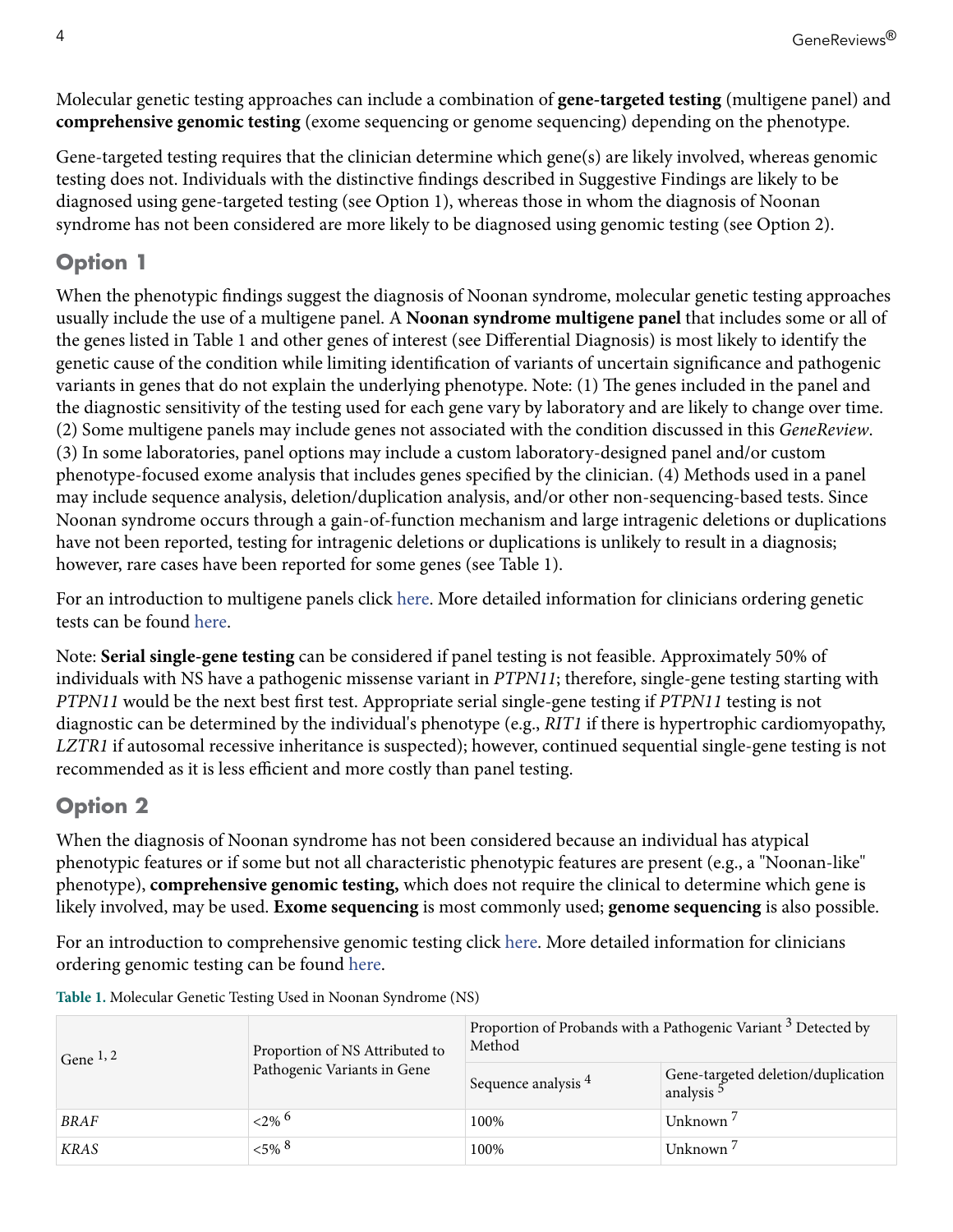Molecular genetic testing approaches can include a combination of **gene-targeted testing** (multigene panel) and **comprehensive genomic testing** (exome sequencing or genome sequencing) depending on the phenotype.

Gene-targeted testing requires that the clinician determine which gene(s) are likely involved, whereas genomic testing does not. Individuals with the distinctive findings described in Suggestive Findings are likely to be diagnosed using gene-targeted testing (see Option 1), whereas those in whom the diagnosis of Noonan syndrome has not been considered are more likely to be diagnosed using genomic testing (see Option 2).

## Option 1

When the phenotypic findings suggest the diagnosis of Noonan syndrome, molecular genetic testing approaches usually include the use of a multigene panel. A **Noonan syndrome multigene panel** that includes some or all of the genes listed in Table 1 and other genes of interest (see Differential Diagnosis) is most likely to identify the genetic cause of the condition while limiting identification of variants of uncertain significance and pathogenic variants in genes that do not explain the underlying phenotype. Note: (1) The genes included in the panel and the diagnostic sensitivity of the testing used for each gene vary by laboratory and are likely to change over time. (2) Some multigene panels may include genes not associated with the condition discussed in this *GeneReview*. (3) In some laboratories, panel options may include a custom laboratory-designed panel and/or custom phenotype-focused exome analysis that includes genes specified by the clinician. (4) Methods used in a panel may include sequence analysis, deletion/duplication analysis, and/or other non-sequencing-based tests. Since Noonan syndrome occurs through a gain-of-function mechanism and large intragenic deletions or duplications have not been reported, testing for intragenic deletions or duplications is unlikely to result in a diagnosis; however, rare cases have been reported for some genes (see Table 1).

For an introduction to multigene panels click here. More detailed information for clinicians ordering genetic tests can be found here.

Note: **Serial single-gene testing** can be considered if panel testing is not feasible. Approximately 50% of individuals with NS have a pathogenic missense variant in *PTPN11*; therefore, single-gene testing starting with *PTPN11* would be the next best first test. Appropriate serial single-gene testing if *PTPN11* testing is not diagnostic can be determined by the individual's phenotype (e.g., *RIT1* if there is hypertrophic cardiomyopathy, *LZTR1* if autosomal recessive inheritance is suspected); however, continued sequential single-gene testing is not recommended as it is less efficient and more costly than panel testing.

## Option 2

When the diagnosis of Noonan syndrome has not been considered because an individual has atypical phenotypic features or if some but not all characteristic phenotypic features are present (e.g., a "Noonan-like" phenotype), **comprehensive genomic testing,** which does not require the clinical to determine which gene is likely involved, may be used. **Exome sequencing** is most commonly used; **genome sequencing** is also possible.

For an introduction to comprehensive genomic testing click here. More detailed information for clinicians ordering genomic testing can be found here.

**Table 1.** Molecular Genetic Testing Used in Noonan Syndrome (NS)

| Gene [1, 2] | Proportion of NS Attributed to Pathogenic Variants in Gene | Proportion of Probands with a Pathogenic Variant [3] Detected by Method | |
|---|---|---|---|
| | | Sequence analysis [4] | Gene-targeted deletion/duplication analysis [5] |
| *BRAF* | <2% [6] | 100% | Unknown [7] |
| *KRAS* | <5% [8] | 100% | Unknown [7] |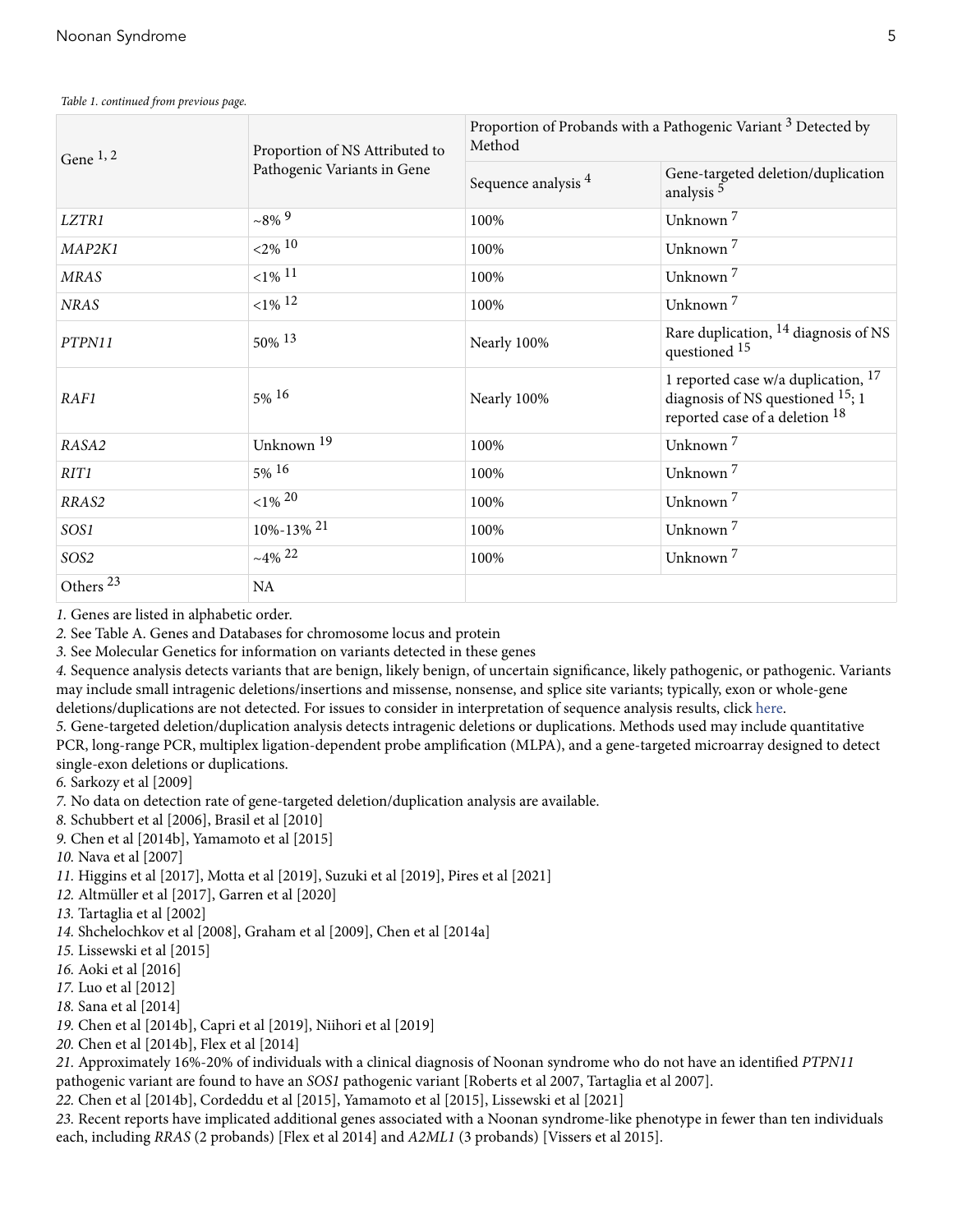*Table 1. continued from previous page.*

| Gene [1, 2] | Proportion of NS Attributed to Pathogenic Variants in Gene | Proportion of Probands with a Pathogenic Variant [3] Detected by Method | |
|---|---|---|---|
| | | Sequence analysis [4] | Gene-targeted deletion/duplication analysis [5] |
| *LZTR1* | ~8% [9] | 100% | Unknown [7] |
| *MAP2K1* | <2% [10] | 100% | Unknown [7] |
| *MRAS* | <1% [11] | 100% | Unknown [7] |
| *NRAS* | <1% [12] | 100% | Unknown [7] |
| *PTPN11* | 50% [13] | Nearly 100% | Rare duplication, [14] diagnosis of NS questioned [15] |
| *RAF1* | 5% [16] | Nearly 100% | 1 reported case w/a duplication, [17] diagnosis of NS questioned [15]; 1 reported case of a deletion [18] |
| *RASA2* | Unknown [19] | 100% | Unknown [7] |
| *RIT1* | 5% [16] | 100% | Unknown [7] |
| *RRAS2* | <1% [20] | 100% | Unknown [7] |
| *SOS1* | 10%-13% [21] | 100% | Unknown [7] |
| *SOS2* | ~4% [22] | 100% | Unknown [7] |
| Others [23] | NA | | |

*1.* Genes are listed in alphabetic order.

*2.* See Table A. Genes and Databases for chromosome locus and protein

*3.* See Molecular Genetics for information on variants detected in these genes

*4.* Sequence analysis detects variants that are benign, likely benign, of uncertain significance, likely pathogenic, or pathogenic. Variants may include small intragenic deletions/insertions and missense, nonsense, and splice site variants; typically, exon or whole-gene deletions/duplications are not detected. For issues to consider in interpretation of sequence analysis results, click here.

*5.* Gene-targeted deletion/duplication analysis detects intragenic deletions or duplications. Methods used may include quantitative PCR, long-range PCR, multiplex ligation-dependent probe amplification (MLPA), and a gene-targeted microarray designed to detect single-exon deletions or duplications.

*6.* Sarkozy et al [2009]

*7.* No data on detection rate of gene-targeted deletion/duplication analysis are available.

*8.* Schubbert et al [2006], Brasil et al [2010]

*9.* Chen et al [2014b], Yamamoto et al [2015]

*10.* Nava et al [2007]

*11.* Higgins et al [2017], Motta et al [2019], Suzuki et al [2019], Pires et al [2021]

*12.* Altmüller et al [2017], Garren et al [2020]

*13.* Tartaglia et al [2002]

*14.* Shchelochkov et al [2008], Graham et al [2009], Chen et al [2014a]

*15.* Lissewski et al [2015]

*16.* Aoki et al [2016]

*17.* Luo et al [2012]

*18.* Sana et al [2014]

*19.* Chen et al [2014b], Capri et al [2019], Niihori et al [2019]

*20.* Chen et al [2014b], Flex et al [2014]

*21.* Approximately 16%-20% of individuals with a clinical diagnosis of Noonan syndrome who do not have an identified *PTPN11* pathogenic variant are found to have an *SOS1* pathogenic variant [Roberts et al 2007, Tartaglia et al 2007].

*22.* Chen et al [2014b], Cordeddu et al [2015], Yamamoto et al [2015], Lissewski et al [2021]

*23.* Recent reports have implicated additional genes associated with a Noonan syndrome-like phenotype in fewer than ten individuals each, including *RRAS* (2 probands) [Flex et al 2014] and *A2ML1* (3 probands) [Vissers et al 2015].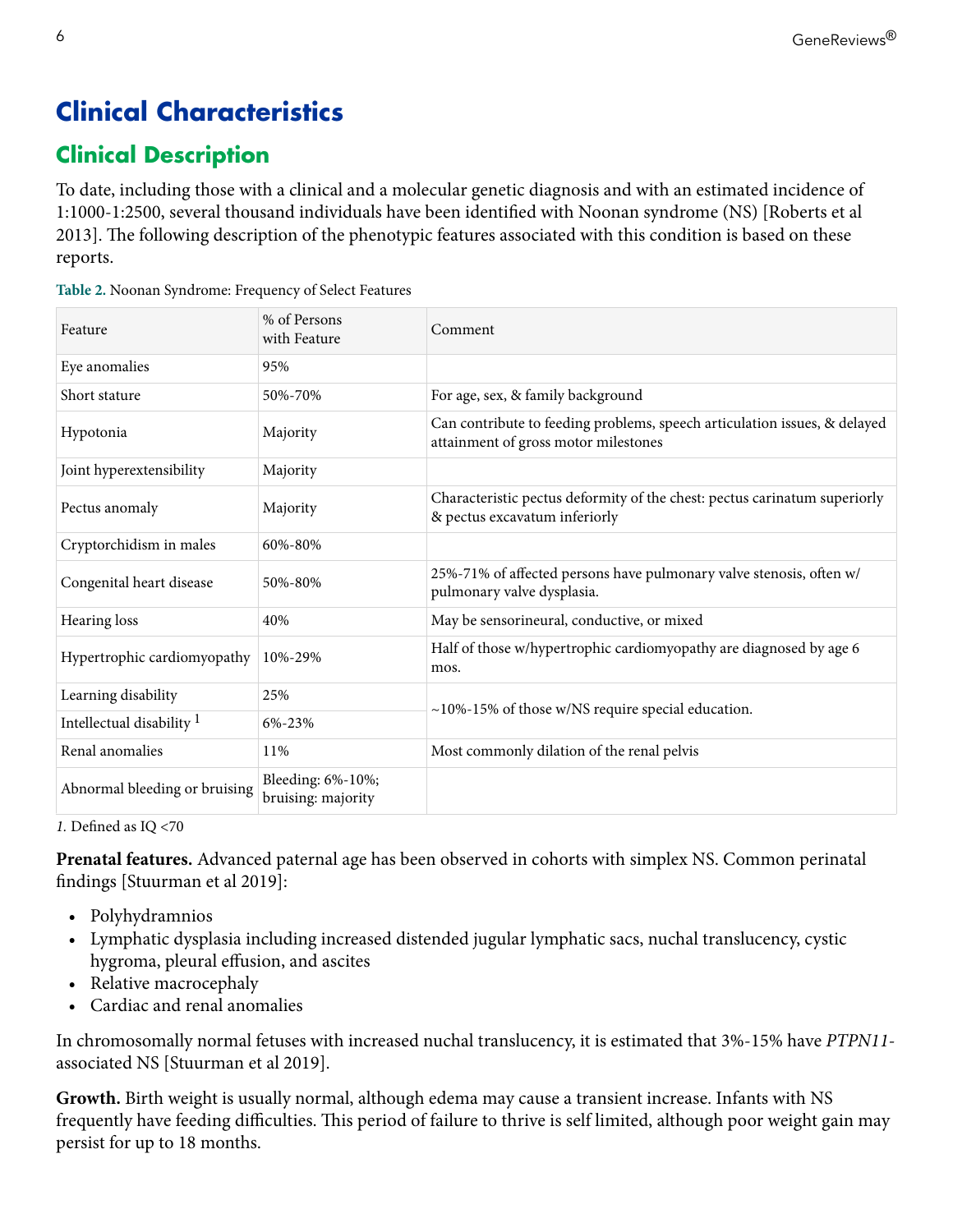# Clinical Characteristics

## Clinical Description

To date, including those with a clinical and a molecular genetic diagnosis and with an estimated incidence of 1:1000-1:2500, several thousand individuals have been identified with Noonan syndrome (NS) [Roberts et al 2013]. The following description of the phenotypic features associated with this condition is based on these reports.

**Table 2.** Noonan Syndrome: Frequency of Select Features

| Feature | % of Persons with Feature | Comment |
|---|---|---|
| Eye anomalies | 95% | |
| Short stature | 50%-70% | For age, sex, & family background |
| Hypotonia | Majority | Can contribute to feeding problems, speech articulation issues, & delayed attainment of gross motor milestones |
| Joint hyperextensibility | Majority | |
| Pectus anomaly | Majority | Characteristic pectus deformity of the chest: pectus carinatum superiorly & pectus excavatum inferiorly |
| Cryptorchidism in males | 60%-80% | |
| Congenital heart disease | 50%-80% | 25%-71% of affected persons have pulmonary valve stenosis, often w/ pulmonary valve dysplasia. |
| Hearing loss | 40% | May be sensorineural, conductive, or mixed |
| Hypertrophic cardiomyopathy | 10%-29% | Half of those w/hypertrophic cardiomyopathy are diagnosed by age 6 mos. |
| Learning disability | 25% | ~10%-15% of those w/NS require special education. |
| Intellectual disability [1] | 6%-23% | |
| Renal anomalies | 11% | Most commonly dilation of the renal pelvis |
| Abnormal bleeding or bruising | Bleeding: 6%-10%; bruising: majority | |

*1.* Defined as IQ <70

**Prenatal features.** Advanced paternal age has been observed in cohorts with simplex NS. Common perinatal findings [Stuurman et al 2019]:

- Polyhydramnios
- Lymphatic dysplasia including increased distended jugular lymphatic sacs, nuchal translucency, cystic hygroma, pleural effusion, and ascites
- Relative macrocephaly
- Cardiac and renal anomalies

In chromosomally normal fetuses with increased nuchal translucency, it is estimated that 3%-15% have *PTPN11*-associated NS [Stuurman et al 2019].

**Growth.** Birth weight is usually normal, although edema may cause a transient increase. Infants with NS frequently have feeding difficulties. This period of failure to thrive is self limited, although poor weight gain may persist for up to 18 months.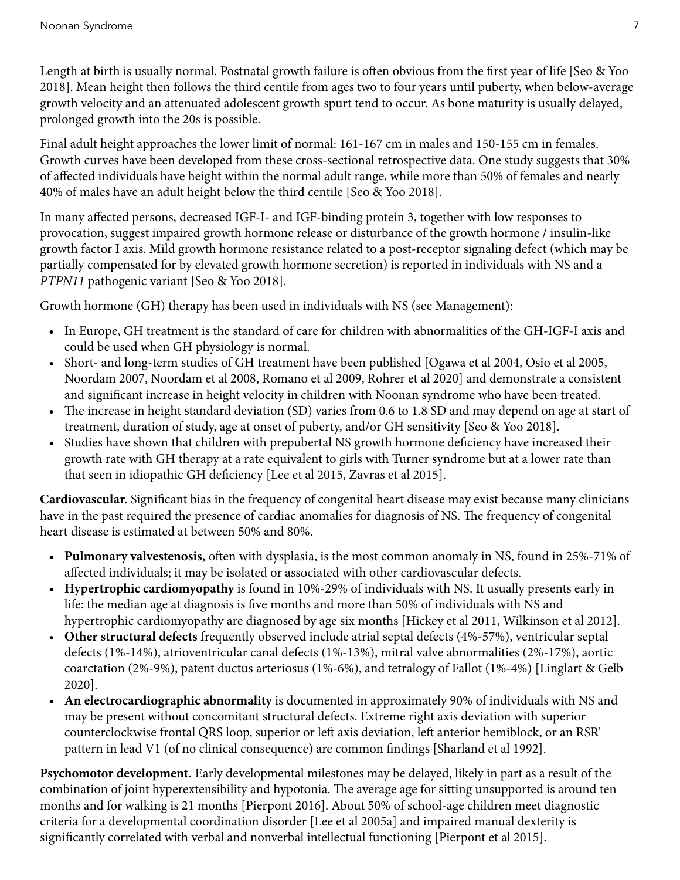Length at birth is usually normal. Postnatal growth failure is often obvious from the first year of life [Seo & Yoo 2018]. Mean height then follows the third centile from ages two to four years until puberty, when below-average growth velocity and an attenuated adolescent growth spurt tend to occur. As bone maturity is usually delayed, prolonged growth into the 20s is possible.

Final adult height approaches the lower limit of normal: 161-167 cm in males and 150-155 cm in females. Growth curves have been developed from these cross-sectional retrospective data. One study suggests that 30% of affected individuals have height within the normal adult range, while more than 50% of females and nearly 40% of males have an adult height below the third centile [Seo & Yoo 2018].

In many affected persons, decreased IGF-I- and IGF-binding protein 3, together with low responses to provocation, suggest impaired growth hormone release or disturbance of the growth hormone / insulin-like growth factor I axis. Mild growth hormone resistance related to a post-receptor signaling defect (which may be partially compensated for by elevated growth hormone secretion) is reported in individuals with NS and a *PTPN11* pathogenic variant [Seo & Yoo 2018].

Growth hormone (GH) therapy has been used in individuals with NS (see Management):

- In Europe, GH treatment is the standard of care for children with abnormalities of the GH-IGF-I axis and could be used when GH physiology is normal.
- Short- and long-term studies of GH treatment have been published [Ogawa et al 2004, Osio et al 2005, Noordam 2007, Noordam et al 2008, Romano et al 2009, Rohrer et al 2020] and demonstrate a consistent and significant increase in height velocity in children with Noonan syndrome who have been treated.
- The increase in height standard deviation (SD) varies from 0.6 to 1.8 SD and may depend on age at start of treatment, duration of study, age at onset of puberty, and/or GH sensitivity [Seo & Yoo 2018].
- Studies have shown that children with prepubertal NS growth hormone deficiency have increased their growth rate with GH therapy at a rate equivalent to girls with Turner syndrome but at a lower rate than that seen in idiopathic GH deficiency [Lee et al 2015, Zavras et al 2015].

**Cardiovascular.** Significant bias in the frequency of congenital heart disease may exist because many clinicians have in the past required the presence of cardiac anomalies for diagnosis of NS. The frequency of congenital heart disease is estimated at between 50% and 80%.

- **Pulmonary valvestenosis,** often with dysplasia, is the most common anomaly in NS, found in 25%-71% of affected individuals; it may be isolated or associated with other cardiovascular defects.
- **Hypertrophic cardiomyopathy** is found in 10%-29% of individuals with NS. It usually presents early in life: the median age at diagnosis is five months and more than 50% of individuals with NS and hypertrophic cardiomyopathy are diagnosed by age six months [Hickey et al 2011, Wilkinson et al 2012].
- **Other structural defects** frequently observed include atrial septal defects (4%-57%), ventricular septal defects (1%-14%), atrioventricular canal defects (1%-13%), mitral valve abnormalities (2%-17%), aortic coarctation (2%-9%), patent ductus arteriosus (1%-6%), and tetralogy of Fallot (1%-4%) [Linglart & Gelb 2020].
- **An electrocardiographic abnormality** is documented in approximately 90% of individuals with NS and may be present without concomitant structural defects. Extreme right axis deviation with superior counterclockwise frontal QRS loop, superior or left axis deviation, left anterior hemiblock, or an RSR' pattern in lead V1 (of no clinical consequence) are common findings [Sharland et al 1992].

**Psychomotor development.** Early developmental milestones may be delayed, likely in part as a result of the combination of joint hyperextensibility and hypotonia. The average age for sitting unsupported is around ten months and for walking is 21 months [Pierpont 2016]. About 50% of school-age children meet diagnostic criteria for a developmental coordination disorder [Lee et al 2005a] and impaired manual dexterity is significantly correlated with verbal and nonverbal intellectual functioning [Pierpont et al 2015].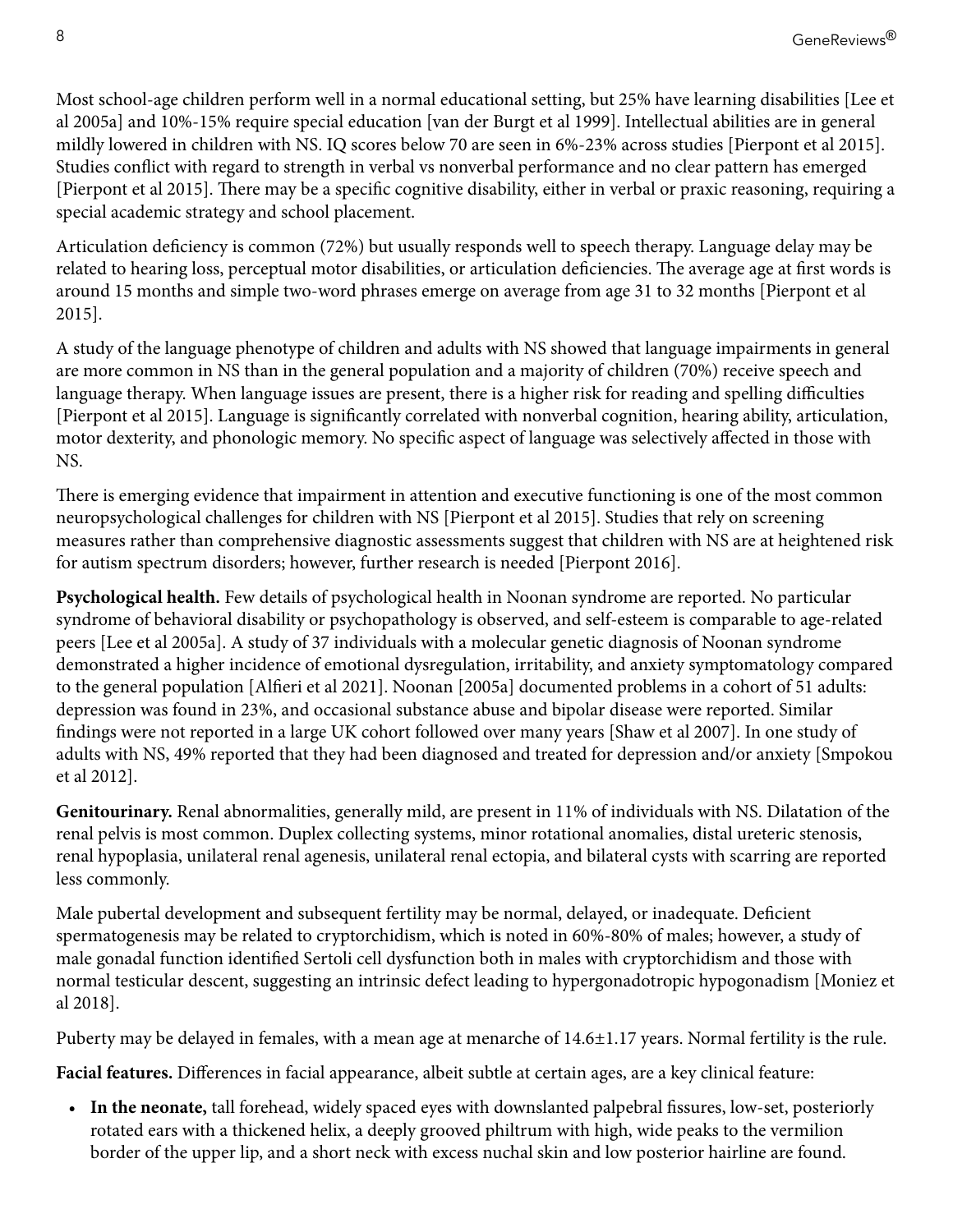Most school-age children perform well in a normal educational setting, but 25% have learning disabilities [Lee et al 2005a] and 10%-15% require special education [van der Burgt et al 1999]. Intellectual abilities are in general mildly lowered in children with NS. IQ scores below 70 are seen in 6%-23% across studies [Pierpont et al 2015]. Studies conflict with regard to strength in verbal vs nonverbal performance and no clear pattern has emerged [Pierpont et al 2015]. There may be a specific cognitive disability, either in verbal or praxic reasoning, requiring a special academic strategy and school placement.

Articulation deficiency is common (72%) but usually responds well to speech therapy. Language delay may be related to hearing loss, perceptual motor disabilities, or articulation deficiencies. The average age at first words is around 15 months and simple two-word phrases emerge on average from age 31 to 32 months [Pierpont et al 2015].

A study of the language phenotype of children and adults with NS showed that language impairments in general are more common in NS than in the general population and a majority of children (70%) receive speech and language therapy. When language issues are present, there is a higher risk for reading and spelling difficulties [Pierpont et al 2015]. Language is significantly correlated with nonverbal cognition, hearing ability, articulation, motor dexterity, and phonologic memory. No specific aspect of language was selectively affected in those with NS.

There is emerging evidence that impairment in attention and executive functioning is one of the most common neuropsychological challenges for children with NS [Pierpont et al 2015]. Studies that rely on screening measures rather than comprehensive diagnostic assessments suggest that children with NS are at heightened risk for autism spectrum disorders; however, further research is needed [Pierpont 2016].

**Psychological health.** Few details of psychological health in Noonan syndrome are reported. No particular syndrome of behavioral disability or psychopathology is observed, and self-esteem is comparable to age-related peers [Lee et al 2005a]. A study of 37 individuals with a molecular genetic diagnosis of Noonan syndrome demonstrated a higher incidence of emotional dysregulation, irritability, and anxiety symptomatology compared to the general population [Alfieri et al 2021]. Noonan [2005a] documented problems in a cohort of 51 adults: depression was found in 23%, and occasional substance abuse and bipolar disease were reported. Similar findings were not reported in a large UK cohort followed over many years [Shaw et al 2007]. In one study of adults with NS, 49% reported that they had been diagnosed and treated for depression and/or anxiety [Smpokou et al 2012].

**Genitourinary.** Renal abnormalities, generally mild, are present in 11% of individuals with NS. Dilatation of the renal pelvis is most common. Duplex collecting systems, minor rotational anomalies, distal ureteric stenosis, renal hypoplasia, unilateral renal agenesis, unilateral renal ectopia, and bilateral cysts with scarring are reported less commonly.

Male pubertal development and subsequent fertility may be normal, delayed, or inadequate. Deficient spermatogenesis may be related to cryptorchidism, which is noted in 60%-80% of males; however, a study of male gonadal function identified Sertoli cell dysfunction both in males with cryptorchidism and those with normal testicular descent, suggesting an intrinsic defect leading to hypergonadotropic hypogonadism [Moniez et al 2018].

Puberty may be delayed in females, with a mean age at menarche of 14.6±1.17 years. Normal fertility is the rule.

**Facial features.** Differences in facial appearance, albeit subtle at certain ages, are a key clinical feature:

- **In the neonate,** tall forehead, widely spaced eyes with downslanted palpebral fissures, low-set, posteriorly rotated ears with a thickened helix, a deeply grooved philtrum with high, wide peaks to the vermilion border of the upper lip, and a short neck with excess nuchal skin and low posterior hairline are found.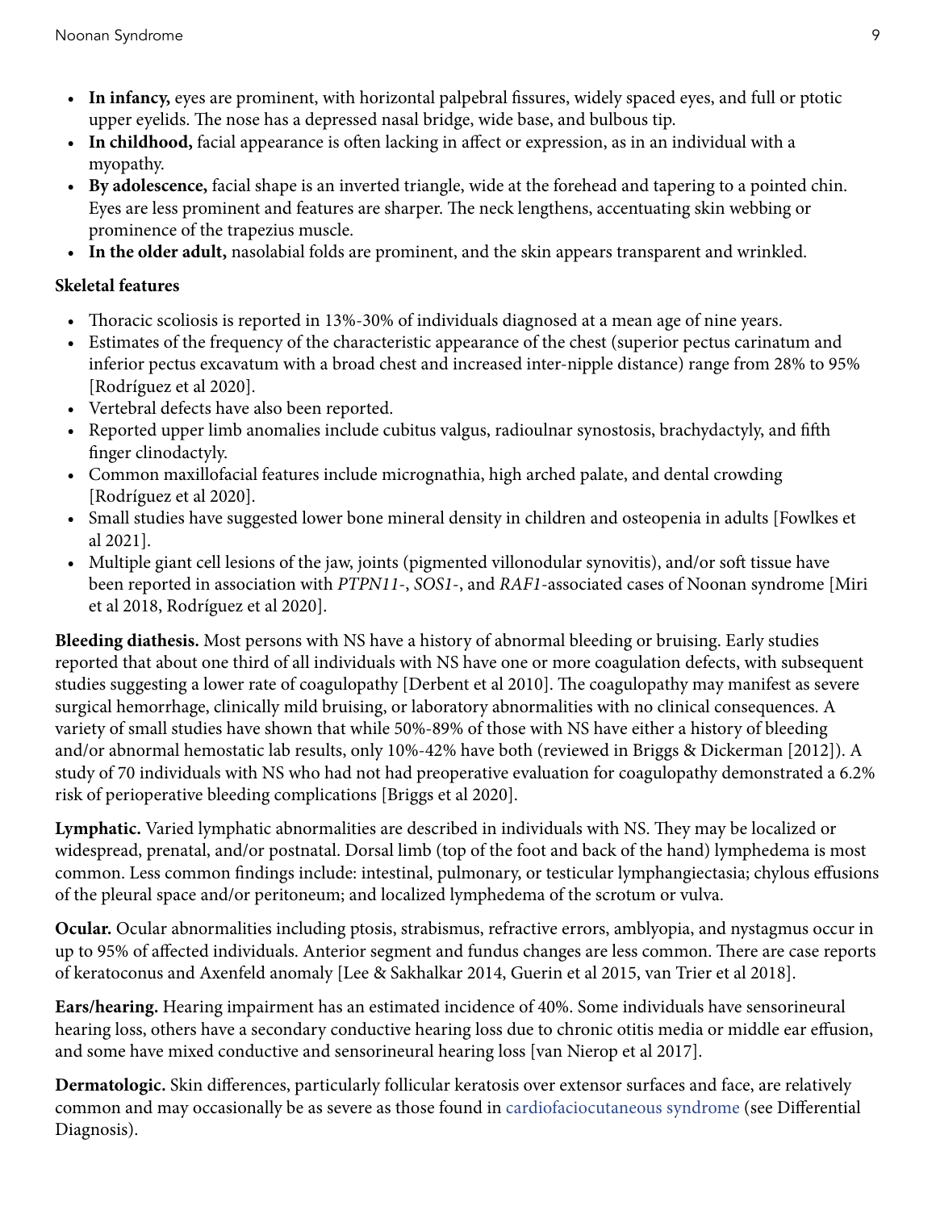- **In infancy,** eyes are prominent, with horizontal palpebral fissures, widely spaced eyes, and full or ptotic upper eyelids. The nose has a depressed nasal bridge, wide base, and bulbous tip.
- **In childhood,** facial appearance is often lacking in affect or expression, as in an individual with a myopathy.
- **By adolescence,** facial shape is an inverted triangle, wide at the forehead and tapering to a pointed chin. Eyes are less prominent and features are sharper. The neck lengthens, accentuating skin webbing or prominence of the trapezius muscle.
- **In the older adult,** nasolabial folds are prominent, and the skin appears transparent and wrinkled.

**Skeletal features**

- Thoracic scoliosis is reported in 13%-30% of individuals diagnosed at a mean age of nine years.
- Estimates of the frequency of the characteristic appearance of the chest (superior pectus carinatum and inferior pectus excavatum with a broad chest and increased inter-nipple distance) range from 28% to 95% [Rodríguez et al 2020].
- Vertebral defects have also been reported.
- Reported upper limb anomalies include cubitus valgus, radioulnar synostosis, brachydactyly, and fifth finger clinodactyly.
- Common maxillofacial features include micrognathia, high arched palate, and dental crowding [Rodríguez et al 2020].
- Small studies have suggested lower bone mineral density in children and osteopenia in adults [Fowlkes et al 2021].
- Multiple giant cell lesions of the jaw, joints (pigmented villonodular synovitis), and/or soft tissue have been reported in association with *PTPN11*-, *SOS1*-, and *RAF1*-associated cases of Noonan syndrome [Miri et al 2018, Rodríguez et al 2020].

**Bleeding diathesis.** Most persons with NS have a history of abnormal bleeding or bruising. Early studies reported that about one third of all individuals with NS have one or more coagulation defects, with subsequent studies suggesting a lower rate of coagulopathy [Derbent et al 2010]. The coagulopathy may manifest as severe surgical hemorrhage, clinically mild bruising, or laboratory abnormalities with no clinical consequences. A variety of small studies have shown that while 50%-89% of those with NS have either a history of bleeding and/or abnormal hemostatic lab results, only 10%-42% have both (reviewed in Briggs & Dickerman [2012]). A study of 70 individuals with NS who had not had preoperative evaluation for coagulopathy demonstrated a 6.2% risk of perioperative bleeding complications [Briggs et al 2020].

**Lymphatic.** Varied lymphatic abnormalities are described in individuals with NS. They may be localized or widespread, prenatal, and/or postnatal. Dorsal limb (top of the foot and back of the hand) lymphedema is most common. Less common findings include: intestinal, pulmonary, or testicular lymphangiectasia; chylous effusions of the pleural space and/or peritoneum; and localized lymphedema of the scrotum or vulva.

**Ocular.** Ocular abnormalities including ptosis, strabismus, refractive errors, amblyopia, and nystagmus occur in up to 95% of affected individuals. Anterior segment and fundus changes are less common. There are case reports of keratoconus and Axenfeld anomaly [Lee & Sakhalkar 2014, Guerin et al 2015, van Trier et al 2018].

**Ears/hearing.** Hearing impairment has an estimated incidence of 40%. Some individuals have sensorineural hearing loss, others have a secondary conductive hearing loss due to chronic otitis media or middle ear effusion, and some have mixed conductive and sensorineural hearing loss [van Nierop et al 2017].

**Dermatologic.** Skin differences, particularly follicular keratosis over extensor surfaces and face, are relatively common and may occasionally be as severe as those found in cardiofaciocutaneous syndrome (see Differential Diagnosis).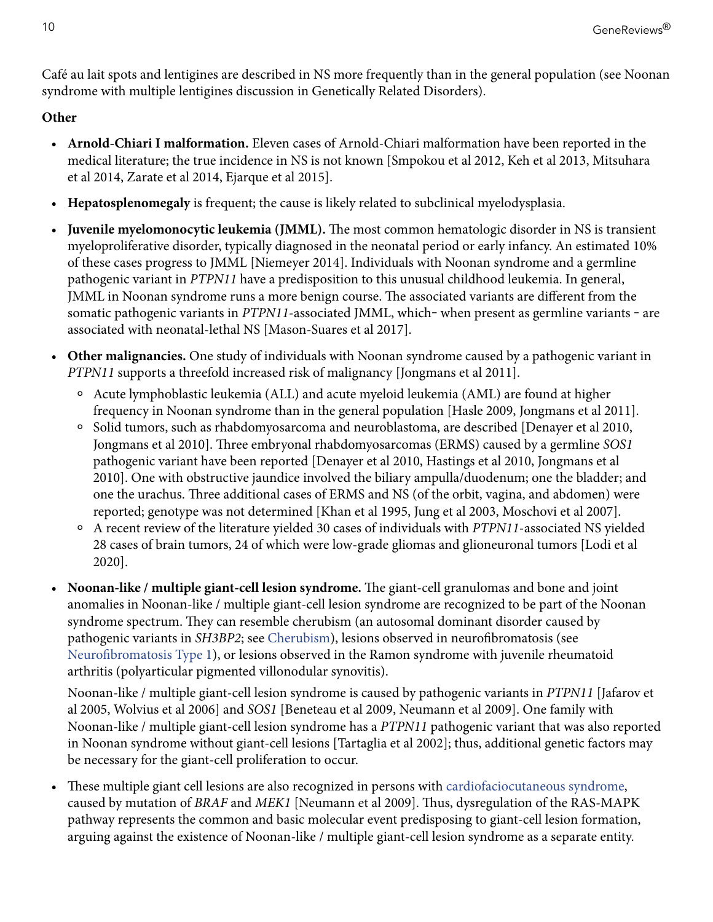Café au lait spots and lentigines are described in NS more frequently than in the general population (see Noonan syndrome with multiple lentigines discussion in Genetically Related Disorders).

**Other**

- **Arnold-Chiari I malformation.** Eleven cases of Arnold-Chiari malformation have been reported in the medical literature; the true incidence in NS is not known [Smpokou et al 2012, Keh et al 2013, Mitsuhara et al 2014, Zarate et al 2014, Ejarque et al 2015].
- **Hepatosplenomegaly** is frequent; the cause is likely related to subclinical myelodysplasia.
- **Juvenile myelomonocytic leukemia (JMML).** The most common hematologic disorder in NS is transient myeloproliferative disorder, typically diagnosed in the neonatal period or early infancy. An estimated 10% of these cases progress to JMML [Niemeyer 2014]. Individuals with Noonan syndrome and a germline pathogenic variant in *PTPN11* have a predisposition to this unusual childhood leukemia. In general, JMML in Noonan syndrome runs a more benign course. The associated variants are different from the somatic pathogenic variants in *PTPN11*-associated JMML, which– when present as germline variants – are associated with neonatal-lethal NS [Mason-Suares et al 2017].
- **Other malignancies.** One study of individuals with Noonan syndrome caused by a pathogenic variant in *PTPN11* supports a threefold increased risk of malignancy [Jongmans et al 2011].
  - Acute lymphoblastic leukemia (ALL) and acute myeloid leukemia (AML) are found at higher frequency in Noonan syndrome than in the general population [Hasle 2009, Jongmans et al 2011].
  - Solid tumors, such as rhabdomyosarcoma and neuroblastoma, are described [Denayer et al 2010, Jongmans et al 2010]. Three embryonal rhabdomyosarcomas (ERMS) caused by a germline *SOS1* pathogenic variant have been reported [Denayer et al 2010, Hastings et al 2010, Jongmans et al 2010]. One with obstructive jaundice involved the biliary ampulla/duodenum; one the bladder; and one the urachus. Three additional cases of ERMS and NS (of the orbit, vagina, and abdomen) were reported; genotype was not determined [Khan et al 1995, Jung et al 2003, Moschovi et al 2007].
  - A recent review of the literature yielded 30 cases of individuals with *PTPN11*-associated NS yielded 28 cases of brain tumors, 24 of which were low-grade gliomas and glioneuronal tumors [Lodi et al 2020].
- **Noonan-like / multiple giant-cell lesion syndrome.** The giant-cell granulomas and bone and joint anomalies in Noonan-like / multiple giant-cell lesion syndrome are recognized to be part of the Noonan syndrome spectrum. They can resemble cherubism (an autosomal dominant disorder caused by pathogenic variants in *SH3BP2*; see Cherubism), lesions observed in neurofibromatosis (see Neurofibromatosis Type 1), or lesions observed in the Ramon syndrome with juvenile rheumatoid arthritis (polyarticular pigmented villonodular synovitis).

  Noonan-like / multiple giant-cell lesion syndrome is caused by pathogenic variants in *PTPN11* [Jafarov et al 2005, Wolvius et al 2006] and *SOS1* [Beneteau et al 2009, Neumann et al 2009]. One family with Noonan-like / multiple giant-cell lesion syndrome has a *PTPN11* pathogenic variant that was also reported in Noonan syndrome without giant-cell lesions [Tartaglia et al 2002]; thus, additional genetic factors may be necessary for the giant-cell proliferation to occur.
- These multiple giant cell lesions are also recognized in persons with cardiofaciocutaneous syndrome, caused by mutation of *BRAF* and *MEK1* [Neumann et al 2009]. Thus, dysregulation of the RAS-MAPK pathway represents the common and basic molecular event predisposing to giant-cell lesion formation, arguing against the existence of Noonan-like / multiple giant-cell lesion syndrome as a separate entity.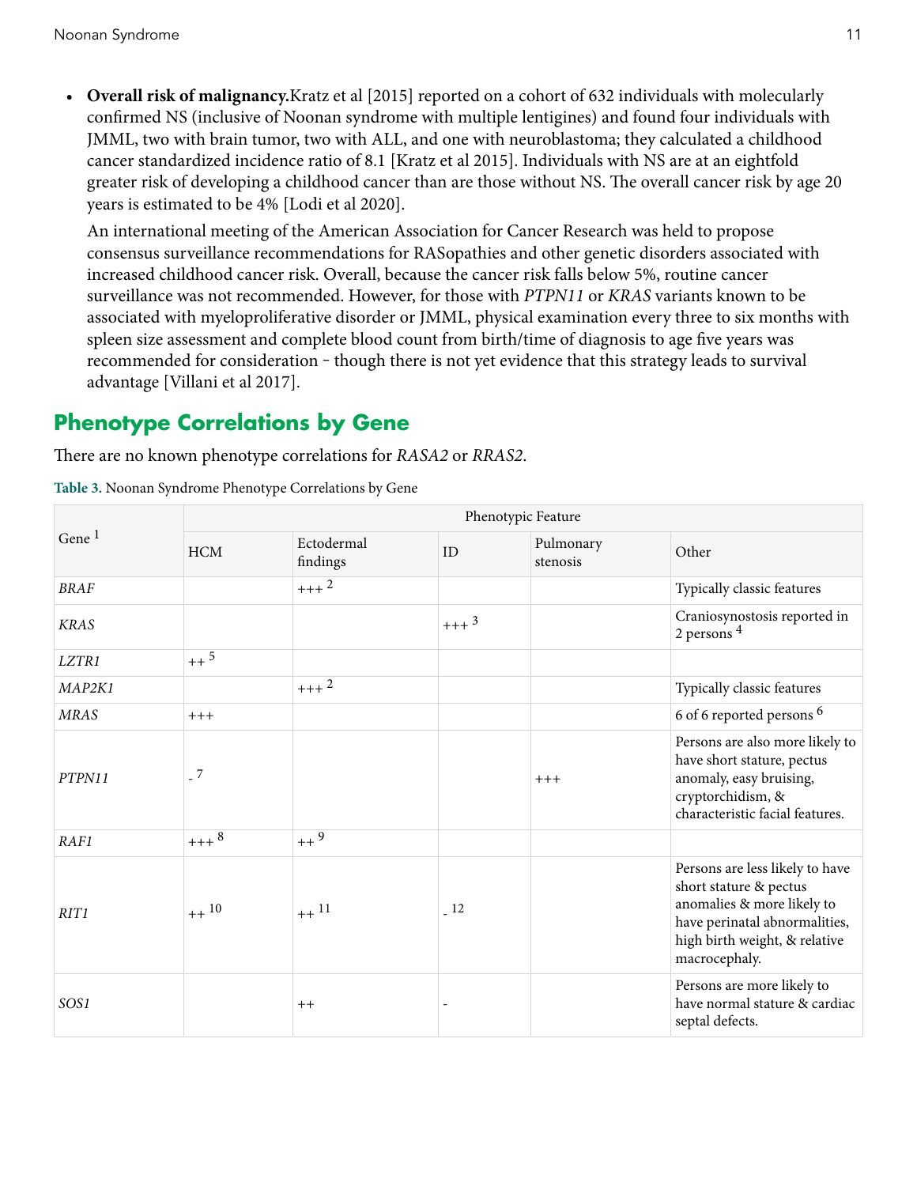- **Overall risk of malignancy.** Kratz et al [2015] reported on a cohort of 632 individuals with molecularly confirmed NS (inclusive of Noonan syndrome with multiple lentigines) and found four individuals with JMML, two with brain tumor, two with ALL, and one with neuroblastoma; they calculated a childhood cancer standardized incidence ratio of 8.1 [Kratz et al 2015]. Individuals with NS are at an eightfold greater risk of developing a childhood cancer than are those without NS. The overall cancer risk by age 20 years is estimated to be 4% [Lodi et al 2020].

  An international meeting of the American Association for Cancer Research was held to propose consensus surveillance recommendations for RASopathies and other genetic disorders associated with increased childhood cancer risk. Overall, because the cancer risk falls below 5%, routine cancer surveillance was not recommended. However, for those with *PTPN11* or *KRAS* variants known to be associated with myeloproliferative disorder or JMML, physical examination every three to six months with spleen size assessment and complete blood count from birth/time of diagnosis to age five years was recommended for consideration – though there is not yet evidence that this strategy leads to survival advantage [Villani et al 2017].

## Phenotype Correlations by Gene

There are no known phenotype correlations for *RASA2* or *RRAS2*.

**Table 3.** Noonan Syndrome Phenotype Correlations by Gene

| Gene [1] | Phenotypic Feature | | | | |
|---|---|---|---|---|---|
| | HCM | Ectodermal findings | ID | Pulmonary stenosis | Other |
| *BRAF* | | +++ [2] | | | Typically classic features |
| *KRAS* | | | +++ [3] | | Craniosynostosis reported in 2 persons [4] |
| *LZTR1* | ++ [5] | | | | |
| *MAP2K1* | | +++ [2] | | | Typically classic features |
| *MRAS* | +++ | | | | 6 of 6 reported persons [6] |
| *PTPN11* | - [7] | | | +++ | Persons are also more likely to have short stature, pectus anomaly, easy bruising, cryptorchidism, & characteristic facial features. |
| *RAF1* | +++ [8] | ++ [9] | | | |
| *RIT1* | ++ [10] | ++ [11] | - [12] | | Persons are less likely to have short stature & pectus anomalies & more likely to have perinatal abnormalities, high birth weight, & relative macrocephaly. |
| *SOS1* | | ++ | - | | Persons are more likely to have normal stature & cardiac septal defects. |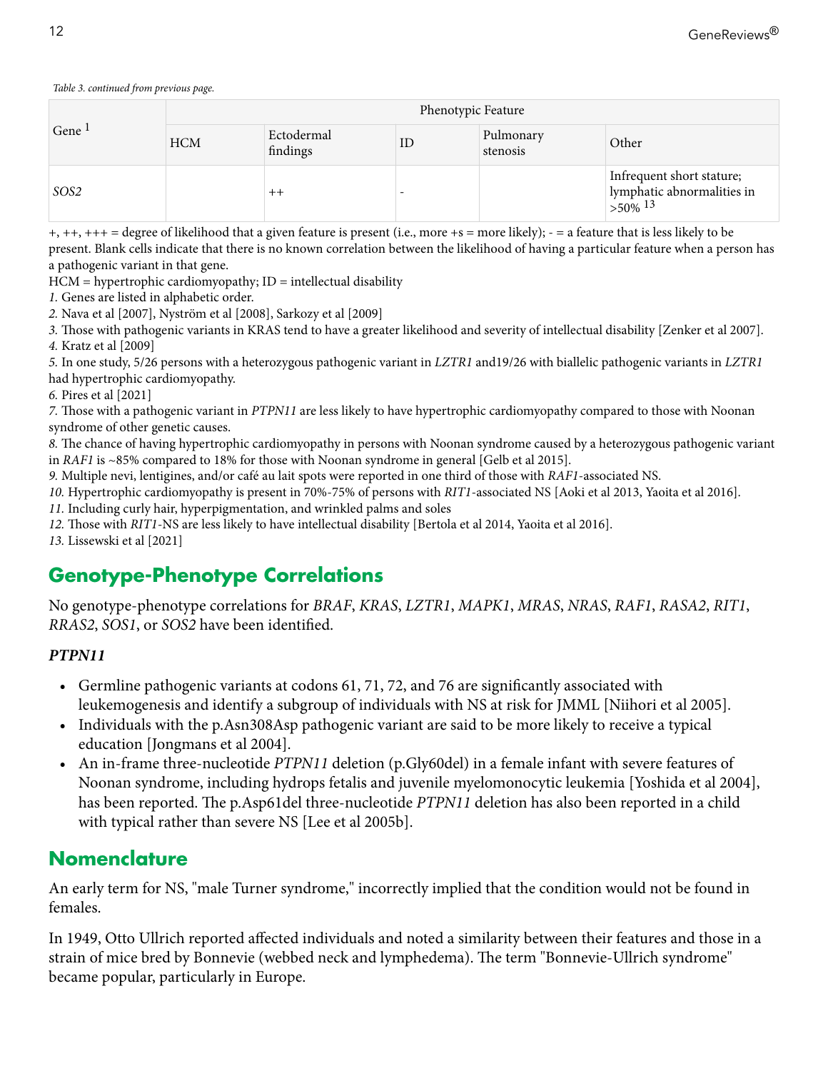*Table 3. continued from previous page.*

| Gene [1] | Phenotypic Feature | | | | |
|---|---|---|---|---|---|
| | HCM | Ectodermal findings | ID | Pulmonary stenosis | Other |
| *SOS2* | | ++ | - | | Infrequent short stature; lymphatic abnormalities in >50% [13] |

+, ++, +++ = degree of likelihood that a given feature is present (i.e., more +s = more likely); - = a feature that is less likely to be present. Blank cells indicate that there is no known correlation between the likelihood of having a particular feature when a person has a pathogenic variant in that gene.

HCM = hypertrophic cardiomyopathy; ID = intellectual disability

*1.* Genes are listed in alphabetic order.

*2.* Nava et al [2007], Nyström et al [2008], Sarkozy et al [2009]

*3.* Those with pathogenic variants in KRAS tend to have a greater likelihood and severity of intellectual disability [Zenker et al 2007].

*4.* Kratz et al [2009]

*5.* In one study, 5/26 persons with a heterozygous pathogenic variant in *LZTR1* and19/26 with biallelic pathogenic variants in *LZTR1* had hypertrophic cardiomyopathy.

*6.* Pires et al [2021]

*7.* Those with a pathogenic variant in *PTPN11* are less likely to have hypertrophic cardiomyopathy compared to those with Noonan syndrome of other genetic causes.

*8.* The chance of having hypertrophic cardiomyopathy in persons with Noonan syndrome caused by a heterozygous pathogenic variant in *RAF1* is ~85% compared to 18% for those with Noonan syndrome in general [Gelb et al 2015].

*9.* Multiple nevi, lentigines, and/or café au lait spots were reported in one third of those with *RAF1*-associated NS.

*10.* Hypertrophic cardiomyopathy is present in 70%-75% of persons with *RIT1*-associated NS [Aoki et al 2013, Yaoita et al 2016].

*11.* Including curly hair, hyperpigmentation, and wrinkled palms and soles

*12.* Those with *RIT1*-NS are less likely to have intellectual disability [Bertola et al 2014, Yaoita et al 2016].

*13.* Lissewski et al [2021]

## Genotype-Phenotype Correlations

No genotype-phenotype correlations for *BRAF*, *KRAS*, *LZTR1*, *MAPK1*, *MRAS*, *NRAS*, *RAF1*, *RASA2*, *RIT1*, *RRAS2*, *SOS1*, or *SOS2* have been identified.

### *PTPN11*

- Germline pathogenic variants at codons 61, 71, 72, and 76 are significantly associated with leukemogenesis and identify a subgroup of individuals with NS at risk for JMML [Niihori et al 2005].
- Individuals with the p.Asn308Asp pathogenic variant are said to be more likely to receive a typical education [Jongmans et al 2004].
- An in-frame three-nucleotide *PTPN11* deletion (p.Gly60del) in a female infant with severe features of Noonan syndrome, including hydrops fetalis and juvenile myelomonocytic leukemia [Yoshida et al 2004], has been reported. The p.Asp61del three-nucleotide *PTPN11* deletion has also been reported in a child with typical rather than severe NS [Lee et al 2005b].

## Nomenclature

An early term for NS, "male Turner syndrome," incorrectly implied that the condition would not be found in females.

In 1949, Otto Ullrich reported affected individuals and noted a similarity between their features and those in a strain of mice bred by Bonnevie (webbed neck and lymphedema). The term "Bonnevie-Ullrich syndrome" became popular, particularly in Europe.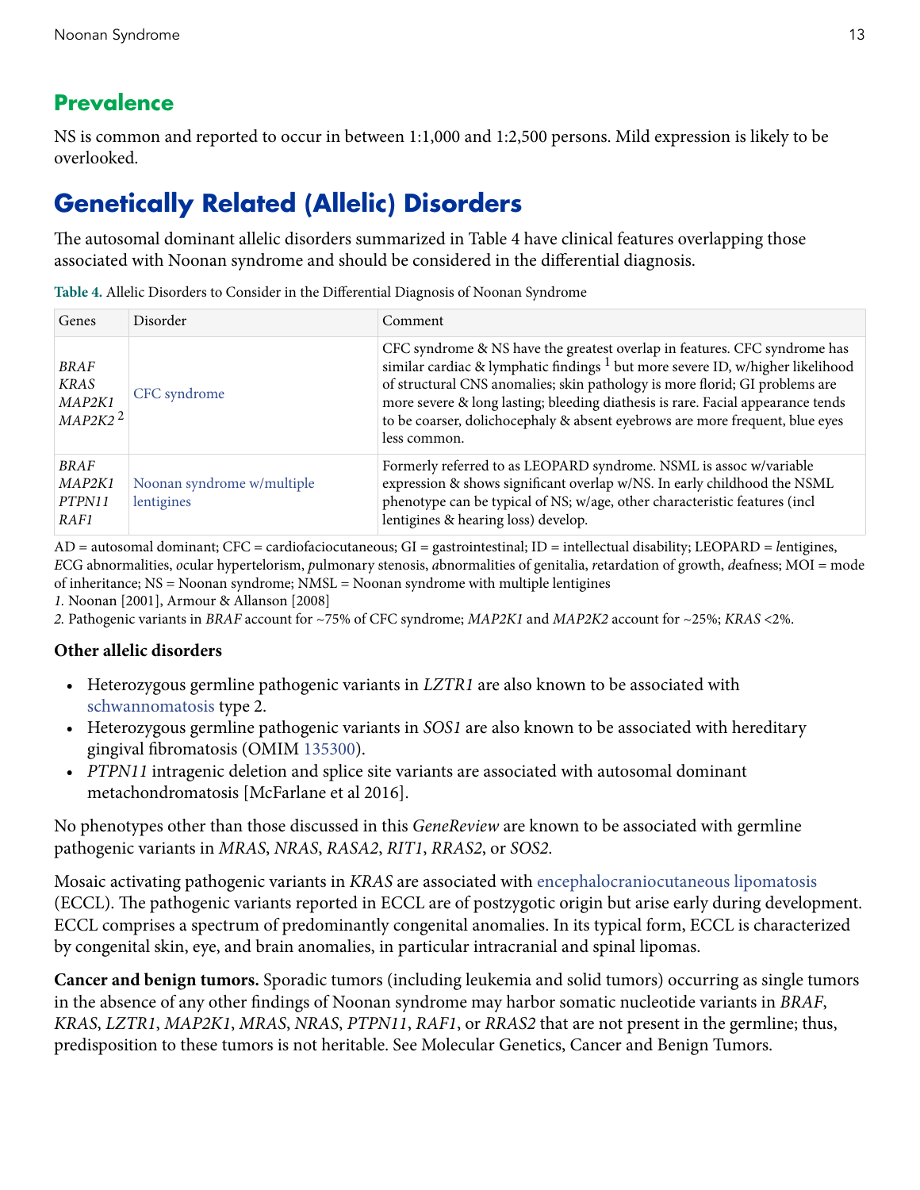## Prevalence

NS is common and reported to occur in between 1:1,000 and 1:2,500 persons. Mild expression is likely to be overlooked.

# Genetically Related (Allelic) Disorders

The autosomal dominant allelic disorders summarized in Table 4 have clinical features overlapping those associated with Noonan syndrome and should be considered in the differential diagnosis.

**Table 4.** Allelic Disorders to Consider in the Differential Diagnosis of Noonan Syndrome

| Genes | Disorder | Comment |
|---|---|---|
| *BRAF*<br>*KRAS*<br>*MAP2K1*<br>*MAP2K2* [2] | CFC syndrome | CFC syndrome & NS have the greatest overlap in features. CFC syndrome has similar cardiac & lymphatic findings [1] but more severe ID, w/higher likelihood of structural CNS anomalies; skin pathology is more florid; GI problems are more severe & long lasting; bleeding diathesis is rare. Facial appearance tends to be coarser, dolichocephaly & absent eyebrows are more frequent, blue eyes less common. |
| *BRAF*<br>*MAP2K1*<br>*PTPN11*<br>*RAF1* | Noonan syndrome w/multiple lentigines | Formerly referred to as LEOPARD syndrome. NSML is assoc w/variable expression & shows significant overlap w/NS. In early childhood the NSML phenotype can be typical of NS; w/age, other characteristic features (incl lentigines & hearing loss) develop. |

AD = autosomal dominant; CFC = cardiofaciocutaneous; GI = gastrointestinal; ID = intellectual disability; LEOPARD = *l*entigines, *E*CG abnormalities, *o*cular hypertelorism, *p*ulmonary stenosis, *a*bnormalities of genitalia, *r*etardation of growth, *d*eafness; MOI = mode of inheritance; NS = Noonan syndrome; NMSL = Noonan syndrome with multiple lentigines

*1.* Noonan [2001], Armour & Allanson [2008]

*2.* Pathogenic variants in *BRAF* account for ~75% of CFC syndrome; *MAP2K1* and *MAP2K2* account for ~25%; *KRAS* <2%.

### Other allelic disorders

- Heterozygous germline pathogenic variants in *LZTR1* are also known to be associated with schwannomatosis type 2.
- Heterozygous germline pathogenic variants in *SOS1* are also known to be associated with hereditary gingival fibromatosis (OMIM 135300).
- *PTPN11* intragenic deletion and splice site variants are associated with autosomal dominant metachondromatosis [McFarlane et al 2016].

No phenotypes other than those discussed in this *GeneReview* are known to be associated with germline pathogenic variants in *MRAS*, *NRAS*, *RASA2*, *RIT1*, *RRAS2*, or *SOS2*.

Mosaic activating pathogenic variants in *KRAS* are associated with encephalocraniocutaneous lipomatosis (ECCL). The pathogenic variants reported in ECCL are of postzygotic origin but arise early during development. ECCL comprises a spectrum of predominantly congenital anomalies. In its typical form, ECCL is characterized by congenital skin, eye, and brain anomalies, in particular intracranial and spinal lipomas.

**Cancer and benign tumors.** Sporadic tumors (including leukemia and solid tumors) occurring as single tumors in the absence of any other findings of Noonan syndrome may harbor somatic nucleotide variants in *BRAF*, *KRAS*, *LZTR1*, *MAP2K1*, *MRAS*, *NRAS*, *PTPN11*, *RAF1*, or *RRAS2* that are not present in the germline; thus, predisposition to these tumors is not heritable. See Molecular Genetics, Cancer and Benign Tumors.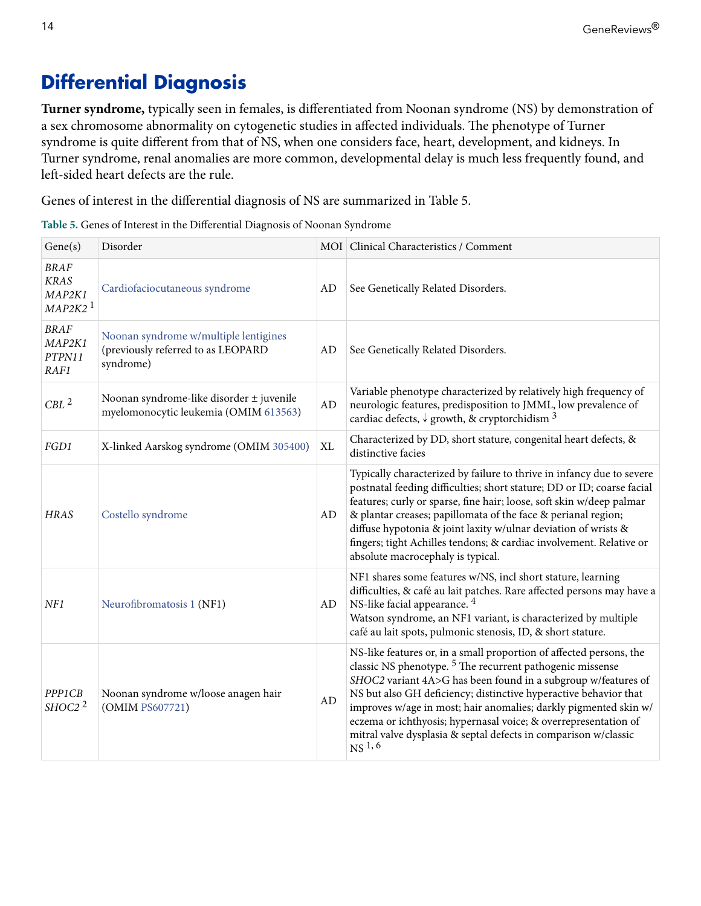# Differential Diagnosis

**Turner syndrome,** typically seen in females, is differentiated from Noonan syndrome (NS) by demonstration of a sex chromosome abnormality on cytogenetic studies in affected individuals. The phenotype of Turner syndrome is quite different from that of NS, when one considers face, heart, development, and kidneys. In Turner syndrome, renal anomalies are more common, developmental delay is much less frequently found, and left-sided heart defects are the rule.

Genes of interest in the differential diagnosis of NS are summarized in Table 5.

**Table 5.** Genes of Interest in the Differential Diagnosis of Noonan Syndrome

| Gene(s) | Disorder | MOI | Clinical Characteristics / Comment |
|---|---|---|---|
| *BRAF* *KRAS* *MAP2K1* *MAP2K2* [1] | Cardiofaciocutaneous syndrome | AD | See Genetically Related Disorders. |
| *BRAF* *MAP2K1* *PTPN11* *RAF1* | Noonan syndrome w/multiple lentigines (previously referred to as LEOPARD syndrome) | AD | See Genetically Related Disorders. |
| *CBL* [2] | Noonan syndrome-like disorder ± juvenile myelomonocytic leukemia (OMIM 613563) | AD | Variable phenotype characterized by relatively high frequency of neurologic features, predisposition to JMML, low prevalence of cardiac defects, ↓ growth, & cryptorchidism [3] |
| *FGD1* | X-linked Aarskog syndrome (OMIM 305400) | XL | Characterized by DD, short stature, congenital heart defects, & distinctive facies |
| *HRAS* | Costello syndrome | AD | Typically characterized by failure to thrive in infancy due to severe postnatal feeding difficulties; short stature; DD or ID; coarse facial features; curly or sparse, fine hair; loose, soft skin w/deep palmar & plantar creases; papillomata of the face & perianal region; diffuse hypotonia & joint laxity w/ulnar deviation of wrists & fingers; tight Achilles tendons; & cardiac involvement. Relative or absolute macrocephaly is typical. |
| *NF1* | Neurofibromatosis 1 (NF1) | AD | NF1 shares some features w/NS, incl short stature, learning difficulties, & café au lait patches. Rare affected persons may have a NS-like facial appearance. [4] Watson syndrome, an NF1 variant, is characterized by multiple café au lait spots, pulmonic stenosis, ID, & short stature. |
| *PPP1CB* *SHOC2* [2] | Noonan syndrome w/loose anagen hair (OMIM PS607721) | AD | NS-like features or, in a small proportion of affected persons, the classic NS phenotype. [5] The recurrent pathogenic missense *SHOC2* variant 4A>G has been found in a subgroup w/features of NS but also GH deficiency; distinctive hyperactive behavior that improves w/age in most; hair anomalies; darkly pigmented skin w/eczema or ichthyosis; hypernasal voice; & overrepresentation of mitral valve dysplasia & septal defects in comparison w/classic NS [1, 6] |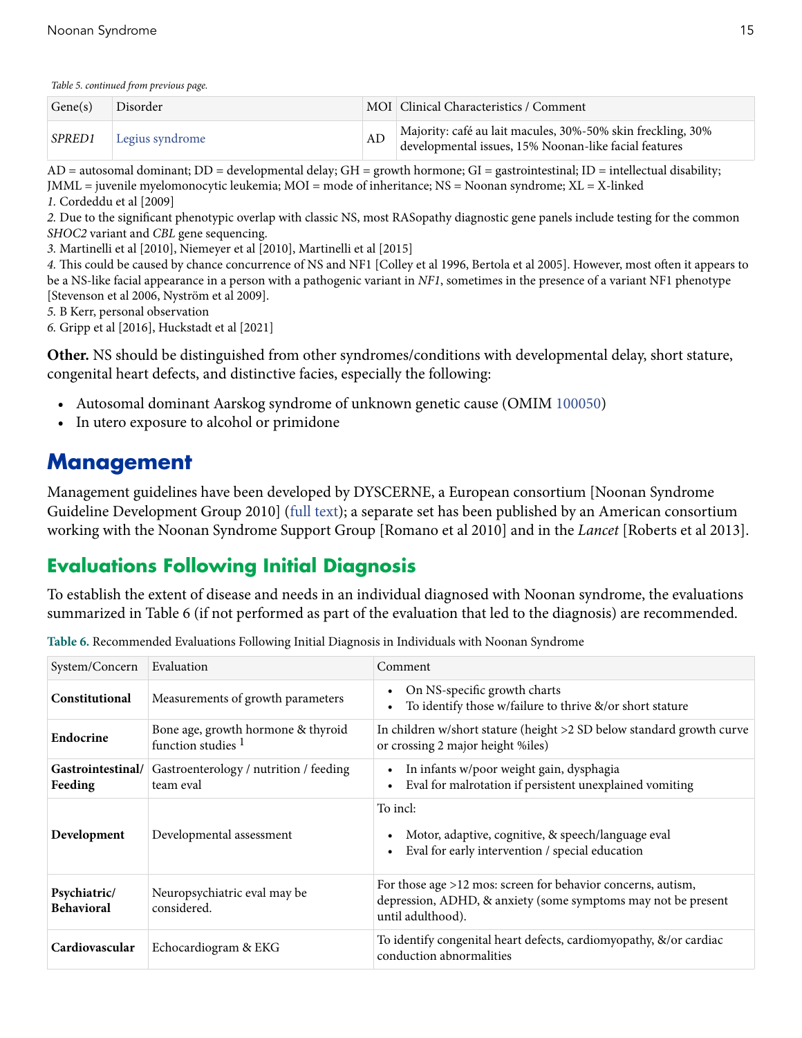*Table 5. continued from previous page.*

| Gene(s) | Disorder | MOI | Clinical Characteristics / Comment |
|---|---|---|---|
| *SPRED1* | Legius syndrome | AD | Majority: café au lait macules, 30%-50% skin freckling, 30% developmental issues, 15% Noonan-like facial features |

AD = autosomal dominant; DD = developmental delay; GH = growth hormone; GI = gastrointestinal; ID = intellectual disability; JMML = juvenile myelomonocytic leukemia; MOI = mode of inheritance; NS = Noonan syndrome; XL = X-linked

*1.* Cordeddu et al [2009]

*2.* Due to the significant phenotypic overlap with classic NS, most RASopathy diagnostic gene panels include testing for the common *SHOC2* variant and *CBL* gene sequencing.

*3.* Martinelli et al [2010], Niemeyer et al [2010], Martinelli et al [2015]

*4.* This could be caused by chance concurrence of NS and NF1 [Colley et al 1996, Bertola et al 2005]. However, most often it appears to be a NS-like facial appearance in a person with a pathogenic variant in *NF1*, sometimes in the presence of a variant NF1 phenotype [Stevenson et al 2006, Nyström et al 2009].

*5.* B Kerr, personal observation

*6.* Gripp et al [2016], Huckstadt et al [2021]

**Other.** NS should be distinguished from other syndromes/conditions with developmental delay, short stature, congenital heart defects, and distinctive facies, especially the following:

- Autosomal dominant Aarskog syndrome of unknown genetic cause (OMIM 100050)
- In utero exposure to alcohol or primidone

# Management

Management guidelines have been developed by DYSCERNE, a European consortium [Noonan Syndrome Guideline Development Group 2010] (full text); a separate set has been published by an American consortium working with the Noonan Syndrome Support Group [Romano et al 2010] and in the *Lancet* [Roberts et al 2013].

## Evaluations Following Initial Diagnosis

To establish the extent of disease and needs in an individual diagnosed with Noonan syndrome, the evaluations summarized in Table 6 (if not performed as part of the evaluation that led to the diagnosis) are recommended.

**Table 6.** Recommended Evaluations Following Initial Diagnosis in Individuals with Noonan Syndrome

| System/Concern | Evaluation | Comment |
|---|---|---|
| **Constitutional** | Measurements of growth parameters | • On NS-specific growth charts<br>• To identify those w/failure to thrive &/or short stature |
| **Endocrine** | Bone age, growth hormone & thyroid function studies [1] | In children w/short stature (height >2 SD below standard growth curve or crossing 2 major height %iles) |
| **Gastrointestinal/ Feeding** | Gastroenterology / nutrition / feeding team eval | • In infants w/poor weight gain, dysphagia<br>• Eval for malrotation if persistent unexplained vomiting |
| **Development** | Developmental assessment | To incl:<br>• Motor, adaptive, cognitive, & speech/language eval<br>• Eval for early intervention / special education |
| **Psychiatric/ Behavioral** | Neuropsychiatric eval may be considered. | For those age >12 mos: screen for behavior concerns, autism, depression, ADHD, & anxiety (some symptoms may not be present until adulthood). |
| **Cardiovascular** | Echocardiogram & EKG | To identify congenital heart defects, cardiomyopathy, &/or cardiac conduction abnormalities |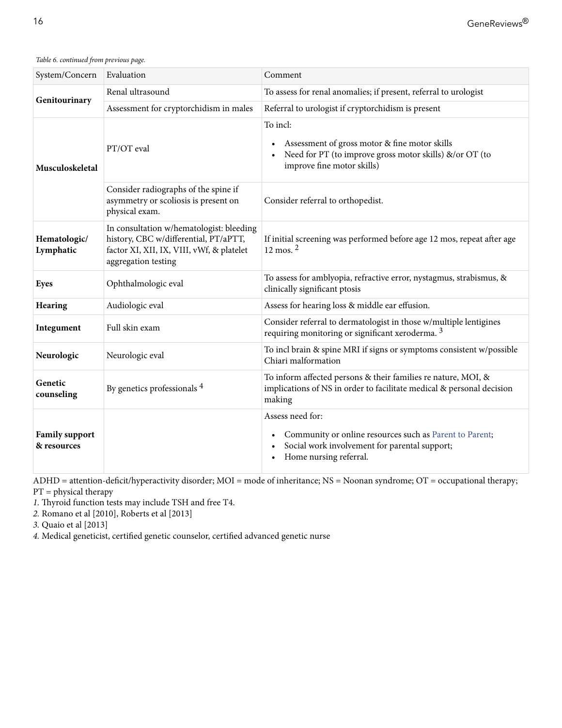*Table 6. continued from previous page.*

| System/Concern | Evaluation | Comment |
|---|---|---|
| **Genitourinary** | Renal ultrasound | To assess for renal anomalies; if present, referral to urologist |
| | Assessment for cryptorchidism in males | Referral to urologist if cryptorchidism is present |
| **Musculoskeletal** | PT/OT eval | To incl: <br>• Assessment of gross motor & fine motor skills <br>• Need for PT (to improve gross motor skills) &/or OT (to improve fine motor skills) |
| | Consider radiographs of the spine if asymmetry or scoliosis is present on physical exam. | Consider referral to orthopedist. |
| **Hematologic/ Lymphatic** | In consultation w/hematologist: bleeding history, CBC w/differential, PT/aPTT, factor XI, XII, IX, VIII, vWf, & platelet aggregation testing | If initial screening was performed before age 12 mos, repeat after age 12 mos. [2] |
| **Eyes** | Ophthalmologic eval | To assess for amblyopia, refractive error, nystagmus, strabismus, & clinically significant ptosis |
| **Hearing** | Audiologic eval | Assess for hearing loss & middle ear effusion. |
| **Integument** | Full skin exam | Consider referral to dermatologist in those w/multiple lentigines requiring monitoring or significant xeroderma. [3] |
| **Neurologic** | Neurologic eval | To incl brain & spine MRI if signs or symptoms consistent w/possible Chiari malformation |
| **Genetic counseling** | By genetics professionals [4] | To inform affected persons & their families re nature, MOI, & implications of NS in order to facilitate medical & personal decision making |
| **Family support & resources** | | Assess need for: <br>• Community or online resources such as Parent to Parent; <br>• Social work involvement for parental support; <br>• Home nursing referral. |

ADHD = attention-deficit/hyperactivity disorder; MOI = mode of inheritance; NS = Noonan syndrome; OT = occupational therapy; PT = physical therapy

*1.* Thyroid function tests may include TSH and free T4.

*2.* Romano et al [2010], Roberts et al [2013]

*3.* Quaio et al [2013]

*4.* Medical geneticist, certified genetic counselor, certified advanced genetic nurse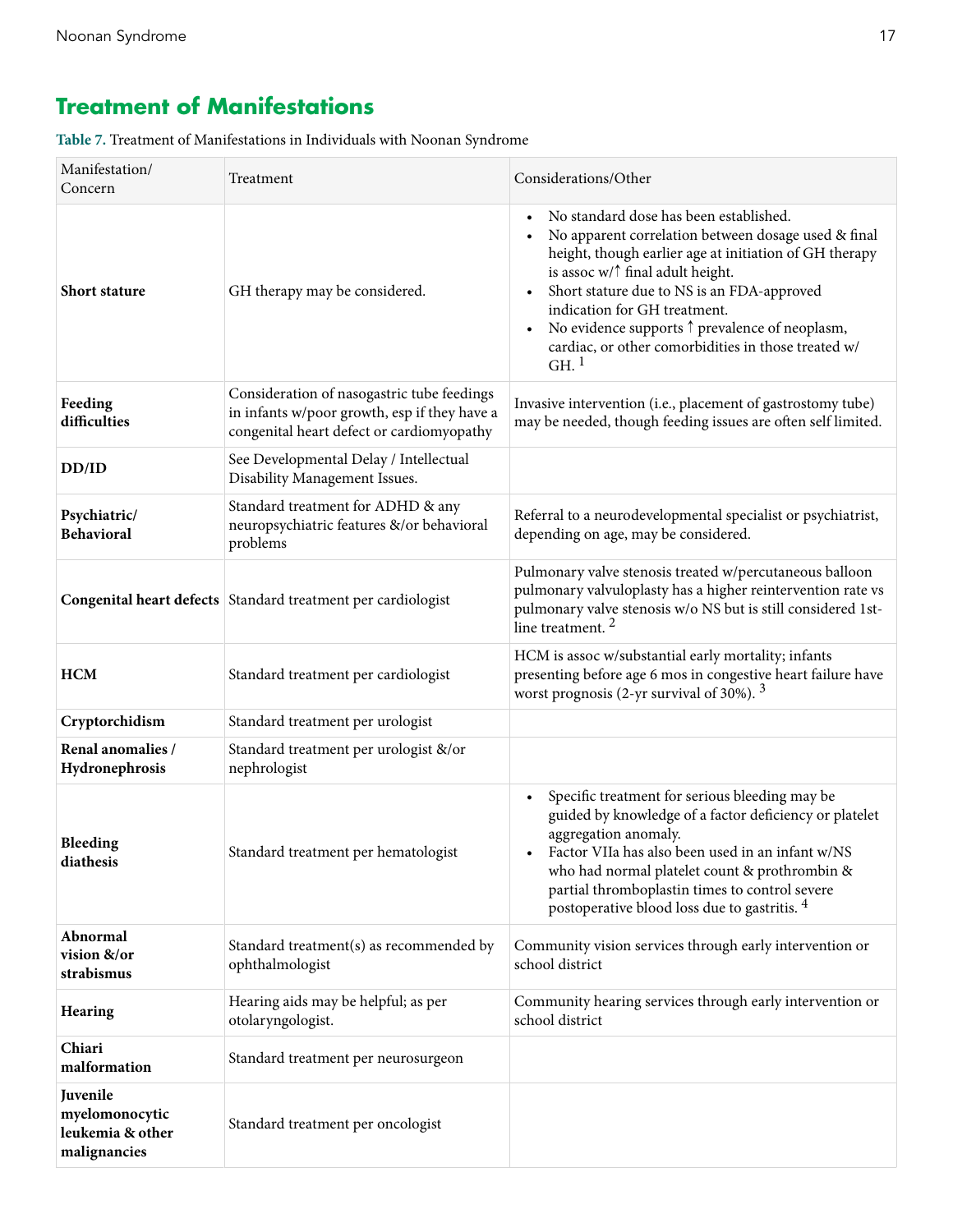## Treatment of Manifestations

**Table 7.** Treatment of Manifestations in Individuals with Noonan Syndrome

| Manifestation/ Concern | Treatment | Considerations/Other |
|---|---|---|
| **Short stature** | GH therapy may be considered. | • No standard dose has been established.<br>• No apparent correlation between dosage used & final height, though earlier age at initiation of GH therapy is assoc w/↑ final adult height.<br>• Short stature due to NS is an FDA-approved indication for GH treatment.<br>• No evidence supports ↑ prevalence of neoplasm, cardiac, or other comorbidities in those treated w/ GH. [1] |
| **Feeding difficulties** | Consideration of nasogastric tube feedings in infants w/poor growth, esp if they have a congenital heart defect or cardiomyopathy | Invasive intervention (i.e., placement of gastrostomy tube) may be needed, though feeding issues are often self limited. |
| **DD/ID** | See Developmental Delay / Intellectual Disability Management Issues. | |
| **Psychiatric/ Behavioral** | Standard treatment for ADHD & any neuropsychiatric features &/or behavioral problems | Referral to a neurodevelopmental specialist or psychiatrist, depending on age, may be considered. |
| **Congenital heart defects** | Standard treatment per cardiologist | Pulmonary valve stenosis treated w/percutaneous balloon pulmonary valvuloplasty has a higher reintervention rate vs pulmonary valve stenosis w/o NS but is still considered 1st-line treatment. [2] |
| **HCM** | Standard treatment per cardiologist | HCM is assoc w/substantial early mortality; infants presenting before age 6 mos in congestive heart failure have worst prognosis (2-yr survival of 30%). [3] |
| **Cryptorchidism** | Standard treatment per urologist | |
| **Renal anomalies / Hydronephrosis** | Standard treatment per urologist &/or nephrologist | |
| **Bleeding diathesis** | Standard treatment per hematologist | • Specific treatment for serious bleeding may be guided by knowledge of a factor deficiency or platelet aggregation anomaly.<br>• Factor VIIa has also been used in an infant w/NS who had normal platelet count & prothrombin & partial thromboplastin times to control severe postoperative blood loss due to gastritis. [4] |
| **Abnormal vision &/or strabismus** | Standard treatment(s) as recommended by ophthalmologist | Community vision services through early intervention or school district |
| **Hearing** | Hearing aids may be helpful; as per otolaryngologist. | Community hearing services through early intervention or school district |
| **Chiari malformation** | Standard treatment per neurosurgeon | |
| **Juvenile myelomonocytic leukemia & other malignancies** | Standard treatment per oncologist | |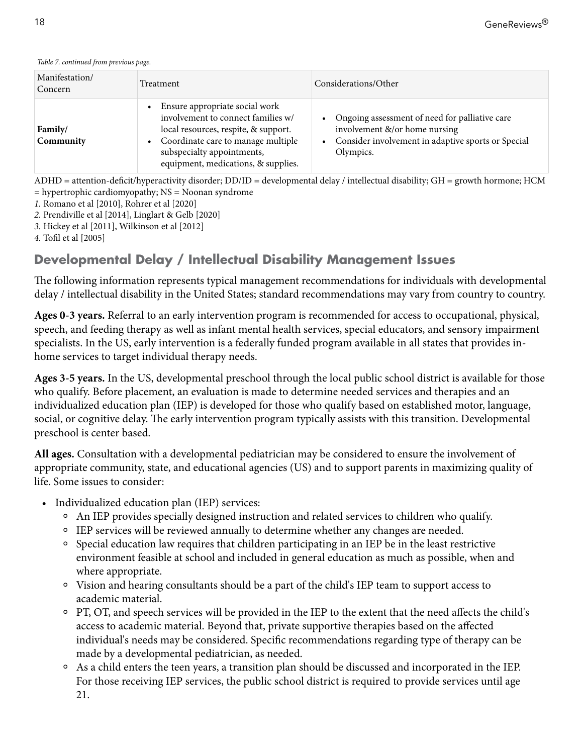*Table 7. continued from previous page.*

| Manifestation/ Concern | Treatment | Considerations/Other |
|---|---|---|
| **Family/ Community** | • Ensure appropriate social work involvement to connect families w/ local resources, respite, & support.<br>• Coordinate care to manage multiple subspecialty appointments, equipment, medications, & supplies. | • Ongoing assessment of need for palliative care involvement &/or home nursing<br>• Consider involvement in adaptive sports or Special Olympics. |

ADHD = attention-deficit/hyperactivity disorder; DD/ID = developmental delay / intellectual disability; GH = growth hormone; HCM = hypertrophic cardiomyopathy; NS = Noonan syndrome

*1.* Romano et al [2010], Rohrer et al [2020]
*2.* Prendiville et al [2014], Linglart & Gelb [2020]
*3.* Hickey et al [2011], Wilkinson et al [2012]
*4.* Tofil et al [2005]

## Developmental Delay / Intellectual Disability Management Issues

The following information represents typical management recommendations for individuals with developmental delay / intellectual disability in the United States; standard recommendations may vary from country to country.

**Ages 0-3 years.** Referral to an early intervention program is recommended for access to occupational, physical, speech, and feeding therapy as well as infant mental health services, special educators, and sensory impairment specialists. In the US, early intervention is a federally funded program available in all states that provides in-home services to target individual therapy needs.

**Ages 3-5 years.** In the US, developmental preschool through the local public school district is available for those who qualify. Before placement, an evaluation is made to determine needed services and therapies and an individualized education plan (IEP) is developed for those who qualify based on established motor, language, social, or cognitive delay. The early intervention program typically assists with this transition. Developmental preschool is center based.

**All ages.** Consultation with a developmental pediatrician may be considered to ensure the involvement of appropriate community, state, and educational agencies (US) and to support parents in maximizing quality of life. Some issues to consider:

- Individualized education plan (IEP) services:
  - An IEP provides specially designed instruction and related services to children who qualify.
  - IEP services will be reviewed annually to determine whether any changes are needed.
  - Special education law requires that children participating in an IEP be in the least restrictive environment feasible at school and included in general education as much as possible, when and where appropriate.
  - Vision and hearing consultants should be a part of the child's IEP team to support access to academic material.
  - PT, OT, and speech services will be provided in the IEP to the extent that the need affects the child's access to academic material. Beyond that, private supportive therapies based on the affected individual's needs may be considered. Specific recommendations regarding type of therapy can be made by a developmental pediatrician, as needed.
  - As a child enters the teen years, a transition plan should be discussed and incorporated in the IEP. For those receiving IEP services, the public school district is required to provide services until age 21.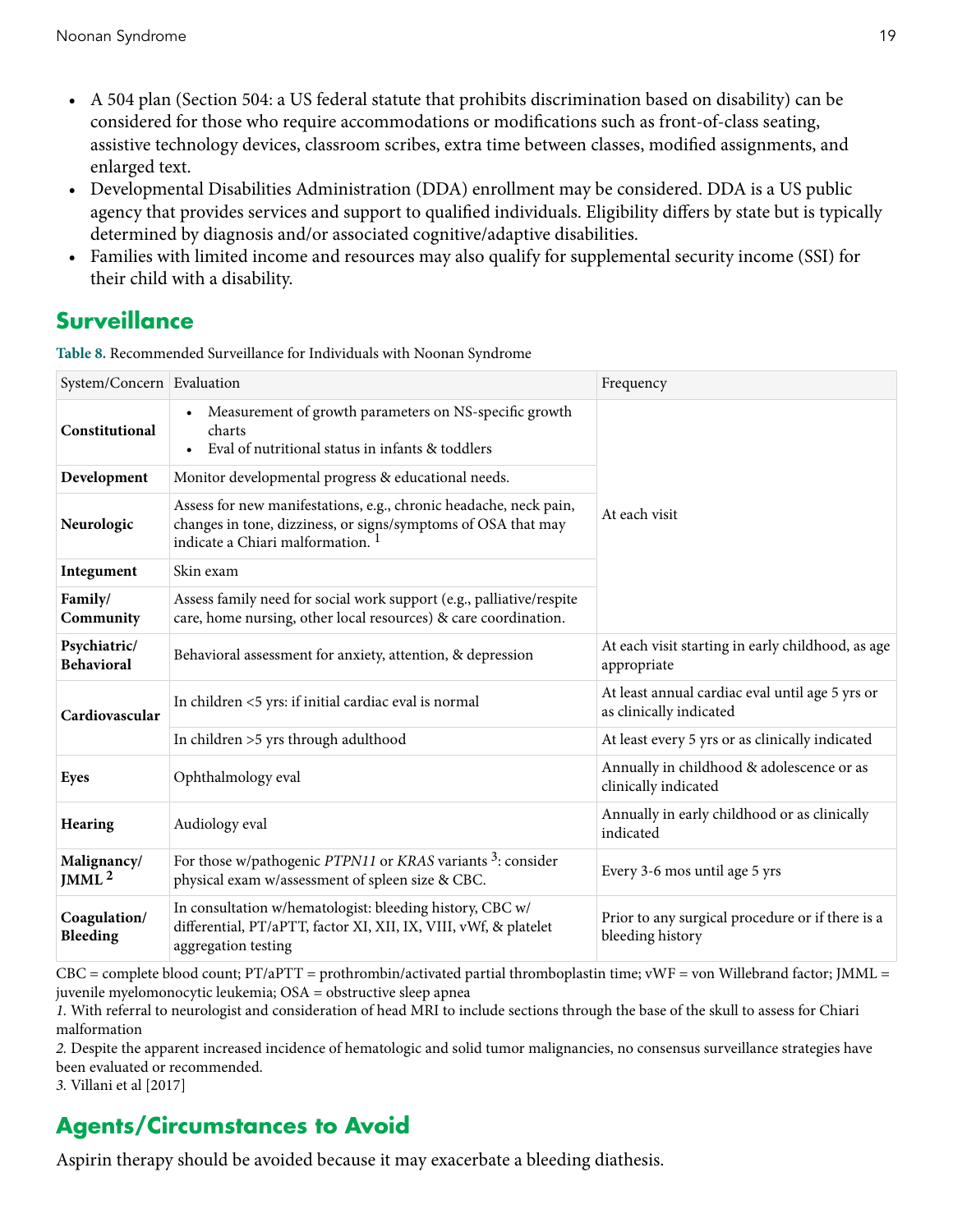- A 504 plan (Section 504: a US federal statute that prohibits discrimination based on disability) can be considered for those who require accommodations or modifications such as front-of-class seating, assistive technology devices, classroom scribes, extra time between classes, modified assignments, and enlarged text.
- Developmental Disabilities Administration (DDA) enrollment may be considered. DDA is a US public agency that provides services and support to qualified individuals. Eligibility differs by state but is typically determined by diagnosis and/or associated cognitive/adaptive disabilities.
- Families with limited income and resources may also qualify for supplemental security income (SSI) for their child with a disability.

## Surveillance

**Table 8.** Recommended Surveillance for Individuals with Noonan Syndrome

| System/Concern | Evaluation | Frequency |
|---|---|---|
| **Constitutional** | • Measurement of growth parameters on NS-specific growth charts<br>• Eval of nutritional status in infants & toddlers | At each visit |
| **Development** | Monitor developmental progress & educational needs. | |
| **Neurologic** | Assess for new manifestations, e.g., chronic headache, neck pain, changes in tone, dizziness, or signs/symptoms of OSA that may indicate a Chiari malformation. [1] | |
| **Integument** | Skin exam | |
| **Family/ Community** | Assess family need for social work support (e.g., palliative/respite care, home nursing, other local resources) & care coordination. | |
| **Psychiatric/ Behavioral** | Behavioral assessment for anxiety, attention, & depression | At each visit starting in early childhood, as age appropriate |
| **Cardiovascular** | In children <5 yrs: if initial cardiac eval is normal | At least annual cardiac eval until age 5 yrs or as clinically indicated |
| | In children >5 yrs through adulthood | At least every 5 yrs or as clinically indicated |
| **Eyes** | Ophthalmology eval | Annually in childhood & adolescence or as clinically indicated |
| **Hearing** | Audiology eval | Annually in early childhood or as clinically indicated |
| **Malignancy/ JMML** [2] | For those w/pathogenic *PTPN11* or *KRAS* variants [3]: consider physical exam w/assessment of spleen size & CBC. | Every 3-6 mos until age 5 yrs |
| **Coagulation/ Bleeding** | In consultation w/hematologist: bleeding history, CBC w/ differential, PT/aPTT, factor XI, XII, IX, VIII, vWf, & platelet aggregation testing | Prior to any surgical procedure or if there is a bleeding history |

CBC = complete blood count; PT/aPTT = prothrombin/activated partial thromboplastin time; vWF = von Willebrand factor; JMML = juvenile myelomonocytic leukemia; OSA = obstructive sleep apnea

*1.* With referral to neurologist and consideration of head MRI to include sections through the base of the skull to assess for Chiari malformation

*2.* Despite the apparent increased incidence of hematologic and solid tumor malignancies, no consensus surveillance strategies have been evaluated or recommended.

*3.* Villani et al [2017]

## Agents/Circumstances to Avoid

Aspirin therapy should be avoided because it may exacerbate a bleeding diathesis.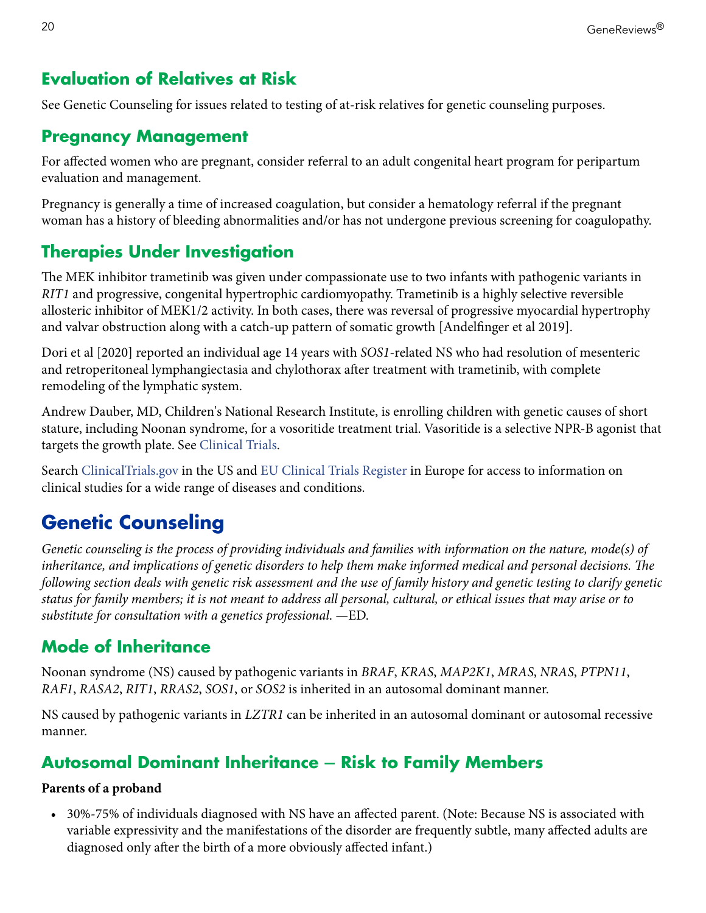## Evaluation of Relatives at Risk

See Genetic Counseling for issues related to testing of at-risk relatives for genetic counseling purposes.

## Pregnancy Management

For affected women who are pregnant, consider referral to an adult congenital heart program for peripartum evaluation and management.

Pregnancy is generally a time of increased coagulation, but consider a hematology referral if the pregnant woman has a history of bleeding abnormalities and/or has not undergone previous screening for coagulopathy.

## Therapies Under Investigation

The MEK inhibitor trametinib was given under compassionate use to two infants with pathogenic variants in *RIT1* and progressive, congenital hypertrophic cardiomyopathy. Trametinib is a highly selective reversible allosteric inhibitor of MEK1/2 activity. In both cases, there was reversal of progressive myocardial hypertrophy and valvar obstruction along with a catch-up pattern of somatic growth [Andelfinger et al 2019].

Dori et al [2020] reported an individual age 14 years with *SOS1*-related NS who had resolution of mesenteric and retroperitoneal lymphangiectasia and chylothorax after treatment with trametinib, with complete remodeling of the lymphatic system.

Andrew Dauber, MD, Children's National Research Institute, is enrolling children with genetic causes of short stature, including Noonan syndrome, for a vosoritide treatment trial. Vasoritide is a selective NPR-B agonist that targets the growth plate. See Clinical Trials.

Search ClinicalTrials.gov in the US and EU Clinical Trials Register in Europe for access to information on clinical studies for a wide range of diseases and conditions.

# Genetic Counseling

*Genetic counseling is the process of providing individuals and families with information on the nature, mode(s) of inheritance, and implications of genetic disorders to help them make informed medical and personal decisions. The following section deals with genetic risk assessment and the use of family history and genetic testing to clarify genetic status for family members; it is not meant to address all personal, cultural, or ethical issues that may arise or to substitute for consultation with a genetics professional.* —ED.

## Mode of Inheritance

Noonan syndrome (NS) caused by pathogenic variants in *BRAF*, *KRAS*, *MAP2K1*, *MRAS*, *NRAS*, *PTPN11*, *RAF1*, *RASA2*, *RIT1*, *RRAS2*, *SOS1*, or *SOS2* is inherited in an autosomal dominant manner.

NS caused by pathogenic variants in *LZTR1* can be inherited in an autosomal dominant or autosomal recessive manner.

## Autosomal Dominant Inheritance – Risk to Family Members

**Parents of a proband**

- 30%-75% of individuals diagnosed with NS have an affected parent. (Note: Because NS is associated with variable expressivity and the manifestations of the disorder are frequently subtle, many affected adults are diagnosed only after the birth of a more obviously affected infant.)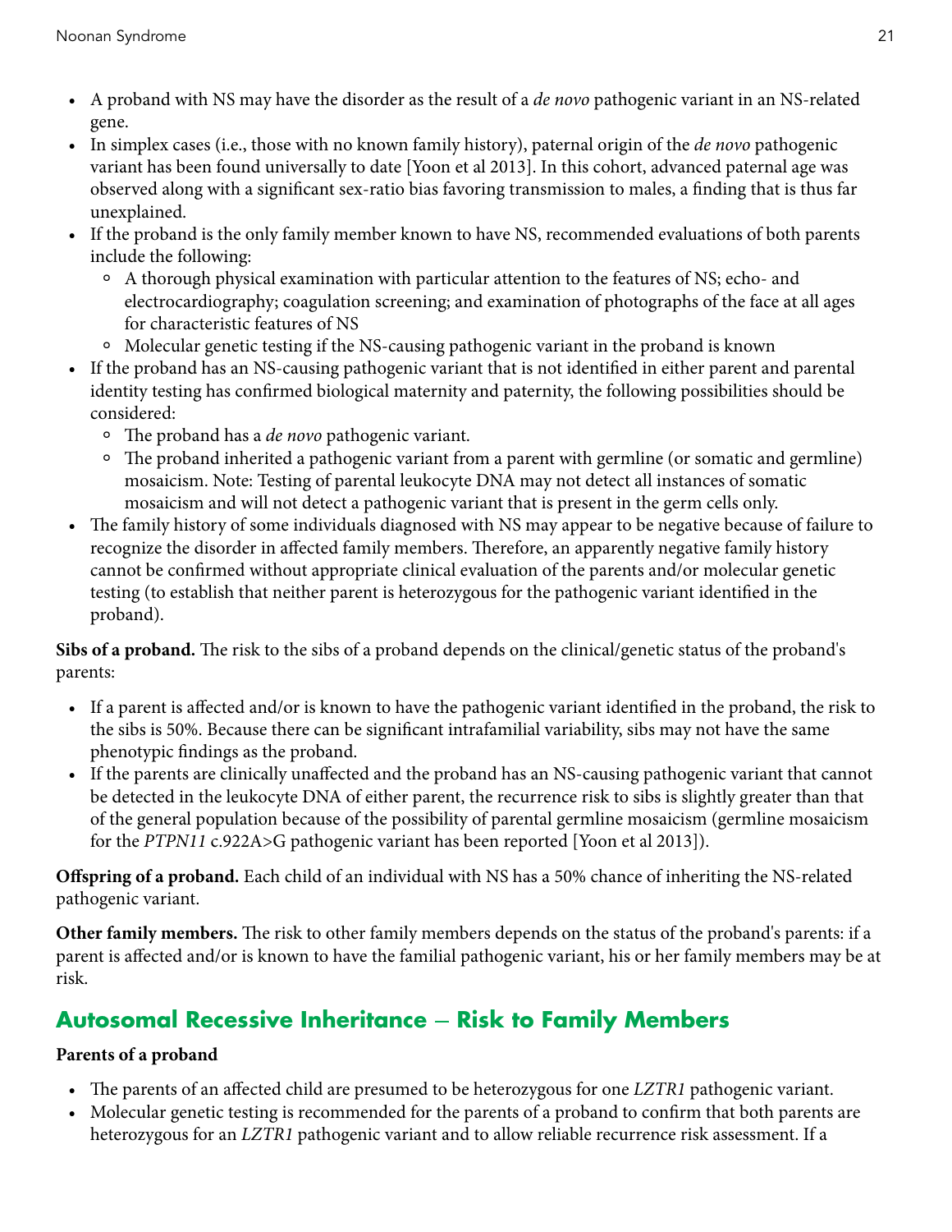- A proband with NS may have the disorder as the result of a *de novo* pathogenic variant in an NS-related gene.
- In simplex cases (i.e., those with no known family history), paternal origin of the *de novo* pathogenic variant has been found universally to date [Yoon et al 2013]. In this cohort, advanced paternal age was observed along with a significant sex-ratio bias favoring transmission to males, a finding that is thus far unexplained.
- If the proband is the only family member known to have NS, recommended evaluations of both parents include the following:
  - A thorough physical examination with particular attention to the features of NS; echo- and electrocardiography; coagulation screening; and examination of photographs of the face at all ages for characteristic features of NS
  - Molecular genetic testing if the NS-causing pathogenic variant in the proband is known
- If the proband has an NS-causing pathogenic variant that is not identified in either parent and parental identity testing has confirmed biological maternity and paternity, the following possibilities should be considered:
  - The proband has a *de novo* pathogenic variant.
  - The proband inherited a pathogenic variant from a parent with germline (or somatic and germline) mosaicism. Note: Testing of parental leukocyte DNA may not detect all instances of somatic mosaicism and will not detect a pathogenic variant that is present in the germ cells only.
- The family history of some individuals diagnosed with NS may appear to be negative because of failure to recognize the disorder in affected family members. Therefore, an apparently negative family history cannot be confirmed without appropriate clinical evaluation of the parents and/or molecular genetic testing (to establish that neither parent is heterozygous for the pathogenic variant identified in the proband).

**Sibs of a proband.** The risk to the sibs of a proband depends on the clinical/genetic status of the proband's parents:

- If a parent is affected and/or is known to have the pathogenic variant identified in the proband, the risk to the sibs is 50%. Because there can be significant intrafamilial variability, sibs may not have the same phenotypic findings as the proband.
- If the parents are clinically unaffected and the proband has an NS-causing pathogenic variant that cannot be detected in the leukocyte DNA of either parent, the recurrence risk to sibs is slightly greater than that of the general population because of the possibility of parental germline mosaicism (germline mosaicism for the *PTPN11* c.922A>G pathogenic variant has been reported [Yoon et al 2013]).

**Offspring of a proband.** Each child of an individual with NS has a 50% chance of inheriting the NS-related pathogenic variant.

**Other family members.** The risk to other family members depends on the status of the proband's parents: if a parent is affected and/or is known to have the familial pathogenic variant, his or her family members may be at risk.

## Autosomal Recessive Inheritance – Risk to Family Members

**Parents of a proband**

- The parents of an affected child are presumed to be heterozygous for one *LZTR1* pathogenic variant.
- Molecular genetic testing is recommended for the parents of a proband to confirm that both parents are heterozygous for an *LZTR1* pathogenic variant and to allow reliable recurrence risk assessment. If a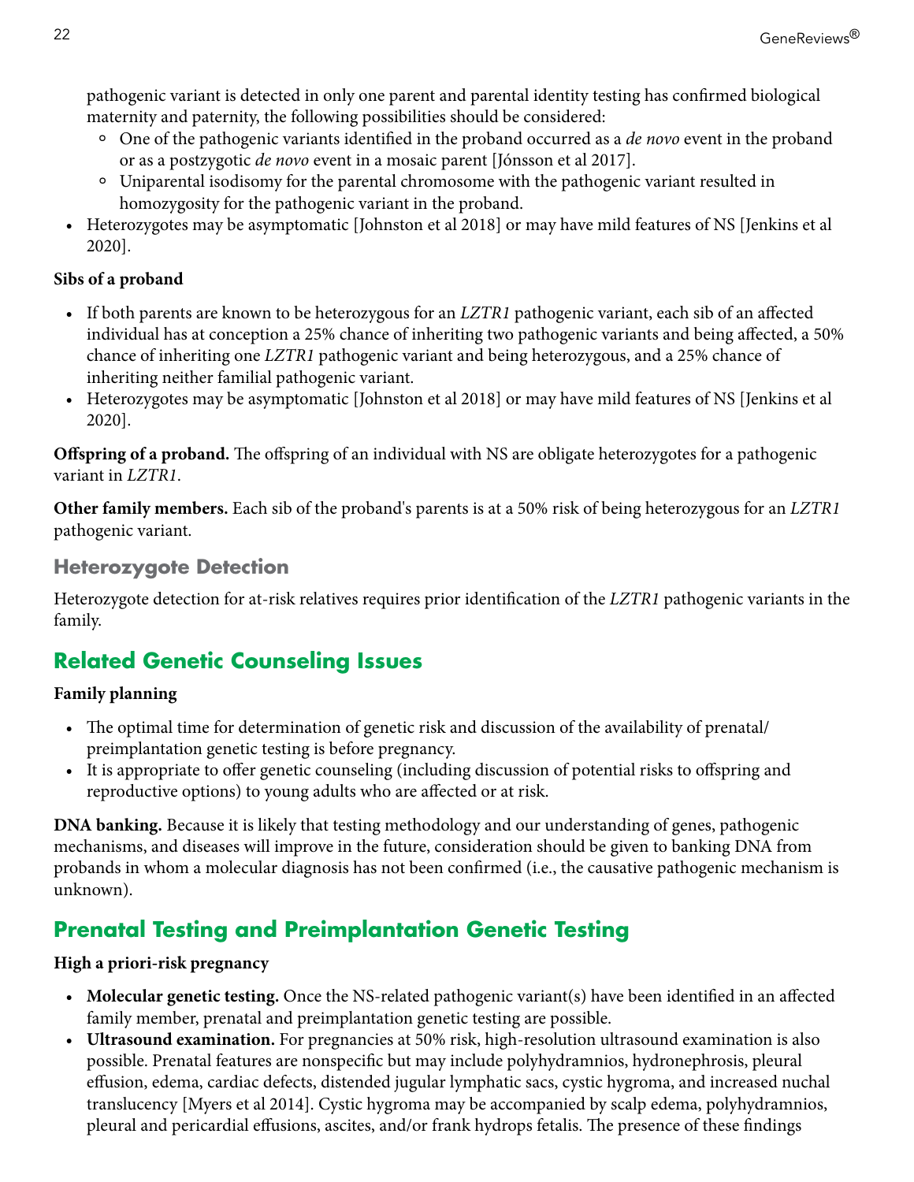pathogenic variant is detected in only one parent and parental identity testing has confirmed biological maternity and paternity, the following possibilities should be considered:
  - One of the pathogenic variants identified in the proband occurred as a *de novo* event in the proband or as a postzygotic *de novo* event in a mosaic parent [Jónsson et al 2017].
  - Uniparental isodisomy for the parental chromosome with the pathogenic variant resulted in homozygosity for the pathogenic variant in the proband.
- Heterozygotes may be asymptomatic [Johnston et al 2018] or may have mild features of NS [Jenkins et al 2020].

**Sibs of a proband**

- If both parents are known to be heterozygous for an *LZTR1* pathogenic variant, each sib of an affected individual has at conception a 25% chance of inheriting two pathogenic variants and being affected, a 50% chance of inheriting one *LZTR1* pathogenic variant and being heterozygous, and a 25% chance of inheriting neither familial pathogenic variant.
- Heterozygotes may be asymptomatic [Johnston et al 2018] or may have mild features of NS [Jenkins et al 2020].

**Offspring of a proband.** The offspring of an individual with NS are obligate heterozygotes for a pathogenic variant in *LZTR1*.

**Other family members.** Each sib of the proband's parents is at a 50% risk of being heterozygous for an *LZTR1* pathogenic variant.

### Heterozygote Detection

Heterozygote detection for at-risk relatives requires prior identification of the *LZTR1* pathogenic variants in the family.

## Related Genetic Counseling Issues

**Family planning**

- The optimal time for determination of genetic risk and discussion of the availability of prenatal/preimplantation genetic testing is before pregnancy.
- It is appropriate to offer genetic counseling (including discussion of potential risks to offspring and reproductive options) to young adults who are affected or at risk.

**DNA banking.** Because it is likely that testing methodology and our understanding of genes, pathogenic mechanisms, and diseases will improve in the future, consideration should be given to banking DNA from probands in whom a molecular diagnosis has not been confirmed (i.e., the causative pathogenic mechanism is unknown).

## Prenatal Testing and Preimplantation Genetic Testing

**High a priori-risk pregnancy**

- **Molecular genetic testing.** Once the NS-related pathogenic variant(s) have been identified in an affected family member, prenatal and preimplantation genetic testing are possible.
- **Ultrasound examination.** For pregnancies at 50% risk, high-resolution ultrasound examination is also possible. Prenatal features are nonspecific but may include polyhydramnios, hydronephrosis, pleural effusion, edema, cardiac defects, distended jugular lymphatic sacs, cystic hygroma, and increased nuchal translucency [Myers et al 2014]. Cystic hygroma may be accompanied by scalp edema, polyhydramnios, pleural and pericardial effusions, ascites, and/or frank hydrops fetalis. The presence of these findings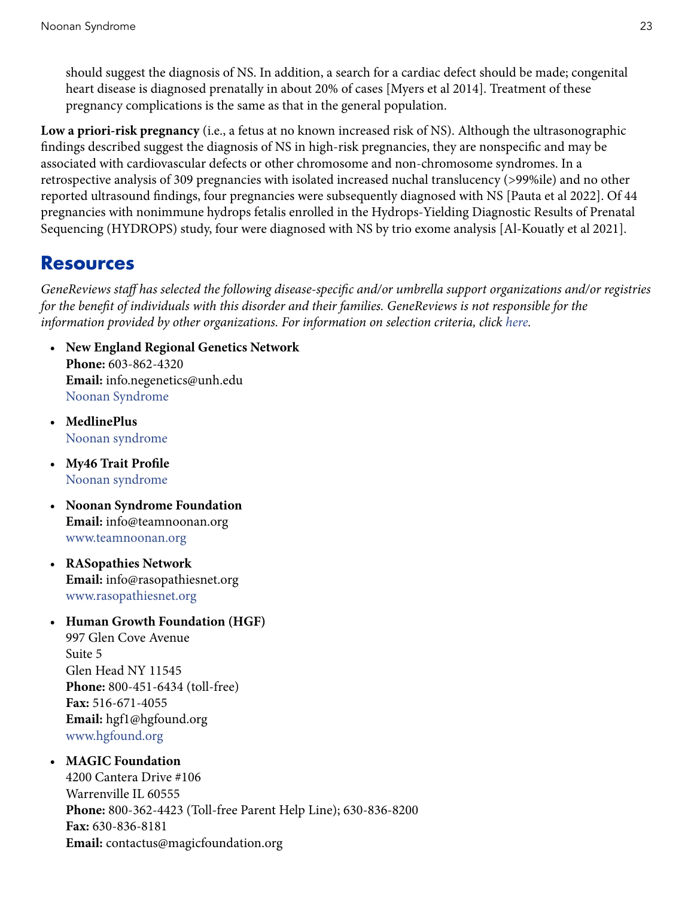should suggest the diagnosis of NS. In addition, a search for a cardiac defect should be made; congenital heart disease is diagnosed prenatally in about 20% of cases [Myers et al 2014]. Treatment of these pregnancy complications is the same as that in the general population.

**Low a priori-risk pregnancy** (i.e., a fetus at no known increased risk of NS). Although the ultrasonographic findings described suggest the diagnosis of NS in high-risk pregnancies, they are nonspecific and may be associated with cardiovascular defects or other chromosome and non-chromosome syndromes. In a retrospective analysis of 309 pregnancies with isolated increased nuchal translucency (>99%ile) and no other reported ultrasound findings, four pregnancies were subsequently diagnosed with NS [Pauta et al 2022]. Of 44 pregnancies with nonimmune hydrops fetalis enrolled in the Hydrops-Yielding Diagnostic Results of Prenatal Sequencing (HYDROPS) study, four were diagnosed with NS by trio exome analysis [Al-Kouatly et al 2021].

## Resources

*GeneReviews staff has selected the following disease-specific and/or umbrella support organizations and/or registries for the benefit of individuals with this disorder and their families. GeneReviews is not responsible for the information provided by other organizations. For information on selection criteria, click here.*

- **New England Regional Genetics Network**
  **Phone:** 603-862-4320
  **Email:** info.negenetics@unh.edu
  Noonan Syndrome

- **MedlinePlus**
  Noonan syndrome

- **My46 Trait Profile**
  Noonan syndrome

- **Noonan Syndrome Foundation**
  **Email:** info@teamnoonan.org
  www.teamnoonan.org

- **RASopathies Network**
  **Email:** info@rasopathiesnet.org
  www.rasopathiesnet.org

- **Human Growth Foundation (HGF)**
  997 Glen Cove Avenue
  Suite 5
  Glen Head NY 11545
  **Phone:** 800-451-6434 (toll-free)
  **Fax:** 516-671-4055
  **Email:** hgf1@hgfound.org
  www.hgfound.org

- **MAGIC Foundation**
  4200 Cantera Drive #106
  Warrenville IL 60555
  **Phone:** 800-362-4423 (Toll-free Parent Help Line); 630-836-8200
  **Fax:** 630-836-8181
  **Email:** contactus@magicfoundation.org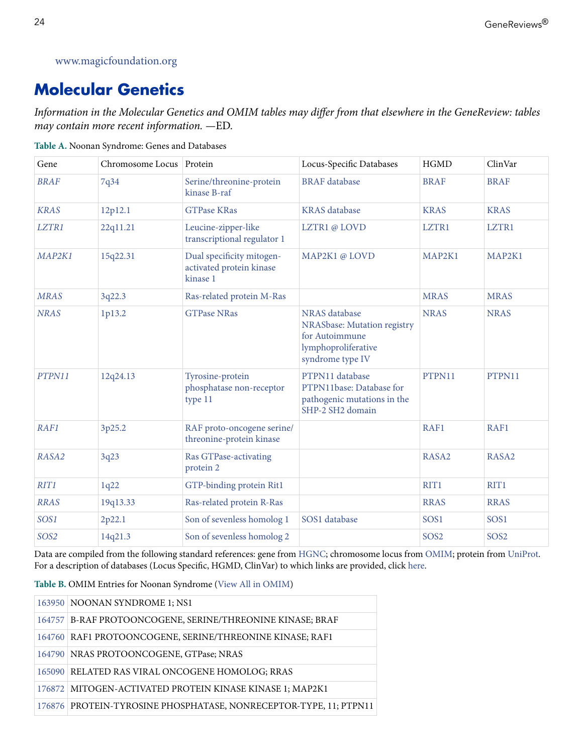www.magicfoundation.org

## Molecular Genetics

*Information in the Molecular Genetics and OMIM tables may differ from that elsewhere in the GeneReview: tables may contain more recent information. —ED.*

**Table A.** Noonan Syndrome: Genes and Databases

| Gene | Chromosome Locus | Protein | Locus-Specific Databases | HGMD | ClinVar |
|---|---|---|---|---|---|
| *BRAF* | 7q34 | Serine/threonine-protein kinase B-raf | BRAF database | BRAF | BRAF |
| *KRAS* | 12p12.1 | GTPase KRas | KRAS database | KRAS | KRAS |
| *LZTR1* | 22q11.21 | Leucine-zipper-like transcriptional regulator 1 | LZTR1 @ LOVD | LZTR1 | LZTR1 |
| *MAP2K1* | 15q22.31 | Dual specificity mitogen-activated protein kinase kinase 1 | MAP2K1 @ LOVD | MAP2K1 | MAP2K1 |
| *MRAS* | 3q22.3 | Ras-related protein M-Ras | | MRAS | MRAS |
| *NRAS* | 1p13.2 | GTPase NRas | NRAS database<br>NRASbase: Mutation registry for Autoimmune lymphoproliferative syndrome type IV | NRAS | NRAS |
| *PTPN11* | 12q24.13 | Tyrosine-protein phosphatase non-receptor type 11 | PTPN11 database<br>PTPN11base: Database for pathogenic mutations in the SHP-2 SH2 domain | PTPN11 | PTPN11 |
| *RAF1* | 3p25.2 | RAF proto-oncogene serine/threonine-protein kinase | | RAF1 | RAF1 |
| *RASA2* | 3q23 | Ras GTPase-activating protein 2 | | RASA2 | RASA2 |
| *RIT1* | 1q22 | GTP-binding protein Rit1 | | RIT1 | RIT1 |
| *RRAS* | 19q13.33 | Ras-related protein R-Ras | | RRAS | RRAS |
| *SOS1* | 2p22.1 | Son of sevenless homolog 1 | SOS1 database | SOS1 | SOS1 |
| *SOS2* | 14q21.3 | Son of sevenless homolog 2 | | SOS2 | SOS2 |

Data are compiled from the following standard references: gene from HGNC; chromosome locus from OMIM; protein from UniProt. For a description of databases (Locus Specific, HGMD, ClinVar) to which links are provided, click here.

**Table B.** OMIM Entries for Noonan Syndrome (View All in OMIM)

| | |
|---|---|
| 163950 | NOONAN SYNDROME 1; NS1 |
| 164757 | B-RAF PROTOONCOGENE, SERINE/THREONINE KINASE; BRAF |
| 164760 | RAF1 PROTOONCOGENE, SERINE/THREONINE KINASE; RAF1 |
| 164790 | NRAS PROTOONCOGENE, GTPase; NRAS |
| 165090 | RELATED RAS VIRAL ONCOGENE HOMOLOG; RRAS |
| 176872 | MITOGEN-ACTIVATED PROTEIN KINASE KINASE 1; MAP2K1 |
| 176876 | PROTEIN-TYROSINE PHOSPHATASE, NONRECEPTOR-TYPE, 11; PTPN11 |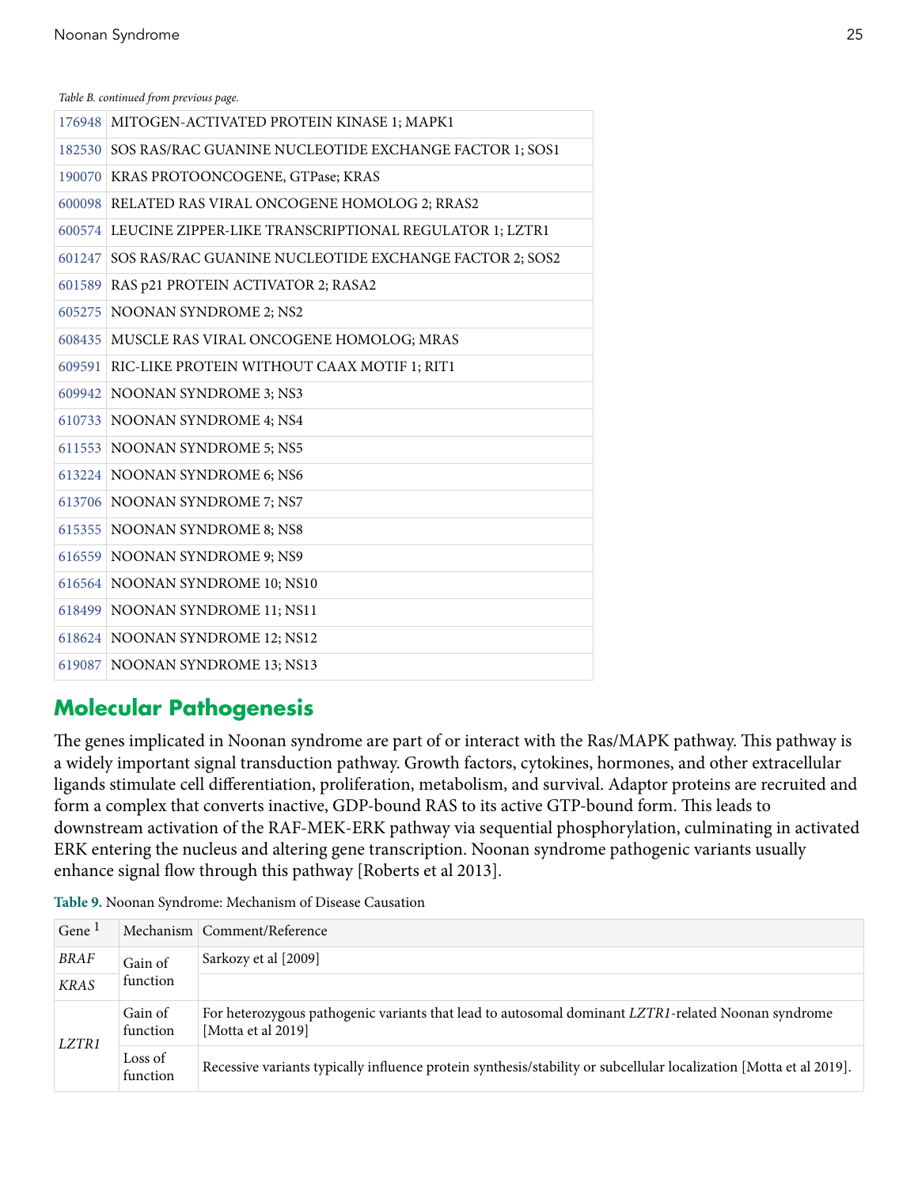*Table B. continued from previous page.*

| | |
|---|---|
| 176948 | MITOGEN-ACTIVATED PROTEIN KINASE 1; MAPK1 |
| 182530 | SOS RAS/RAC GUANINE NUCLEOTIDE EXCHANGE FACTOR 1; SOS1 |
| 190070 | KRAS PROTOONCOGENE, GTPase; KRAS |
| 600098 | RELATED RAS VIRAL ONCOGENE HOMOLOG 2; RRAS2 |
| 600574 | LEUCINE ZIPPER-LIKE TRANSCRIPTIONAL REGULATOR 1; LZTR1 |
| 601247 | SOS RAS/RAC GUANINE NUCLEOTIDE EXCHANGE FACTOR 2; SOS2 |
| 601589 | RAS p21 PROTEIN ACTIVATOR 2; RASA2 |
| 605275 | NOONAN SYNDROME 2; NS2 |
| 608435 | MUSCLE RAS VIRAL ONCOGENE HOMOLOG; MRAS |
| 609591 | RIC-LIKE PROTEIN WITHOUT CAAX MOTIF 1; RIT1 |
| 609942 | NOONAN SYNDROME 3; NS3 |
| 610733 | NOONAN SYNDROME 4; NS4 |
| 611553 | NOONAN SYNDROME 5; NS5 |
| 613224 | NOONAN SYNDROME 6; NS6 |
| 613706 | NOONAN SYNDROME 7; NS7 |
| 615355 | NOONAN SYNDROME 8; NS8 |
| 616559 | NOONAN SYNDROME 9; NS9 |
| 616564 | NOONAN SYNDROME 10; NS10 |
| 618499 | NOONAN SYNDROME 11; NS11 |
| 618624 | NOONAN SYNDROME 12; NS12 |
| 619087 | NOONAN SYNDROME 13; NS13 |

## Molecular Pathogenesis

The genes implicated in Noonan syndrome are part of or interact with the Ras/MAPK pathway. This pathway is a widely important signal transduction pathway. Growth factors, cytokines, hormones, and other extracellular ligands stimulate cell differentiation, proliferation, metabolism, and survival. Adaptor proteins are recruited and form a complex that converts inactive, GDP-bound RAS to its active GTP-bound form. This leads to downstream activation of the RAF-MEK-ERK pathway via sequential phosphorylation, culminating in activated ERK entering the nucleus and altering gene transcription. Noonan syndrome pathogenic variants usually enhance signal flow through this pathway [Roberts et al 2013].

**Table 9.** Noonan Syndrome: Mechanism of Disease Causation

| Gene [1] | Mechanism | Comment/Reference |
|---|---|---|
| *BRAF* | Gain of function | Sarkozy et al [2009] |
| *KRAS* | | |
| *LZTR1* | Gain of function | For heterozygous pathogenic variants that lead to autosomal dominant *LZTR1*-related Noonan syndrome [Motta et al 2019] |
| | Loss of function | Recessive variants typically influence protein synthesis/stability or subcellular localization [Motta et al 2019]. |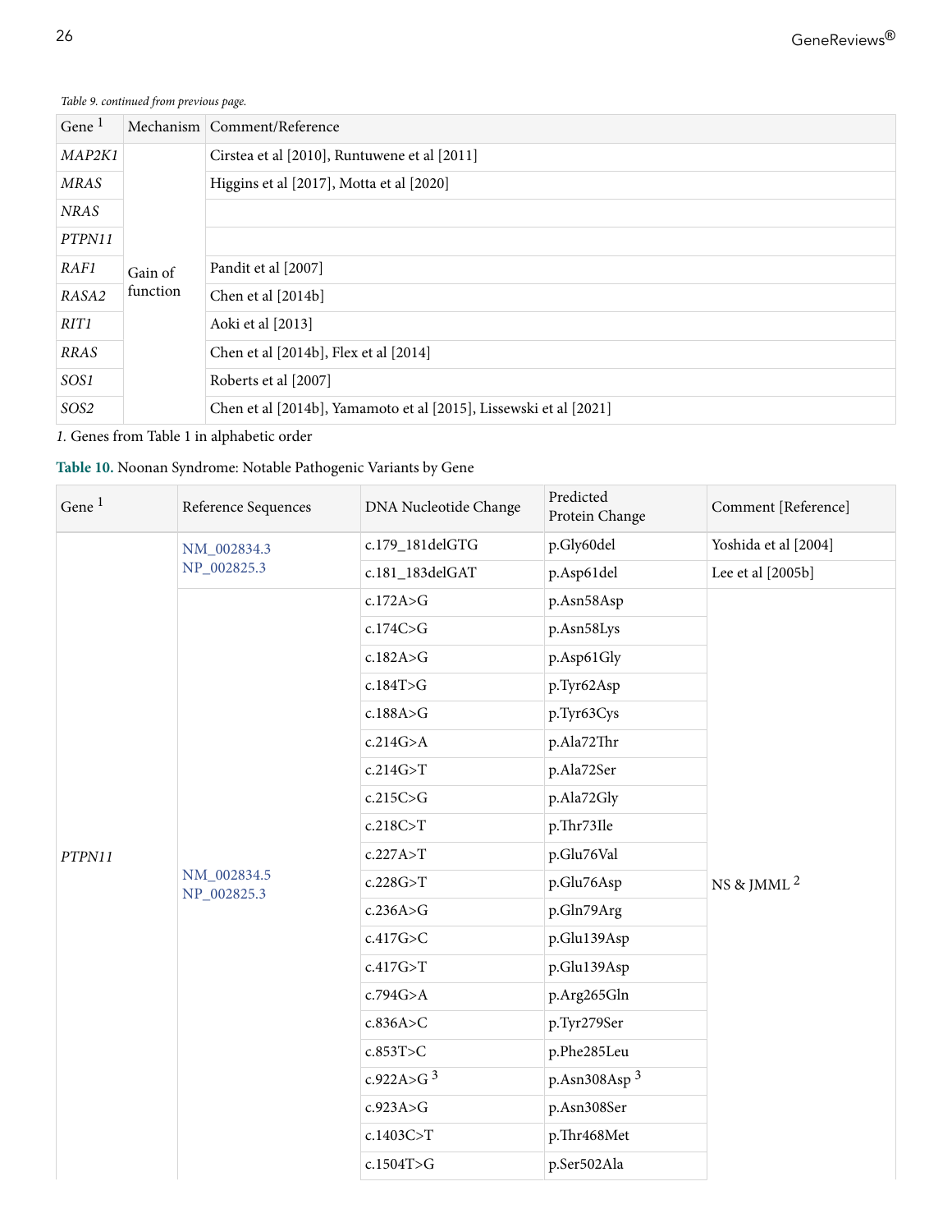*Table 9. continued from previous page.*

| Gene [1] | Mechanism | Comment/Reference |
|---|---|---|
| *MAP2K1* | Gain of function | Cirstea et al [2010], Runtuwene et al [2011] |
| *MRAS* | | Higgins et al [2017], Motta et al [2020] |
| *NRAS* | | |
| *PTPN11* | | |
| *RAF1* | | Pandit et al [2007] |
| *RASA2* | | Chen et al [2014b] |
| *RIT1* | | Aoki et al [2013] |
| *RRAS* | | Chen et al [2014b], Flex et al [2014] |
| *SOS1* | | Roberts et al [2007] |
| *SOS2* | | Chen et al [2014b], Yamamoto et al [2015], Lissewski et al [2021] |

*1.* Genes from Table 1 in alphabetic order

**Table 10.** Noonan Syndrome: Notable Pathogenic Variants by Gene

| Gene [1] | Reference Sequences | DNA Nucleotide Change | Predicted Protein Change | Comment [Reference] |
|---|---|---|---|---|
| *PTPN11* | NM_002834.3 NP_002825.3 | c.179_181delGTG | p.Gly60del | Yoshida et al [2004] |
| | | c.181_183delGAT | p.Asp61del | Lee et al [2005b] |
| | NM_002834.5 NP_002825.3 | c.172A>G | p.Asn58Asp | NS & JMML [2] |
| | | c.174C>G | p.Asn58Lys | |
| | | c.182A>G | p.Asp61Gly | |
| | | c.184T>G | p.Tyr62Asp | |
| | | c.188A>G | p.Tyr63Cys | |
| | | c.214G>A | p.Ala72Thr | |
| | | c.214G>T | p.Ala72Ser | |
| | | c.215C>G | p.Ala72Gly | |
| | | c.218C>T | p.Thr73Ile | |
| | | c.227A>T | p.Glu76Val | |
| | | c.228G>T | p.Glu76Asp | |
| | | c.236A>G | p.Gln79Arg | |
| | | c.417G>C | p.Glu139Asp | |
| | | c.417G>T | p.Glu139Asp | |
| | | c.794G>A | p.Arg265Gln | |
| | | c.836A>C | p.Tyr279Ser | |
| | | c.853T>C | p.Phe285Leu | |
| | | c.922A>G [3] | p.Asn308Asp [3] | |
| | | c.923A>G | p.Asn308Ser | |
| | | c.1403C>T | p.Thr468Met | |
| | | c.1504T>G | p.Ser502Ala | |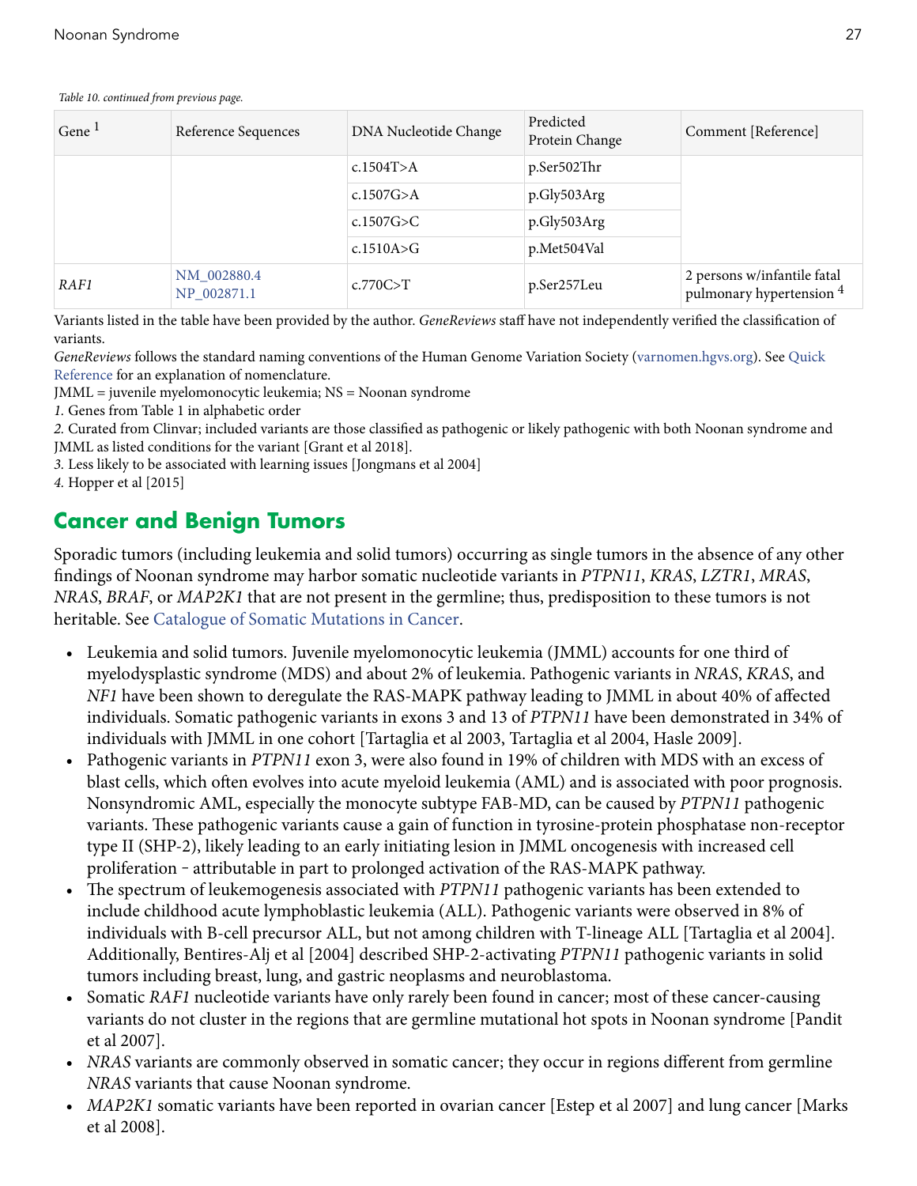*Table 10. continued from previous page.*

| Gene [1] | Reference Sequences | DNA Nucleotide Change | Predicted Protein Change | Comment [Reference] |
|---|---|---|---|---|
| | | c.1504T>A | p.Ser502Thr | |
| | | c.1507G>A | p.Gly503Arg | |
| | | c.1507G>C | p.Gly503Arg | |
| | | c.1510A>G | p.Met504Val | |
| *RAF1* | NM_002880.4 NP_002871.1 | c.770C>T | p.Ser257Leu | 2 persons w/infantile fatal pulmonary hypertension [4] |

Variants listed in the table have been provided by the author. *GeneReviews* staff have not independently verified the classification of variants.

*GeneReviews* follows the standard naming conventions of the Human Genome Variation Society (varnomen.hgvs.org). See Quick Reference for an explanation of nomenclature.

JMML = juvenile myelomonocytic leukemia; NS = Noonan syndrome

*1.* Genes from Table 1 in alphabetic order

*2.* Curated from Clinvar; included variants are those classified as pathogenic or likely pathogenic with both Noonan syndrome and JMML as listed conditions for the variant [Grant et al 2018].

*3.* Less likely to be associated with learning issues [Jongmans et al 2004]

*4.* Hopper et al [2015]

## Cancer and Benign Tumors

Sporadic tumors (including leukemia and solid tumors) occurring as single tumors in the absence of any other findings of Noonan syndrome may harbor somatic nucleotide variants in *PTPN11*, *KRAS*, *LZTR1*, *MRAS*, *NRAS*, *BRAF*, or *MAP2K1* that are not present in the germline; thus, predisposition to these tumors is not heritable. See Catalogue of Somatic Mutations in Cancer.

- Leukemia and solid tumors. Juvenile myelomonocytic leukemia (JMML) accounts for one third of myelodysplastic syndrome (MDS) and about 2% of leukemia. Pathogenic variants in *NRAS*, *KRAS*, and *NF1* have been shown to deregulate the RAS-MAPK pathway leading to JMML in about 40% of affected individuals. Somatic pathogenic variants in exons 3 and 13 of *PTPN11* have been demonstrated in 34% of individuals with JMML in one cohort [Tartaglia et al 2003, Tartaglia et al 2004, Hasle 2009].
- Pathogenic variants in *PTPN11* exon 3, were also found in 19% of children with MDS with an excess of blast cells, which often evolves into acute myeloid leukemia (AML) and is associated with poor prognosis. Nonsyndromic AML, especially the monocyte subtype FAB-MD, can be caused by *PTPN11* pathogenic variants. These pathogenic variants cause a gain of function in tyrosine-protein phosphatase non-receptor type II (SHP-2), likely leading to an early initiating lesion in JMML oncogenesis with increased cell proliferation – attributable in part to prolonged activation of the RAS-MAPK pathway.
- The spectrum of leukemogenesis associated with *PTPN11* pathogenic variants has been extended to include childhood acute lymphoblastic leukemia (ALL). Pathogenic variants were observed in 8% of individuals with B-cell precursor ALL, but not among children with T-lineage ALL [Tartaglia et al 2004]. Additionally, Bentires-Alj et al [2004] described SHP-2-activating *PTPN11* pathogenic variants in solid tumors including breast, lung, and gastric neoplasms and neuroblastoma.
- Somatic *RAF1* nucleotide variants have only rarely been found in cancer; most of these cancer-causing variants do not cluster in the regions that are germline mutational hot spots in Noonan syndrome [Pandit et al 2007].
- *NRAS* variants are commonly observed in somatic cancer; they occur in regions different from germline *NRAS* variants that cause Noonan syndrome.
- *MAP2K1* somatic variants have been reported in ovarian cancer [Estep et al 2007] and lung cancer [Marks et al 2008].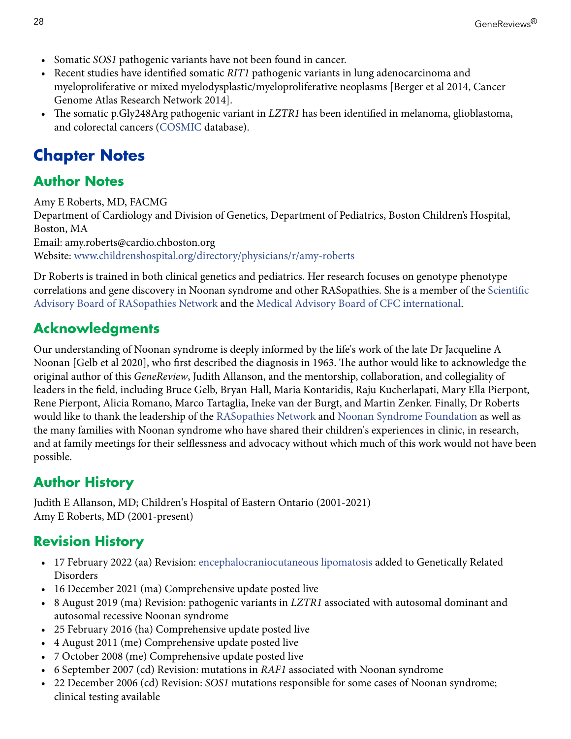- Somatic *SOS1* pathogenic variants have not been found in cancer.
- Recent studies have identified somatic *RIT1* pathogenic variants in lung adenocarcinoma and myeloproliferative or mixed myelodysplastic/myeloproliferative neoplasms [Berger et al 2014, Cancer Genome Atlas Research Network 2014].
- The somatic p.Gly248Arg pathogenic variant in *LZTR1* has been identified in melanoma, glioblastoma, and colorectal cancers (COSMIC database).

# Chapter Notes

## Author Notes

Amy E Roberts, MD, FACMG
Department of Cardiology and Division of Genetics, Department of Pediatrics, Boston Children's Hospital, Boston, MA
Email: amy.roberts@cardio.chboston.org
Website: www.childrenshospital.org/directory/physicians/r/amy-roberts

Dr Roberts is trained in both clinical genetics and pediatrics. Her research focuses on genotype phenotype correlations and gene discovery in Noonan syndrome and other RASopathies. She is a member of the Scientific Advisory Board of RASopathies Network and the Medical Advisory Board of CFC international.

## Acknowledgments

Our understanding of Noonan syndrome is deeply informed by the life's work of the late Dr Jacqueline A Noonan [Gelb et al 2020], who first described the diagnosis in 1963. The author would like to acknowledge the original author of this *GeneReview*, Judith Allanson, and the mentorship, collaboration, and collegiality of leaders in the field, including Bruce Gelb, Bryan Hall, Maria Kontaridis, Raju Kucherlapati, Mary Ella Pierpont, Rene Pierpont, Alicia Romano, Marco Tartaglia, Ineke van der Burgt, and Martin Zenker. Finally, Dr Roberts would like to thank the leadership of the RASopathies Network and Noonan Syndrome Foundation as well as the many families with Noonan syndrome who have shared their children's experiences in clinic, in research, and at family meetings for their selflessness and advocacy without which much of this work would not have been possible.

## Author History

Judith E Allanson, MD; Children's Hospital of Eastern Ontario (2001-2021)
Amy E Roberts, MD (2001-present)

## Revision History

- 17 February 2022 (aa) Revision: encephalocraniocutaneous lipomatosis added to Genetically Related Disorders
- 16 December 2021 (ma) Comprehensive update posted live
- 8 August 2019 (ma) Revision: pathogenic variants in *LZTR1* associated with autosomal dominant and autosomal recessive Noonan syndrome
- 25 February 2016 (ha) Comprehensive update posted live
- 4 August 2011 (me) Comprehensive update posted live
- 7 October 2008 (me) Comprehensive update posted live
- 6 September 2007 (cd) Revision: mutations in *RAF1* associated with Noonan syndrome
- 22 December 2006 (cd) Revision: *SOS1* mutations responsible for some cases of Noonan syndrome; clinical testing available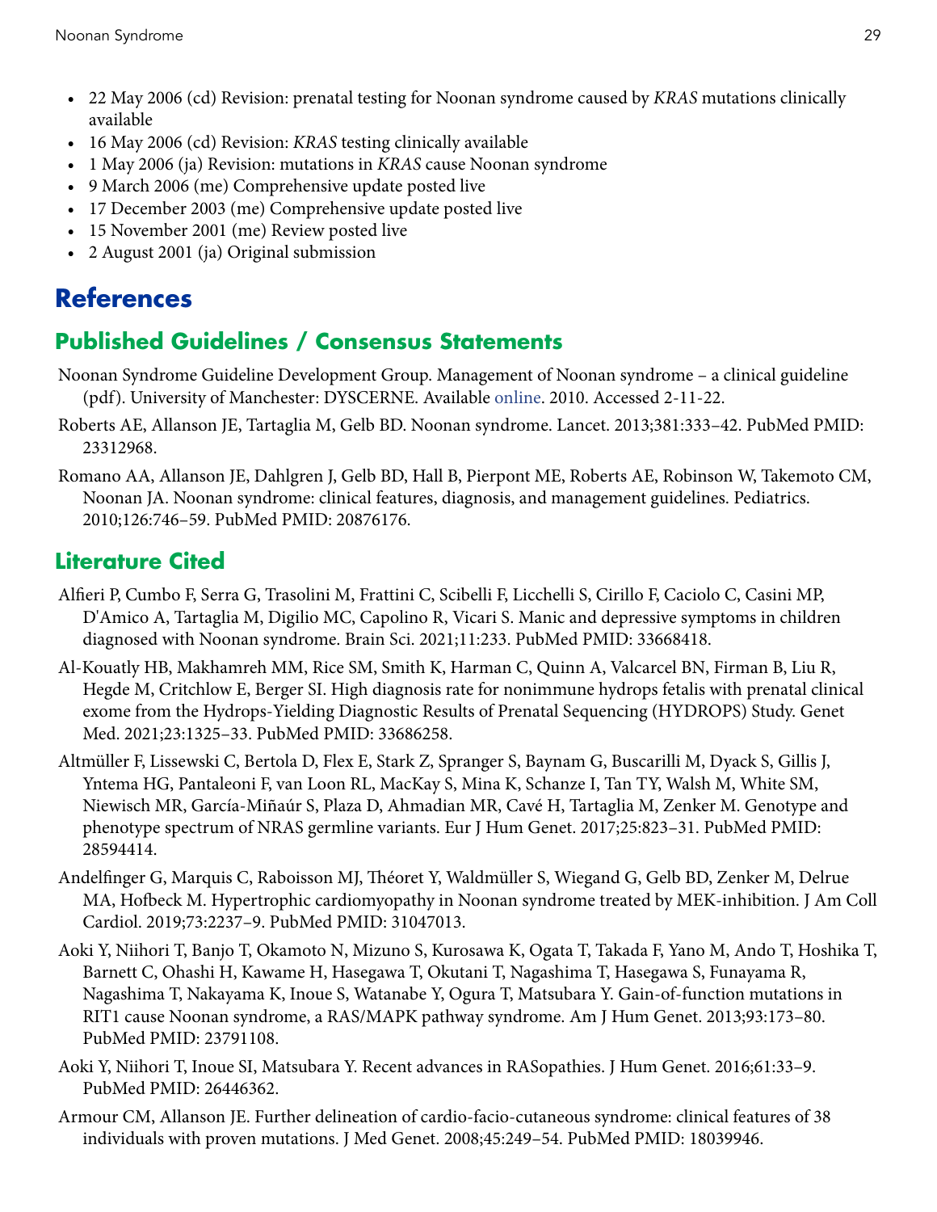- 22 May 2006 (cd) Revision: prenatal testing for Noonan syndrome caused by *KRAS* mutations clinically available
- 16 May 2006 (cd) Revision: *KRAS* testing clinically available
- 1 May 2006 (ja) Revision: mutations in *KRAS* cause Noonan syndrome
- 9 March 2006 (me) Comprehensive update posted live
- 17 December 2003 (me) Comprehensive update posted live
- 15 November 2001 (me) Review posted live
- 2 August 2001 (ja) Original submission

# References

## Published Guidelines / Consensus Statements

Noonan Syndrome Guideline Development Group. Management of Noonan syndrome – a clinical guideline (pdf). University of Manchester: DYSCERNE. Available online. 2010. Accessed 2-11-22.

Roberts AE, Allanson JE, Tartaglia M, Gelb BD. Noonan syndrome. Lancet. 2013;381:333–42. PubMed PMID: 23312968.

Romano AA, Allanson JE, Dahlgren J, Gelb BD, Hall B, Pierpont ME, Roberts AE, Robinson W, Takemoto CM, Noonan JA. Noonan syndrome: clinical features, diagnosis, and management guidelines. Pediatrics. 2010;126:746–59. PubMed PMID: 20876176.

## Literature Cited

Alfieri P, Cumbo F, Serra G, Trasolini M, Frattini C, Scibelli F, Licchelli S, Cirillo F, Caciolo C, Casini MP, D'Amico A, Tartaglia M, Digilio MC, Capolino R, Vicari S. Manic and depressive symptoms in children diagnosed with Noonan syndrome. Brain Sci. 2021;11:233. PubMed PMID: 33668418.

Al-Kouatly HB, Makhamreh MM, Rice SM, Smith K, Harman C, Quinn A, Valcarcel BN, Firman B, Liu R, Hegde M, Critchlow E, Berger SI. High diagnosis rate for nonimmune hydrops fetalis with prenatal clinical exome from the Hydrops-Yielding Diagnostic Results of Prenatal Sequencing (HYDROPS) Study. Genet Med. 2021;23:1325–33. PubMed PMID: 33686258.

Altmüller F, Lissewski C, Bertola D, Flex E, Stark Z, Spranger S, Baynam G, Buscarilli M, Dyack S, Gillis J, Yntema HG, Pantaleoni F, van Loon RL, MacKay S, Mina K, Schanze I, Tan TY, Walsh M, White SM, Niewisch MR, García-Miñaúr S, Plaza D, Ahmadian MR, Cavé H, Tartaglia M, Zenker M. Genotype and phenotype spectrum of NRAS germline variants. Eur J Hum Genet. 2017;25:823–31. PubMed PMID: 28594414.

Andelfinger G, Marquis C, Raboisson MJ, Théoret Y, Waldmüller S, Wiegand G, Gelb BD, Zenker M, Delrue MA, Hofbeck M. Hypertrophic cardiomyopathy in Noonan syndrome treated by MEK-inhibition. J Am Coll Cardiol. 2019;73:2237–9. PubMed PMID: 31047013.

Aoki Y, Niihori T, Banjo T, Okamoto N, Mizuno S, Kurosawa K, Ogata T, Takada F, Yano M, Ando T, Hoshika T, Barnett C, Ohashi H, Kawame H, Hasegawa T, Okutani T, Nagashima T, Hasegawa S, Funayama R, Nagashima T, Nakayama K, Inoue S, Watanabe Y, Ogura T, Matsubara Y. Gain-of-function mutations in RIT1 cause Noonan syndrome, a RAS/MAPK pathway syndrome. Am J Hum Genet. 2013;93:173–80. PubMed PMID: 23791108.

Aoki Y, Niihori T, Inoue SI, Matsubara Y. Recent advances in RASopathies. J Hum Genet. 2016;61:33–9. PubMed PMID: 26446362.

Armour CM, Allanson JE. Further delineation of cardio-facio-cutaneous syndrome: clinical features of 38 individuals with proven mutations. J Med Genet. 2008;45:249–54. PubMed PMID: 18039946.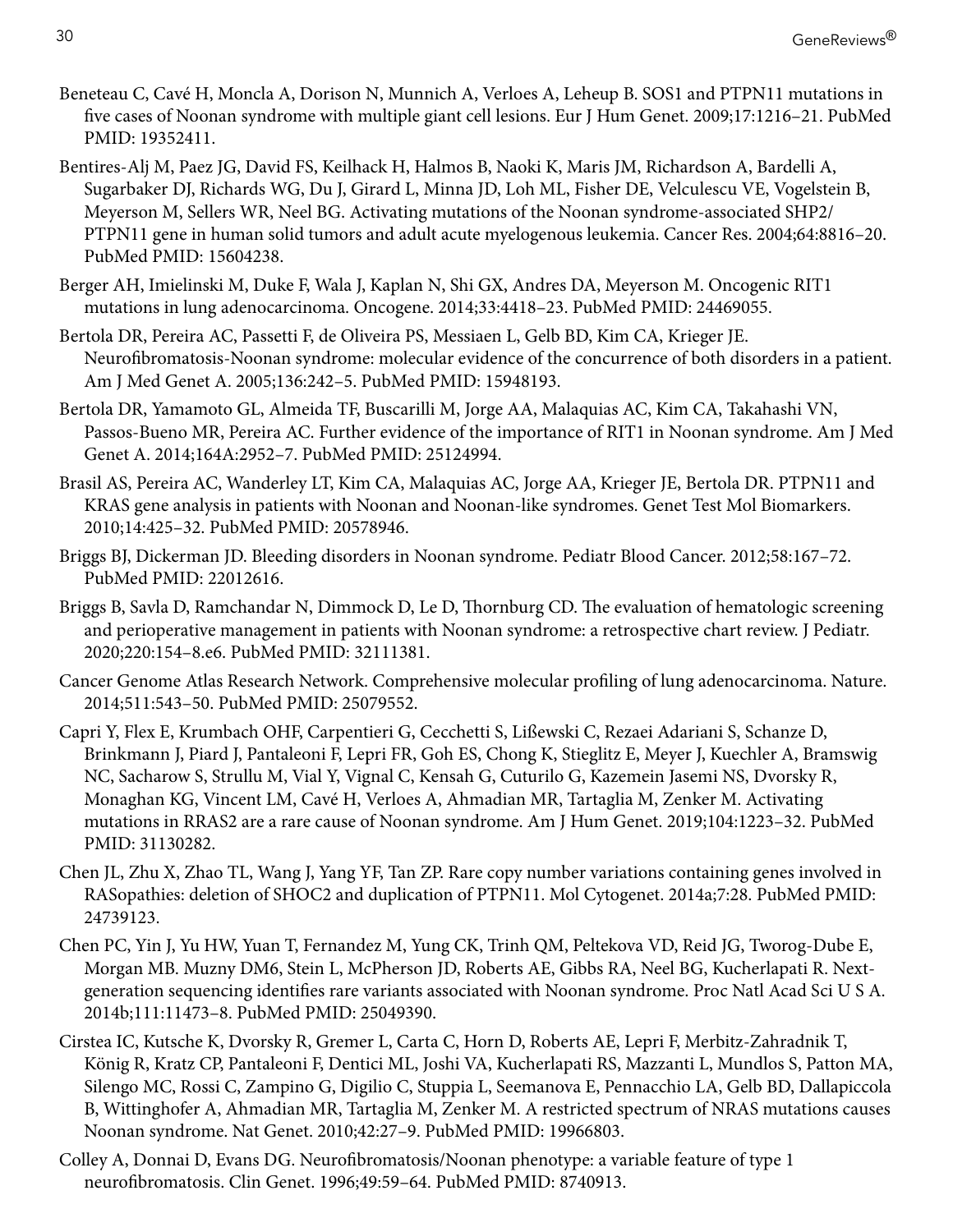Beneteau C, Cavé H, Moncla A, Dorison N, Munnich A, Verloes A, Leheup B. SOS1 and PTPN11 mutations in five cases of Noonan syndrome with multiple giant cell lesions. Eur J Hum Genet. 2009;17:1216–21. PubMed PMID: 19352411.

Bentires-Alj M, Paez JG, David FS, Keilhack H, Halmos B, Naoki K, Maris JM, Richardson A, Bardelli A, Sugarbaker DJ, Richards WG, Du J, Girard L, Minna JD, Loh ML, Fisher DE, Velculescu VE, Vogelstein B, Meyerson M, Sellers WR, Neel BG. Activating mutations of the Noonan syndrome-associated SHP2/PTPN11 gene in human solid tumors and adult acute myelogenous leukemia. Cancer Res. 2004;64:8816–20. PubMed PMID: 15604238.

Berger AH, Imielinski M, Duke F, Wala J, Kaplan N, Shi GX, Andres DA, Meyerson M. Oncogenic RIT1 mutations in lung adenocarcinoma. Oncogene. 2014;33:4418–23. PubMed PMID: 24469055.

Bertola DR, Pereira AC, Passetti F, de Oliveira PS, Messiaen L, Gelb BD, Kim CA, Krieger JE. Neurofibromatosis-Noonan syndrome: molecular evidence of the concurrence of both disorders in a patient. Am J Med Genet A. 2005;136:242–5. PubMed PMID: 15948193.

Bertola DR, Yamamoto GL, Almeida TF, Buscarilli M, Jorge AA, Malaquias AC, Kim CA, Takahashi VN, Passos-Bueno MR, Pereira AC. Further evidence of the importance of RIT1 in Noonan syndrome. Am J Med Genet A. 2014;164A:2952–7. PubMed PMID: 25124994.

Brasil AS, Pereira AC, Wanderley LT, Kim CA, Malaquias AC, Jorge AA, Krieger JE, Bertola DR. PTPN11 and KRAS gene analysis in patients with Noonan and Noonan-like syndromes. Genet Test Mol Biomarkers. 2010;14:425–32. PubMed PMID: 20578946.

Briggs BJ, Dickerman JD. Bleeding disorders in Noonan syndrome. Pediatr Blood Cancer. 2012;58:167–72. PubMed PMID: 22012616.

Briggs B, Savla D, Ramchandar N, Dimmock D, Le D, Thornburg CD. The evaluation of hematologic screening and perioperative management in patients with Noonan syndrome: a retrospective chart review. J Pediatr. 2020;220:154–8.e6. PubMed PMID: 32111381.

Cancer Genome Atlas Research Network. Comprehensive molecular profiling of lung adenocarcinoma. Nature. 2014;511:543–50. PubMed PMID: 25079552.

Capri Y, Flex E, Krumbach OHF, Carpentieri G, Cecchetti S, Lißewski C, Rezaei Adariani S, Schanze D, Brinkmann J, Piard J, Pantaleoni F, Lepri FR, Goh ES, Chong K, Stieglitz E, Meyer J, Kuechler A, Bramswig NC, Sacharow S, Strullu M, Vial Y, Vignal C, Kensah G, Cuturilo G, Kazemein Jasemi NS, Dvorsky R, Monaghan KG, Vincent LM, Cavé H, Verloes A, Ahmadian MR, Tartaglia M, Zenker M. Activating mutations in RRAS2 are a rare cause of Noonan syndrome. Am J Hum Genet. 2019;104:1223–32. PubMed PMID: 31130282.

Chen JL, Zhu X, Zhao TL, Wang J, Yang YF, Tan ZP. Rare copy number variations containing genes involved in RASopathies: deletion of SHOC2 and duplication of PTPN11. Mol Cytogenet. 2014a;7:28. PubMed PMID: 24739123.

Chen PC, Yin J, Yu HW, Yuan T, Fernandez M, Yung CK, Trinh QM, Peltekova VD, Reid JG, Tworog-Dube E, Morgan MB. Muzny DM6, Stein L, McPherson JD, Roberts AE, Gibbs RA, Neel BG, Kucherlapati R. Next-generation sequencing identifies rare variants associated with Noonan syndrome. Proc Natl Acad Sci U S A. 2014b;111:11473–8. PubMed PMID: 25049390.

Cirstea IC, Kutsche K, Dvorsky R, Gremer L, Carta C, Horn D, Roberts AE, Lepri F, Merbitz-Zahradnik T, König R, Kratz CP, Pantaleoni F, Dentici ML, Joshi VA, Kucherlapati RS, Mazzanti L, Mundlos S, Patton MA, Silengo MC, Rossi C, Zampino G, Digilio C, Stuppia L, Seemanova E, Pennacchio LA, Gelb BD, Dallapiccola B, Wittinghofer A, Ahmadian MR, Tartaglia M, Zenker M. A restricted spectrum of NRAS mutations causes Noonan syndrome. Nat Genet. 2010;42:27–9. PubMed PMID: 19966803.

Colley A, Donnai D, Evans DG. Neurofibromatosis/Noonan phenotype: a variable feature of type 1 neurofibromatosis. Clin Genet. 1996;49:59–64. PubMed PMID: 8740913.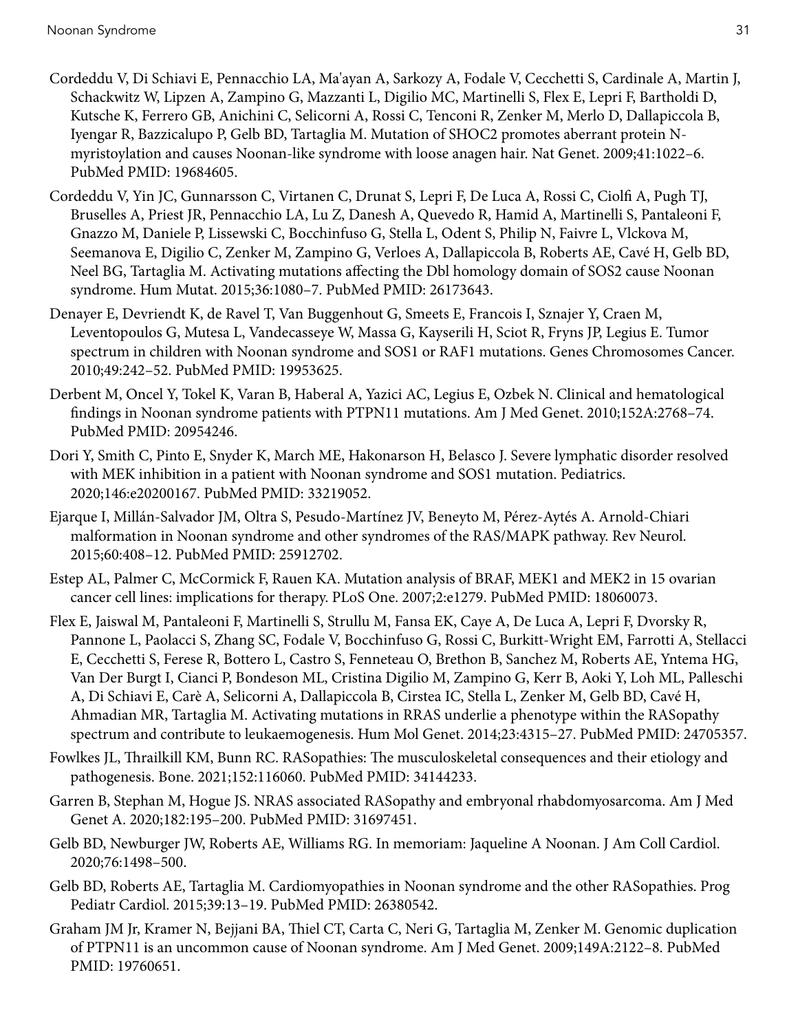Cordeddu V, Di Schiavi E, Pennacchio LA, Ma'ayan A, Sarkozy A, Fodale V, Cecchetti S, Cardinale A, Martin J, Schackwitz W, Lipzen A, Zampino G, Mazzanti L, Digilio MC, Martinelli S, Flex E, Lepri F, Bartholdi D, Kutsche K, Ferrero GB, Anichini C, Selicorni A, Rossi C, Tenconi R, Zenker M, Merlo D, Dallapiccola B, Iyengar R, Bazzicalupo P, Gelb BD, Tartaglia M. Mutation of SHOC2 promotes aberrant protein N-myristoylation and causes Noonan-like syndrome with loose anagen hair. Nat Genet. 2009;41:1022–6. PubMed PMID: 19684605.

Cordeddu V, Yin JC, Gunnarsson C, Virtanen C, Drunat S, Lepri F, De Luca A, Rossi C, Ciolfi A, Pugh TJ, Bruselles A, Priest JR, Pennacchio LA, Lu Z, Danesh A, Quevedo R, Hamid A, Martinelli S, Pantaleoni F, Gnazzo M, Daniele P, Lissewski C, Bocchinfuso G, Stella L, Odent S, Philip N, Faivre L, Vlckova M, Seemanova E, Digilio C, Zenker M, Zampino G, Verloes A, Dallapiccola B, Roberts AE, Cavé H, Gelb BD, Neel BG, Tartaglia M. Activating mutations affecting the Dbl homology domain of SOS2 cause Noonan syndrome. Hum Mutat. 2015;36:1080–7. PubMed PMID: 26173643.

Denayer E, Devriendt K, de Ravel T, Van Buggenhout G, Smeets E, Francois I, Sznajer Y, Craen M, Leventopoulos G, Mutesa L, Vandecasseye W, Massa G, Kayserili H, Sciot R, Fryns JP, Legius E. Tumor spectrum in children with Noonan syndrome and SOS1 or RAF1 mutations. Genes Chromosomes Cancer. 2010;49:242–52. PubMed PMID: 19953625.

Derbent M, Oncel Y, Tokel K, Varan B, Haberal A, Yazici AC, Legius E, Ozbek N. Clinical and hematological findings in Noonan syndrome patients with PTPN11 mutations. Am J Med Genet. 2010;152A:2768–74. PubMed PMID: 20954246.

Dori Y, Smith C, Pinto E, Snyder K, March ME, Hakonarson H, Belasco J. Severe lymphatic disorder resolved with MEK inhibition in a patient with Noonan syndrome and SOS1 mutation. Pediatrics. 2020;146:e20200167. PubMed PMID: 33219052.

Ejarque I, Millán-Salvador JM, Oltra S, Pesudo-Martínez JV, Beneyto M, Pérez-Aytés A. Arnold-Chiari malformation in Noonan syndrome and other syndromes of the RAS/MAPK pathway. Rev Neurol. 2015;60:408–12. PubMed PMID: 25912702.

Estep AL, Palmer C, McCormick F, Rauen KA. Mutation analysis of BRAF, MEK1 and MEK2 in 15 ovarian cancer cell lines: implications for therapy. PLoS One. 2007;2:e1279. PubMed PMID: 18060073.

Flex E, Jaiswal M, Pantaleoni F, Martinelli S, Strullu M, Fansa EK, Caye A, De Luca A, Lepri F, Dvorsky R, Pannone L, Paolacci S, Zhang SC, Fodale V, Bocchinfuso G, Rossi C, Burkitt-Wright EM, Farrotti A, Stellacci E, Cecchetti S, Ferese R, Bottero L, Castro S, Fenneteau O, Brethon B, Sanchez M, Roberts AE, Yntema HG, Van Der Burgt I, Cianci P, Bondeson ML, Cristina Digilio M, Zampino G, Kerr B, Aoki Y, Loh ML, Palleschi A, Di Schiavi E, Carè A, Selicorni A, Dallapiccola B, Cirstea IC, Stella L, Zenker M, Gelb BD, Cavé H, Ahmadian MR, Tartaglia M. Activating mutations in RRAS underlie a phenotype within the RASopathy spectrum and contribute to leukaemogenesis. Hum Mol Genet. 2014;23:4315–27. PubMed PMID: 24705357.

Fowlkes JL, Thrailkill KM, Bunn RC. RASopathies: The musculoskeletal consequences and their etiology and pathogenesis. Bone. 2021;152:116060. PubMed PMID: 34144233.

Garren B, Stephan M, Hogue JS. NRAS associated RASopathy and embryonal rhabdomyosarcoma. Am J Med Genet A. 2020;182:195–200. PubMed PMID: 31697451.

Gelb BD, Newburger JW, Roberts AE, Williams RG. In memoriam: Jaqueline A Noonan. J Am Coll Cardiol. 2020;76:1498–500.

Gelb BD, Roberts AE, Tartaglia M. Cardiomyopathies in Noonan syndrome and the other RASopathies. Prog Pediatr Cardiol. 2015;39:13–19. PubMed PMID: 26380542.

Graham JM Jr, Kramer N, Bejjani BA, Thiel CT, Carta C, Neri G, Tartaglia M, Zenker M. Genomic duplication of PTPN11 is an uncommon cause of Noonan syndrome. Am J Med Genet. 2009;149A:2122–8. PubMed PMID: 19760651.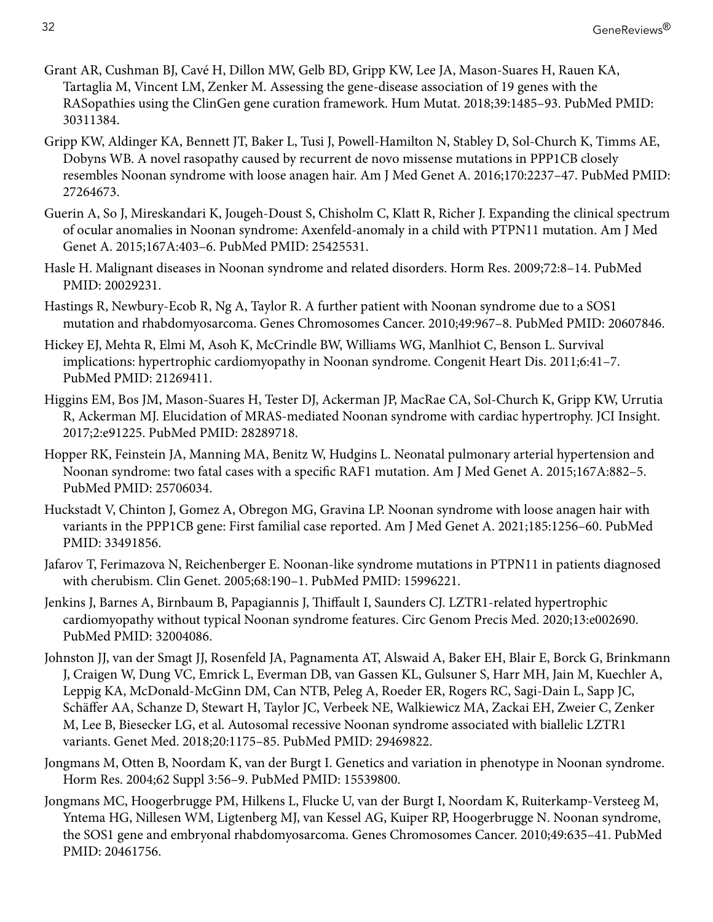Grant AR, Cushman BJ, Cavé H, Dillon MW, Gelb BD, Gripp KW, Lee JA, Mason-Suares H, Rauen KA, Tartaglia M, Vincent LM, Zenker M. Assessing the gene-disease association of 19 genes with the RASopathies using the ClinGen gene curation framework. Hum Mutat. 2018;39:1485–93. PubMed PMID: 30311384.

Gripp KW, Aldinger KA, Bennett JT, Baker L, Tusi J, Powell-Hamilton N, Stabley D, Sol-Church K, Timms AE, Dobyns WB. A novel rasopathy caused by recurrent de novo missense mutations in PPP1CB closely resembles Noonan syndrome with loose anagen hair. Am J Med Genet A. 2016;170:2237–47. PubMed PMID: 27264673.

Guerin A, So J, Mireskandari K, Jougeh-Doust S, Chisholm C, Klatt R, Richer J. Expanding the clinical spectrum of ocular anomalies in Noonan syndrome: Axenfeld-anomaly in a child with PTPN11 mutation. Am J Med Genet A. 2015;167A:403–6. PubMed PMID: 25425531.

Hasle H. Malignant diseases in Noonan syndrome and related disorders. Horm Res. 2009;72:8–14. PubMed PMID: 20029231.

Hastings R, Newbury-Ecob R, Ng A, Taylor R. A further patient with Noonan syndrome due to a SOS1 mutation and rhabdomyosarcoma. Genes Chromosomes Cancer. 2010;49:967–8. PubMed PMID: 20607846.

Hickey EJ, Mehta R, Elmi M, Asoh K, McCrindle BW, Williams WG, Manlhiot C, Benson L. Survival implications: hypertrophic cardiomyopathy in Noonan syndrome. Congenit Heart Dis. 2011;6:41–7. PubMed PMID: 21269411.

Higgins EM, Bos JM, Mason-Suares H, Tester DJ, Ackerman JP, MacRae CA, Sol-Church K, Gripp KW, Urrutia R, Ackerman MJ. Elucidation of MRAS-mediated Noonan syndrome with cardiac hypertrophy. JCI Insight. 2017;2:e91225. PubMed PMID: 28289718.

Hopper RK, Feinstein JA, Manning MA, Benitz W, Hudgins L. Neonatal pulmonary arterial hypertension and Noonan syndrome: two fatal cases with a specific RAF1 mutation. Am J Med Genet A. 2015;167A:882–5. PubMed PMID: 25706034.

Huckstadt V, Chinton J, Gomez A, Obregon MG, Gravina LP. Noonan syndrome with loose anagen hair with variants in the PPP1CB gene: First familial case reported. Am J Med Genet A. 2021;185:1256–60. PubMed PMID: 33491856.

Jafarov T, Ferimazova N, Reichenberger E. Noonan-like syndrome mutations in PTPN11 in patients diagnosed with cherubism. Clin Genet. 2005;68:190–1. PubMed PMID: 15996221.

Jenkins J, Barnes A, Birnbaum B, Papagiannis J, Thiffault I, Saunders CJ. LZTR1-related hypertrophic cardiomyopathy without typical Noonan syndrome features. Circ Genom Precis Med. 2020;13:e002690. PubMed PMID: 32004086.

Johnston JJ, van der Smagt JJ, Rosenfeld JA, Pagnamenta AT, Alswaid A, Baker EH, Blair E, Borck G, Brinkmann J, Craigen W, Dung VC, Emrick L, Everman DB, van Gassen KL, Gulsuner S, Harr MH, Jain M, Kuechler A, Leppig KA, McDonald-McGinn DM, Can NTB, Peleg A, Roeder ER, Rogers RC, Sagi-Dain L, Sapp JC, Schäffer AA, Schanze D, Stewart H, Taylor JC, Verbeek NE, Walkiewicz MA, Zackai EH, Zweier C, Zenker M, Lee B, Biesecker LG, et al. Autosomal recessive Noonan syndrome associated with biallelic LZTR1 variants. Genet Med. 2018;20:1175–85. PubMed PMID: 29469822.

Jongmans M, Otten B, Noordam K, van der Burgt I. Genetics and variation in phenotype in Noonan syndrome. Horm Res. 2004;62 Suppl 3:56–9. PubMed PMID: 15539800.

Jongmans MC, Hoogerbrugge PM, Hilkens L, Flucke U, van der Burgt I, Noordam K, Ruiterkamp-Versteeg M, Yntema HG, Nillesen WM, Ligtenberg MJ, van Kessel AG, Kuiper RP, Hoogerbrugge N. Noonan syndrome, the SOS1 gene and embryonal rhabdomyosarcoma. Genes Chromosomes Cancer. 2010;49:635–41. PubMed PMID: 20461756.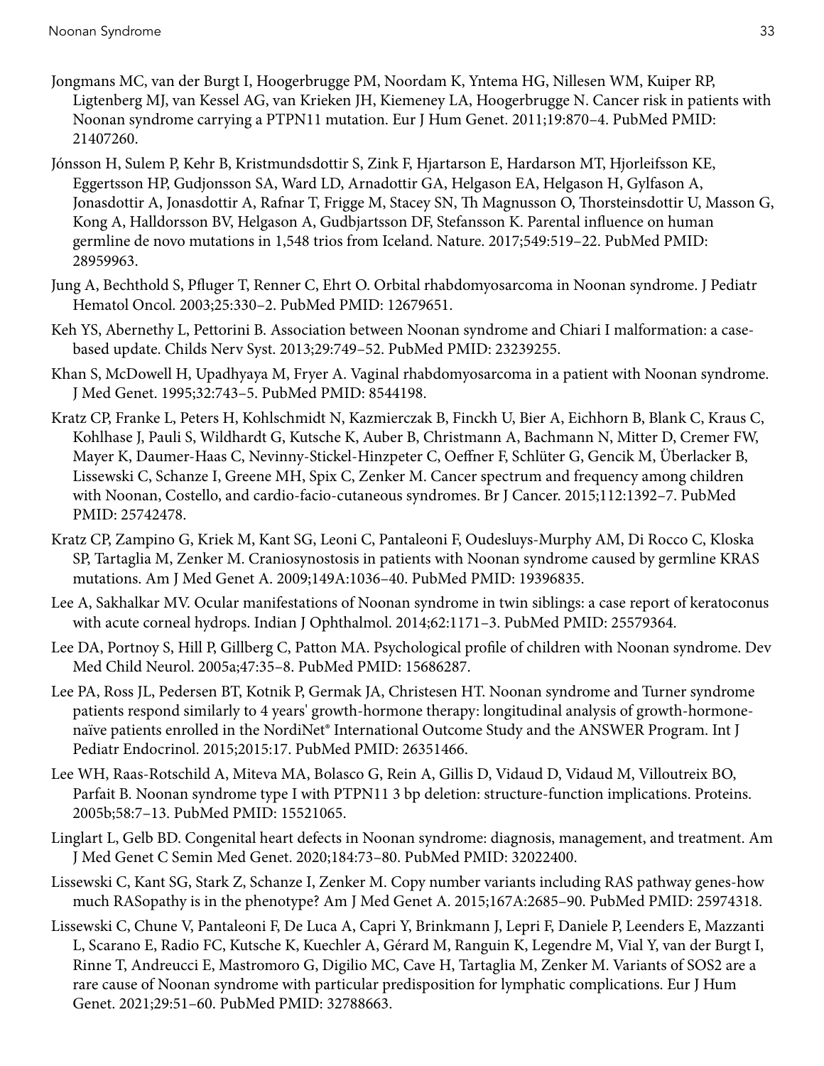Jongmans MC, van der Burgt I, Hoogerbrugge PM, Noordam K, Yntema HG, Nillesen WM, Kuiper RP, Ligtenberg MJ, van Kessel AG, van Krieken JH, Kiemeney LA, Hoogerbrugge N. Cancer risk in patients with Noonan syndrome carrying a PTPN11 mutation. Eur J Hum Genet. 2011;19:870–4. PubMed PMID: 21407260.

Jónsson H, Sulem P, Kehr B, Kristmundsdottir S, Zink F, Hjartarson E, Hardarson MT, Hjorleifsson KE, Eggertsson HP, Gudjonsson SA, Ward LD, Arnadottir GA, Helgason EA, Helgason H, Gylfason A, Jonasdottir A, Jonasdottir A, Rafnar T, Frigge M, Stacey SN, Th Magnusson O, Thorsteinsdottir U, Masson G, Kong A, Halldorsson BV, Helgason A, Gudbjartsson DF, Stefansson K. Parental influence on human germline de novo mutations in 1,548 trios from Iceland. Nature. 2017;549:519–22. PubMed PMID: 28959963.

Jung A, Bechthold S, Pfluger T, Renner C, Ehrt O. Orbital rhabdomyosarcoma in Noonan syndrome. J Pediatr Hematol Oncol. 2003;25:330–2. PubMed PMID: 12679651.

Keh YS, Abernethy L, Pettorini B. Association between Noonan syndrome and Chiari I malformation: a case-based update. Childs Nerv Syst. 2013;29:749–52. PubMed PMID: 23239255.

Khan S, McDowell H, Upadhyaya M, Fryer A. Vaginal rhabdomyosarcoma in a patient with Noonan syndrome. J Med Genet. 1995;32:743–5. PubMed PMID: 8544198.

Kratz CP, Franke L, Peters H, Kohlschmidt N, Kazmierczak B, Finckh U, Bier A, Eichhorn B, Blank C, Kraus C, Kohlhase J, Pauli S, Wildhardt G, Kutsche K, Auber B, Christmann A, Bachmann N, Mitter D, Cremer FW, Mayer K, Daumer-Haas C, Nevinny-Stickel-Hinzpeter C, Oeffner F, Schlüter G, Gencik M, Überlacker B, Lissewski C, Schanze I, Greene MH, Spix C, Zenker M. Cancer spectrum and frequency among children with Noonan, Costello, and cardio-facio-cutaneous syndromes. Br J Cancer. 2015;112:1392–7. PubMed PMID: 25742478.

Kratz CP, Zampino G, Kriek M, Kant SG, Leoni C, Pantaleoni F, Oudesluys-Murphy AM, Di Rocco C, Kloska SP, Tartaglia M, Zenker M. Craniosynostosis in patients with Noonan syndrome caused by germline KRAS mutations. Am J Med Genet A. 2009;149A:1036–40. PubMed PMID: 19396835.

Lee A, Sakhalkar MV. Ocular manifestations of Noonan syndrome in twin siblings: a case report of keratoconus with acute corneal hydrops. Indian J Ophthalmol. 2014;62:1171–3. PubMed PMID: 25579364.

Lee DA, Portnoy S, Hill P, Gillberg C, Patton MA. Psychological profile of children with Noonan syndrome. Dev Med Child Neurol. 2005a;47:35–8. PubMed PMID: 15686287.

Lee PA, Ross JL, Pedersen BT, Kotnik P, Germak JA, Christesen HT. Noonan syndrome and Turner syndrome patients respond similarly to 4 years' growth-hormone therapy: longitudinal analysis of growth-hormone-naïve patients enrolled in the NordiNet® International Outcome Study and the ANSWER Program. Int J Pediatr Endocrinol. 2015;2015:17. PubMed PMID: 26351466.

Lee WH, Raas-Rotschild A, Miteva MA, Bolasco G, Rein A, Gillis D, Vidaud D, Vidaud M, Villoutreix BO, Parfait B. Noonan syndrome type I with PTPN11 3 bp deletion: structure-function implications. Proteins. 2005b;58:7–13. PubMed PMID: 15521065.

Linglart L, Gelb BD. Congenital heart defects in Noonan syndrome: diagnosis, management, and treatment. Am J Med Genet C Semin Med Genet. 2020;184:73–80. PubMed PMID: 32022400.

Lissewski C, Kant SG, Stark Z, Schanze I, Zenker M. Copy number variants including RAS pathway genes-how much RASopathy is in the phenotype? Am J Med Genet A. 2015;167A:2685–90. PubMed PMID: 25974318.

Lissewski C, Chune V, Pantaleoni F, De Luca A, Capri Y, Brinkmann J, Lepri F, Daniele P, Leenders E, Mazzanti L, Scarano E, Radio FC, Kutsche K, Kuechler A, Gérard M, Ranguin K, Legendre M, Vial Y, van der Burgt I, Rinne T, Andreucci E, Mastromoro G, Digilio MC, Cave H, Tartaglia M, Zenker M. Variants of SOS2 are a rare cause of Noonan syndrome with particular predisposition for lymphatic complications. Eur J Hum Genet. 2021;29:51–60. PubMed PMID: 32788663.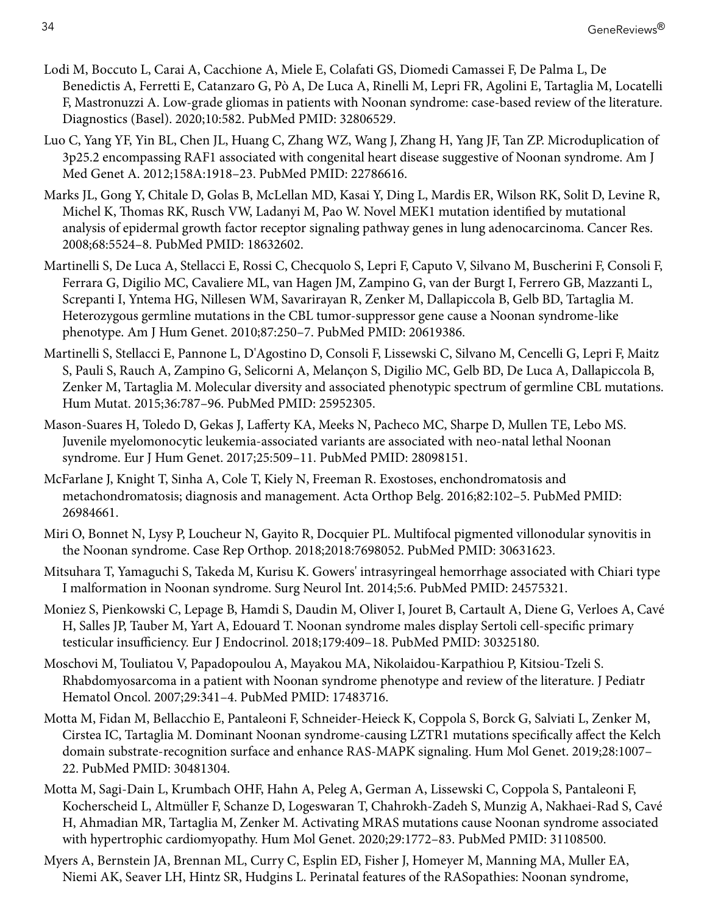Lodi M, Boccuto L, Carai A, Cacchione A, Miele E, Colafati GS, Diomedi Camassei F, De Palma L, De Benedictis A, Ferretti E, Catanzaro G, Pò A, De Luca A, Rinelli M, Lepri FR, Agolini E, Tartaglia M, Locatelli F, Mastronuzzi A. Low-grade gliomas in patients with Noonan syndrome: case-based review of the literature. Diagnostics (Basel). 2020;10:582. PubMed PMID: 32806529.

Luo C, Yang YF, Yin BL, Chen JL, Huang C, Zhang WZ, Wang J, Zhang H, Yang JF, Tan ZP. Microduplication of 3p25.2 encompassing RAF1 associated with congenital heart disease suggestive of Noonan syndrome. Am J Med Genet A. 2012;158A:1918–23. PubMed PMID: 22786616.

Marks JL, Gong Y, Chitale D, Golas B, McLellan MD, Kasai Y, Ding L, Mardis ER, Wilson RK, Solit D, Levine R, Michel K, Thomas RK, Rusch VW, Ladanyi M, Pao W. Novel MEK1 mutation identified by mutational analysis of epidermal growth factor receptor signaling pathway genes in lung adenocarcinoma. Cancer Res. 2008;68:5524–8. PubMed PMID: 18632602.

Martinelli S, De Luca A, Stellacci E, Rossi C, Checquolo S, Lepri F, Caputo V, Silvano M, Buscherini F, Consoli F, Ferrara G, Digilio MC, Cavaliere ML, van Hagen JM, Zampino G, van der Burgt I, Ferrero GB, Mazzanti L, Screpanti I, Yntema HG, Nillesen WM, Savarirayan R, Zenker M, Dallapiccola B, Gelb BD, Tartaglia M. Heterozygous germline mutations in the CBL tumor-suppressor gene cause a Noonan syndrome-like phenotype. Am J Hum Genet. 2010;87:250–7. PubMed PMID: 20619386.

Martinelli S, Stellacci E, Pannone L, D'Agostino D, Consoli F, Lissewski C, Silvano M, Cencelli G, Lepri F, Maitz S, Pauli S, Rauch A, Zampino G, Selicorni A, Melançon S, Digilio MC, Gelb BD, De Luca A, Dallapiccola B, Zenker M, Tartaglia M. Molecular diversity and associated phenotypic spectrum of germline CBL mutations. Hum Mutat. 2015;36:787–96. PubMed PMID: 25952305.

Mason-Suares H, Toledo D, Gekas J, Lafferty KA, Meeks N, Pacheco MC, Sharpe D, Mullen TE, Lebo MS. Juvenile myelomonocytic leukemia-associated variants are associated with neo-natal lethal Noonan syndrome. Eur J Hum Genet. 2017;25:509–11. PubMed PMID: 28098151.

McFarlane J, Knight T, Sinha A, Cole T, Kiely N, Freeman R. Exostoses, enchondromatosis and metachondromatosis; diagnosis and management. Acta Orthop Belg. 2016;82:102–5. PubMed PMID: 26984661.

Miri O, Bonnet N, Lysy P, Loucheur N, Gayito R, Docquier PL. Multifocal pigmented villonodular synovitis in the Noonan syndrome. Case Rep Orthop. 2018;2018:7698052. PubMed PMID: 30631623.

Mitsuhara T, Yamaguchi S, Takeda M, Kurisu K. Gowers' intrasyringeal hemorrhage associated with Chiari type I malformation in Noonan syndrome. Surg Neurol Int. 2014;5:6. PubMed PMID: 24575321.

Moniez S, Pienkowski C, Lepage B, Hamdi S, Daudin M, Oliver I, Jouret B, Cartault A, Diene G, Verloes A, Cavé H, Salles JP, Tauber M, Yart A, Edouard T. Noonan syndrome males display Sertoli cell-specific primary testicular insufficiency. Eur J Endocrinol. 2018;179:409–18. PubMed PMID: 30325180.

Moschovi M, Touliatou V, Papadopoulou A, Mayakou MA, Nikolaidou-Karpathiou P, Kitsiou-Tzeli S. Rhabdomyosarcoma in a patient with Noonan syndrome phenotype and review of the literature. J Pediatr Hematol Oncol. 2007;29:341–4. PubMed PMID: 17483716.

Motta M, Fidan M, Bellacchio E, Pantaleoni F, Schneider-Heieck K, Coppola S, Borck G, Salviati L, Zenker M, Cirstea IC, Tartaglia M. Dominant Noonan syndrome-causing LZTR1 mutations specifically affect the Kelch domain substrate-recognition surface and enhance RAS-MAPK signaling. Hum Mol Genet. 2019;28:1007–22. PubMed PMID: 30481304.

Motta M, Sagi-Dain L, Krumbach OHF, Hahn A, Peleg A, German A, Lissewski C, Coppola S, Pantaleoni F, Kocherscheid L, Altmüller F, Schanze D, Logeswaran T, Chahrokh-Zadeh S, Munzig A, Nakhaei-Rad S, Cavé H, Ahmadian MR, Tartaglia M, Zenker M. Activating MRAS mutations cause Noonan syndrome associated with hypertrophic cardiomyopathy. Hum Mol Genet. 2020;29:1772–83. PubMed PMID: 31108500.

Myers A, Bernstein JA, Brennan ML, Curry C, Esplin ED, Fisher J, Homeyer M, Manning MA, Muller EA, Niemi AK, Seaver LH, Hintz SR, Hudgins L. Perinatal features of the RASopathies: Noonan syndrome,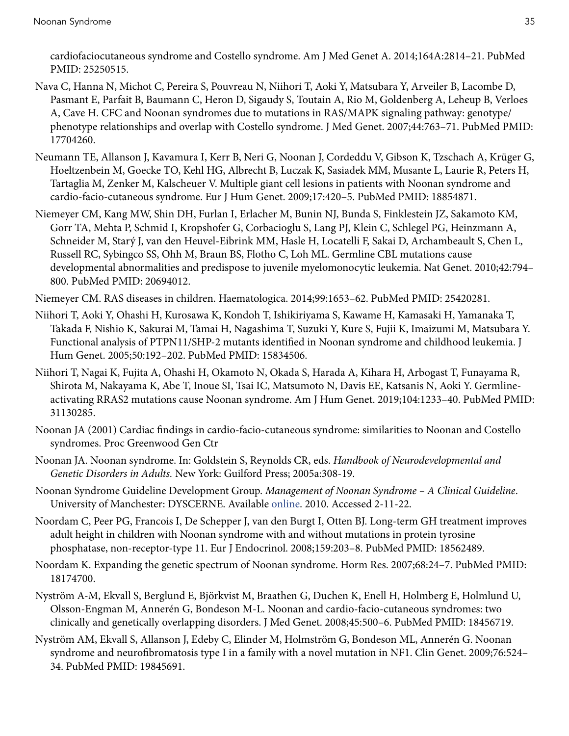cardiofaciocutaneous syndrome and Costello syndrome. Am J Med Genet A. 2014;164A:2814–21. PubMed PMID: 25250515.

Nava C, Hanna N, Michot C, Pereira S, Pouvreau N, Niihori T, Aoki Y, Matsubara Y, Arveiler B, Lacombe D, Pasmant E, Parfait B, Baumann C, Heron D, Sigaudy S, Toutain A, Rio M, Goldenberg A, Leheup B, Verloes A, Cave H. CFC and Noonan syndromes due to mutations in RAS/MAPK signaling pathway: genotype/phenotype relationships and overlap with Costello syndrome. J Med Genet. 2007;44:763–71. PubMed PMID: 17704260.

Neumann TE, Allanson J, Kavamura I, Kerr B, Neri G, Noonan J, Cordeddu V, Gibson K, Tzschach A, Krüger G, Hoeltzenbein M, Goecke TO, Kehl HG, Albrecht B, Luczak K, Sasiadek MM, Musante L, Laurie R, Peters H, Tartaglia M, Zenker M, Kalscheuer V. Multiple giant cell lesions in patients with Noonan syndrome and cardio-facio-cutaneous syndrome. Eur J Hum Genet. 2009;17:420–5. PubMed PMID: 18854871.

Niemeyer CM, Kang MW, Shin DH, Furlan I, Erlacher M, Bunin NJ, Bunda S, Finklestein JZ, Sakamoto KM, Gorr TA, Mehta P, Schmid I, Kropshofer G, Corbacioglu S, Lang PJ, Klein C, Schlegel PG, Heinzmann A, Schneider M, Starý J, van den Heuvel-Eibrink MM, Hasle H, Locatelli F, Sakai D, Archambeault S, Chen L, Russell RC, Sybingco SS, Ohh M, Braun BS, Flotho C, Loh ML. Germline CBL mutations cause developmental abnormalities and predispose to juvenile myelomonocytic leukemia. Nat Genet. 2010;42:794–800. PubMed PMID: 20694012.

Niemeyer CM. RAS diseases in children. Haematologica. 2014;99:1653–62. PubMed PMID: 25420281.

Niihori T, Aoki Y, Ohashi H, Kurosawa K, Kondoh T, Ishikiriyama S, Kawame H, Kamasaki H, Yamanaka T, Takada F, Nishio K, Sakurai M, Tamai H, Nagashima T, Suzuki Y, Kure S, Fujii K, Imaizumi M, Matsubara Y. Functional analysis of PTPN11/SHP-2 mutants identified in Noonan syndrome and childhood leukemia. J Hum Genet. 2005;50:192–202. PubMed PMID: 15834506.

Niihori T, Nagai K, Fujita A, Ohashi H, Okamoto N, Okada S, Harada A, Kihara H, Arbogast T, Funayama R, Shirota M, Nakayama K, Abe T, Inoue SI, Tsai IC, Matsumoto N, Davis EE, Katsanis N, Aoki Y. Germline-activating RRAS2 mutations cause Noonan syndrome. Am J Hum Genet. 2019;104:1233–40. PubMed PMID: 31130285.

Noonan JA (2001) Cardiac findings in cardio-facio-cutaneous syndrome: similarities to Noonan and Costello syndromes. Proc Greenwood Gen Ctr

Noonan JA. Noonan syndrome. In: Goldstein S, Reynolds CR, eds. *Handbook of Neurodevelopmental and Genetic Disorders in Adults.* New York: Guilford Press; 2005a:308-19.

Noonan Syndrome Guideline Development Group. *Management of Noonan Syndrome – A Clinical Guideline*. University of Manchester: DYSCERNE. Available online. 2010. Accessed 2-11-22.

Noordam C, Peer PG, Francois I, De Schepper J, van den Burgt I, Otten BJ. Long-term GH treatment improves adult height in children with Noonan syndrome with and without mutations in protein tyrosine phosphatase, non-receptor-type 11. Eur J Endocrinol. 2008;159:203–8. PubMed PMID: 18562489.

Noordam K. Expanding the genetic spectrum of Noonan syndrome. Horm Res. 2007;68:24–7. PubMed PMID: 18174700.

Nyström A-M, Ekvall S, Berglund E, Björkvist M, Braathen G, Duchen K, Enell H, Holmberg E, Holmlund U, Olsson-Engman M, Annerén G, Bondeson M-L. Noonan and cardio-facio-cutaneous syndromes: two clinically and genetically overlapping disorders. J Med Genet. 2008;45:500–6. PubMed PMID: 18456719.

Nyström AM, Ekvall S, Allanson J, Edeby C, Elinder M, Holmström G, Bondeson ML, Annerén G. Noonan syndrome and neurofibromatosis type I in a family with a novel mutation in NF1. Clin Genet. 2009;76:524–34. PubMed PMID: 19845691.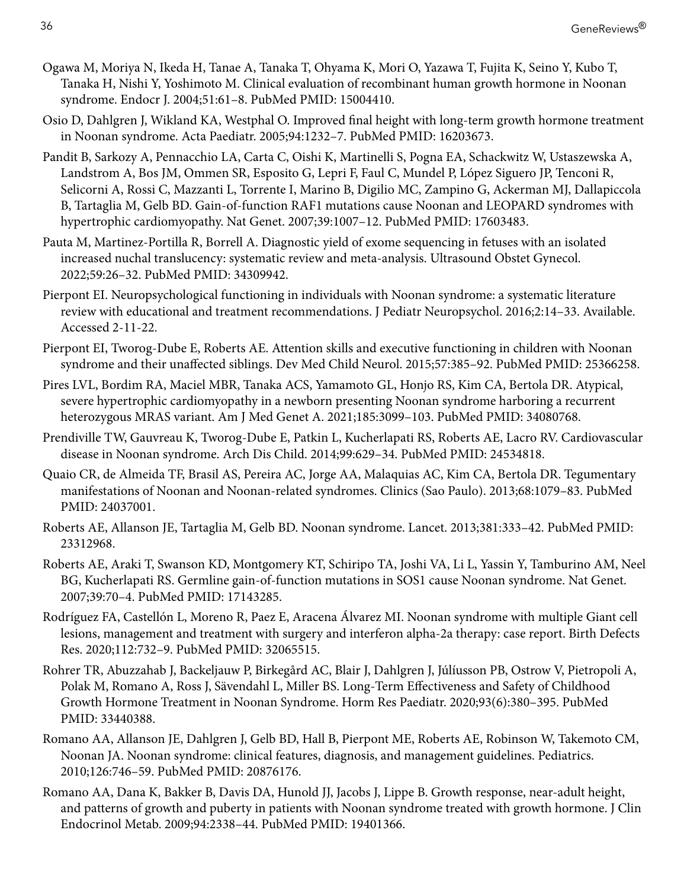Ogawa M, Moriya N, Ikeda H, Tanae A, Tanaka T, Ohyama K, Mori O, Yazawa T, Fujita K, Seino Y, Kubo T, Tanaka H, Nishi Y, Yoshimoto M. Clinical evaluation of recombinant human growth hormone in Noonan syndrome. Endocr J. 2004;51:61–8. PubMed PMID: 15004410.

Osio D, Dahlgren J, Wikland KA, Westphal O. Improved final height with long-term growth hormone treatment in Noonan syndrome. Acta Paediatr. 2005;94:1232–7. PubMed PMID: 16203673.

Pandit B, Sarkozy A, Pennacchio LA, Carta C, Oishi K, Martinelli S, Pogna EA, Schackwitz W, Ustaszewska A, Landstrom A, Bos JM, Ommen SR, Esposito G, Lepri F, Faul C, Mundel P, López Siguero JP, Tenconi R, Selicorni A, Rossi C, Mazzanti L, Torrente I, Marino B, Digilio MC, Zampino G, Ackerman MJ, Dallapiccola B, Tartaglia M, Gelb BD. Gain-of-function RAF1 mutations cause Noonan and LEOPARD syndromes with hypertrophic cardiomyopathy. Nat Genet. 2007;39:1007–12. PubMed PMID: 17603483.

Pauta M, Martinez-Portilla R, Borrell A. Diagnostic yield of exome sequencing in fetuses with an isolated increased nuchal translucency: systematic review and meta-analysis. Ultrasound Obstet Gynecol. 2022;59:26–32. PubMed PMID: 34309942.

Pierpont EI. Neuropsychological functioning in individuals with Noonan syndrome: a systematic literature review with educational and treatment recommendations. J Pediatr Neuropsychol. 2016;2:14–33. Available. Accessed 2-11-22.

Pierpont EI, Tworog-Dube E, Roberts AE. Attention skills and executive functioning in children with Noonan syndrome and their unaffected siblings. Dev Med Child Neurol. 2015;57:385–92. PubMed PMID: 25366258.

Pires LVL, Bordim RA, Maciel MBR, Tanaka ACS, Yamamoto GL, Honjo RS, Kim CA, Bertola DR. Atypical, severe hypertrophic cardiomyopathy in a newborn presenting Noonan syndrome harboring a recurrent heterozygous MRAS variant. Am J Med Genet A. 2021;185:3099–103. PubMed PMID: 34080768.

Prendiville TW, Gauvreau K, Tworog-Dube E, Patkin L, Kucherlapati RS, Roberts AE, Lacro RV. Cardiovascular disease in Noonan syndrome. Arch Dis Child. 2014;99:629–34. PubMed PMID: 24534818.

Quaio CR, de Almeida TF, Brasil AS, Pereira AC, Jorge AA, Malaquias AC, Kim CA, Bertola DR. Tegumentary manifestations of Noonan and Noonan-related syndromes. Clinics (Sao Paulo). 2013;68:1079–83. PubMed PMID: 24037001.

Roberts AE, Allanson JE, Tartaglia M, Gelb BD. Noonan syndrome. Lancet. 2013;381:333–42. PubMed PMID: 23312968.

Roberts AE, Araki T, Swanson KD, Montgomery KT, Schiripo TA, Joshi VA, Li L, Yassin Y, Tamburino AM, Neel BG, Kucherlapati RS. Germline gain-of-function mutations in SOS1 cause Noonan syndrome. Nat Genet. 2007;39:70–4. PubMed PMID: 17143285.

Rodríguez FA, Castellón L, Moreno R, Paez E, Aracena Álvarez MI. Noonan syndrome with multiple Giant cell lesions, management and treatment with surgery and interferon alpha-2a therapy: case report. Birth Defects Res. 2020;112:732–9. PubMed PMID: 32065515.

Rohrer TR, Abuzzahab J, Backeljauw P, Birkegård AC, Blair J, Dahlgren J, Júlíusson PB, Ostrow V, Pietropoli A, Polak M, Romano A, Ross J, Sävendahl L, Miller BS. Long-Term Effectiveness and Safety of Childhood Growth Hormone Treatment in Noonan Syndrome. Horm Res Paediatr. 2020;93(6):380–395. PubMed PMID: 33440388.

Romano AA, Allanson JE, Dahlgren J, Gelb BD, Hall B, Pierpont ME, Roberts AE, Robinson W, Takemoto CM, Noonan JA. Noonan syndrome: clinical features, diagnosis, and management guidelines. Pediatrics. 2010;126:746–59. PubMed PMID: 20876176.

Romano AA, Dana K, Bakker B, Davis DA, Hunold JJ, Jacobs J, Lippe B. Growth response, near-adult height, and patterns of growth and puberty in patients with Noonan syndrome treated with growth hormone. J Clin Endocrinol Metab. 2009;94:2338–44. PubMed PMID: 19401366.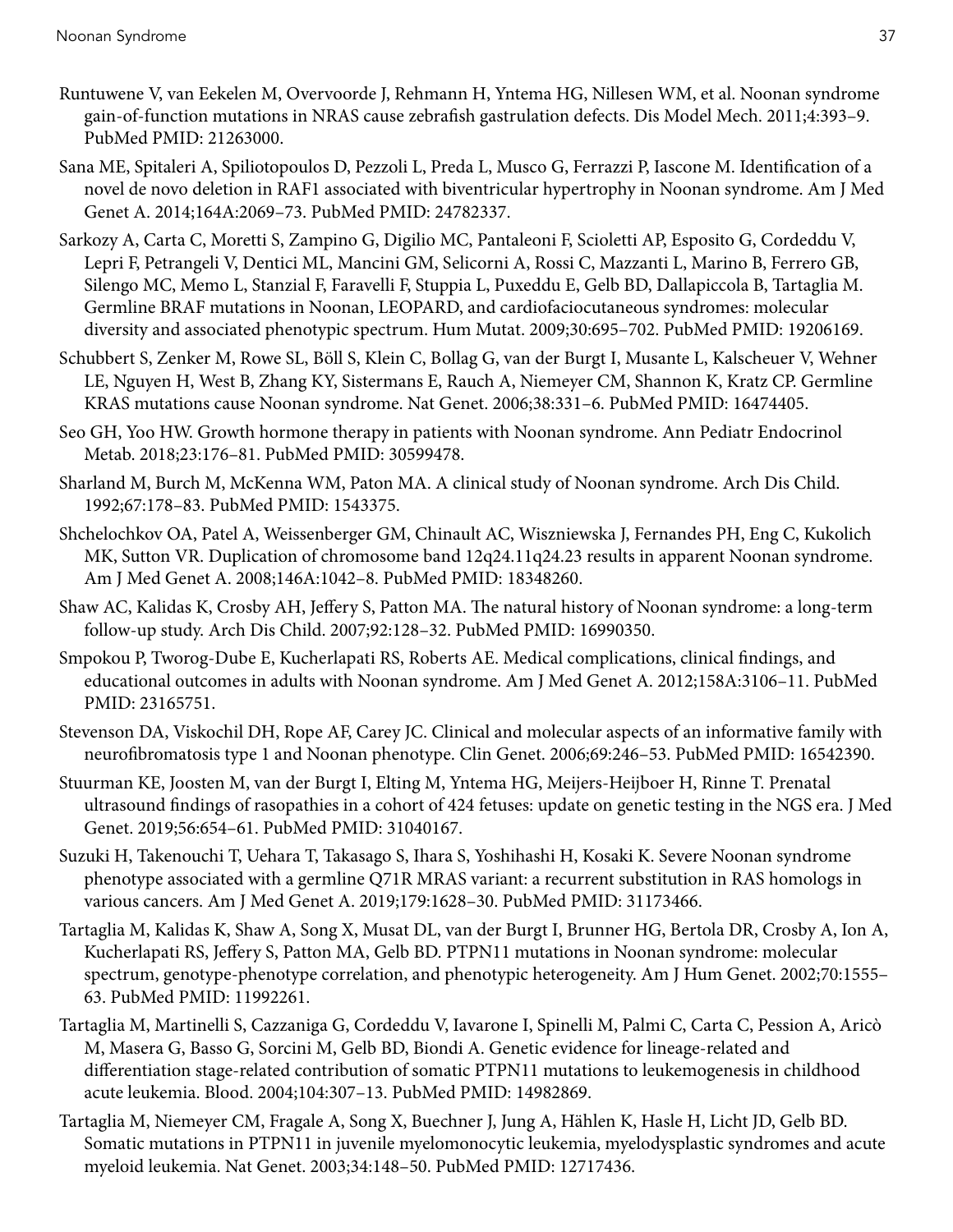Runtuwene V, van Eekelen M, Overvoorde J, Rehmann H, Yntema HG, Nillesen WM, et al. Noonan syndrome gain-of-function mutations in NRAS cause zebrafish gastrulation defects. Dis Model Mech. 2011;4:393–9. PubMed PMID: 21263000.

Sana ME, Spitaleri A, Spiliotopoulos D, Pezzoli L, Preda L, Musco G, Ferrazzi P, Iascone M. Identification of a novel de novo deletion in RAF1 associated with biventricular hypertrophy in Noonan syndrome. Am J Med Genet A. 2014;164A:2069–73. PubMed PMID: 24782337.

Sarkozy A, Carta C, Moretti S, Zampino G, Digilio MC, Pantaleoni F, Scioletti AP, Esposito G, Cordeddu V, Lepri F, Petrangeli V, Dentici ML, Mancini GM, Selicorni A, Rossi C, Mazzanti L, Marino B, Ferrero GB, Silengo MC, Memo L, Stanzial F, Faravelli F, Stuppia L, Puxeddu E, Gelb BD, Dallapiccola B, Tartaglia M. Germline BRAF mutations in Noonan, LEOPARD, and cardiofaciocutaneous syndromes: molecular diversity and associated phenotypic spectrum. Hum Mutat. 2009;30:695–702. PubMed PMID: 19206169.

Schubbert S, Zenker M, Rowe SL, Böll S, Klein C, Bollag G, van der Burgt I, Musante L, Kalscheuer V, Wehner LE, Nguyen H, West B, Zhang KY, Sistermans E, Rauch A, Niemeyer CM, Shannon K, Kratz CP. Germline KRAS mutations cause Noonan syndrome. Nat Genet. 2006;38:331–6. PubMed PMID: 16474405.

Seo GH, Yoo HW. Growth hormone therapy in patients with Noonan syndrome. Ann Pediatr Endocrinol Metab. 2018;23:176–81. PubMed PMID: 30599478.

Sharland M, Burch M, McKenna WM, Paton MA. A clinical study of Noonan syndrome. Arch Dis Child. 1992;67:178–83. PubMed PMID: 1543375.

Shchelochkov OA, Patel A, Weissenberger GM, Chinault AC, Wiszniewska J, Fernandes PH, Eng C, Kukolich MK, Sutton VR. Duplication of chromosome band 12q24.11q24.23 results in apparent Noonan syndrome. Am J Med Genet A. 2008;146A:1042–8. PubMed PMID: 18348260.

Shaw AC, Kalidas K, Crosby AH, Jeffery S, Patton MA. The natural history of Noonan syndrome: a long-term follow-up study. Arch Dis Child. 2007;92:128–32. PubMed PMID: 16990350.

Smpokou P, Tworog-Dube E, Kucherlapati RS, Roberts AE. Medical complications, clinical findings, and educational outcomes in adults with Noonan syndrome. Am J Med Genet A. 2012;158A:3106–11. PubMed PMID: 23165751.

Stevenson DA, Viskochil DH, Rope AF, Carey JC. Clinical and molecular aspects of an informative family with neurofibromatosis type 1 and Noonan phenotype. Clin Genet. 2006;69:246–53. PubMed PMID: 16542390.

Stuurman KE, Joosten M, van der Burgt I, Elting M, Yntema HG, Meijers-Heijboer H, Rinne T. Prenatal ultrasound findings of rasopathies in a cohort of 424 fetuses: update on genetic testing in the NGS era. J Med Genet. 2019;56:654–61. PubMed PMID: 31040167.

Suzuki H, Takenouchi T, Uehara T, Takasago S, Ihara S, Yoshihashi H, Kosaki K. Severe Noonan syndrome phenotype associated with a germline Q71R MRAS variant: a recurrent substitution in RAS homologs in various cancers. Am J Med Genet A. 2019;179:1628–30. PubMed PMID: 31173466.

Tartaglia M, Kalidas K, Shaw A, Song X, Musat DL, van der Burgt I, Brunner HG, Bertola DR, Crosby A, Ion A, Kucherlapati RS, Jeffery S, Patton MA, Gelb BD. PTPN11 mutations in Noonan syndrome: molecular spectrum, genotype-phenotype correlation, and phenotypic heterogeneity. Am J Hum Genet. 2002;70:1555–63. PubMed PMID: 11992261.

Tartaglia M, Martinelli S, Cazzaniga G, Cordeddu V, Iavarone I, Spinelli M, Palmi C, Carta C, Pession A, Aricò M, Masera G, Basso G, Sorcini M, Gelb BD, Biondi A. Genetic evidence for lineage-related and differentiation stage-related contribution of somatic PTPN11 mutations to leukemogenesis in childhood acute leukemia. Blood. 2004;104:307–13. PubMed PMID: 14982869.

Tartaglia M, Niemeyer CM, Fragale A, Song X, Buechner J, Jung A, Hählen K, Hasle H, Licht JD, Gelb BD. Somatic mutations in PTPN11 in juvenile myelomonocytic leukemia, myelodysplastic syndromes and acute myeloid leukemia. Nat Genet. 2003;34:148–50. PubMed PMID: 12717436.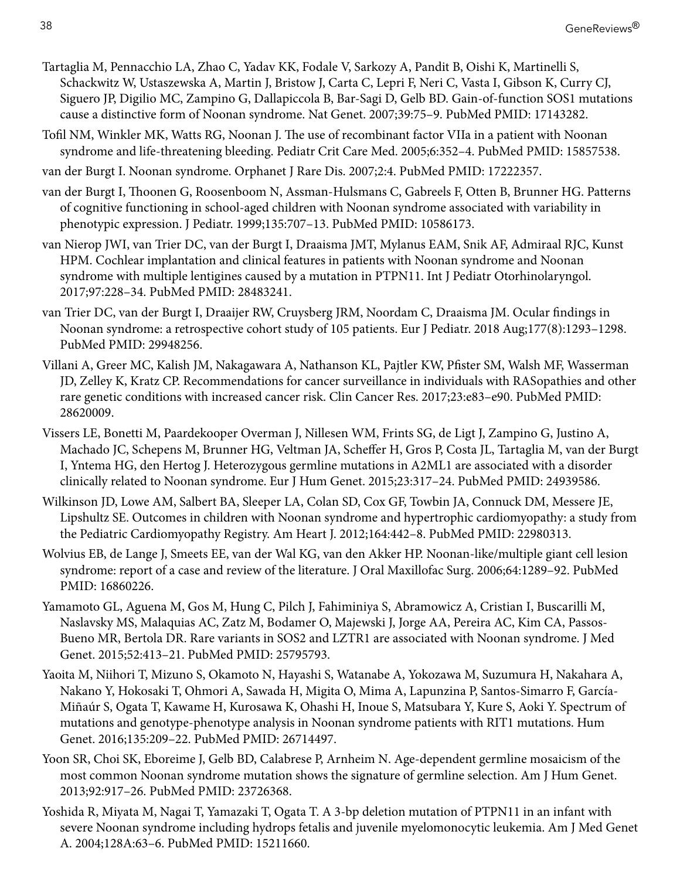Tartaglia M, Pennacchio LA, Zhao C, Yadav KK, Fodale V, Sarkozy A, Pandit B, Oishi K, Martinelli S, Schackwitz W, Ustaszewska A, Martin J, Bristow J, Carta C, Lepri F, Neri C, Vasta I, Gibson K, Curry CJ, Siguero JP, Digilio MC, Zampino G, Dallapiccola B, Bar-Sagi D, Gelb BD. Gain-of-function SOS1 mutations cause a distinctive form of Noonan syndrome. Nat Genet. 2007;39:75–9. PubMed PMID: 17143282.

Tofil NM, Winkler MK, Watts RG, Noonan J. The use of recombinant factor VIIa in a patient with Noonan syndrome and life-threatening bleeding. Pediatr Crit Care Med. 2005;6:352–4. PubMed PMID: 15857538.

van der Burgt I. Noonan syndrome. Orphanet J Rare Dis. 2007;2:4. PubMed PMID: 17222357.

van der Burgt I, Thoonen G, Roosenboom N, Assman-Hulsmans C, Gabreels F, Otten B, Brunner HG. Patterns of cognitive functioning in school-aged children with Noonan syndrome associated with variability in phenotypic expression. J Pediatr. 1999;135:707–13. PubMed PMID: 10586173.

van Nierop JWI, van Trier DC, van der Burgt I, Draaisma JMT, Mylanus EAM, Snik AF, Admiraal RJC, Kunst HPM. Cochlear implantation and clinical features in patients with Noonan syndrome and Noonan syndrome with multiple lentigines caused by a mutation in PTPN11. Int J Pediatr Otorhinolaryngol. 2017;97:228–34. PubMed PMID: 28483241.

van Trier DC, van der Burgt I, Draaijer RW, Cruysberg JRM, Noordam C, Draaisma JM. Ocular findings in Noonan syndrome: a retrospective cohort study of 105 patients. Eur J Pediatr. 2018 Aug;177(8):1293–1298. PubMed PMID: 29948256.

Villani A, Greer MC, Kalish JM, Nakagawara A, Nathanson KL, Pajtler KW, Pfister SM, Walsh MF, Wasserman JD, Zelley K, Kratz CP. Recommendations for cancer surveillance in individuals with RASopathies and other rare genetic conditions with increased cancer risk. Clin Cancer Res. 2017;23:e83–e90. PubMed PMID: 28620009.

Vissers LE, Bonetti M, Paardekooper Overman J, Nillesen WM, Frints SG, de Ligt J, Zampino G, Justino A, Machado JC, Schepens M, Brunner HG, Veltman JA, Scheffer H, Gros P, Costa JL, Tartaglia M, van der Burgt I, Yntema HG, den Hertog J. Heterozygous germline mutations in A2ML1 are associated with a disorder clinically related to Noonan syndrome. Eur J Hum Genet. 2015;23:317–24. PubMed PMID: 24939586.

Wilkinson JD, Lowe AM, Salbert BA, Sleeper LA, Colan SD, Cox GF, Towbin JA, Connuck DM, Messere JE, Lipshultz SE. Outcomes in children with Noonan syndrome and hypertrophic cardiomyopathy: a study from the Pediatric Cardiomyopathy Registry. Am Heart J. 2012;164:442–8. PubMed PMID: 22980313.

Wolvius EB, de Lange J, Smeets EE, van der Wal KG, van den Akker HP. Noonan-like/multiple giant cell lesion syndrome: report of a case and review of the literature. J Oral Maxillofac Surg. 2006;64:1289–92. PubMed PMID: 16860226.

Yamamoto GL, Aguena M, Gos M, Hung C, Pilch J, Fahiminiya S, Abramowicz A, Cristian I, Buscarilli M, Naslavsky MS, Malaquias AC, Zatz M, Bodamer O, Majewski J, Jorge AA, Pereira AC, Kim CA, Passos-Bueno MR, Bertola DR. Rare variants in SOS2 and LZTR1 are associated with Noonan syndrome. J Med Genet. 2015;52:413–21. PubMed PMID: 25795793.

Yaoita M, Niihori T, Mizuno S, Okamoto N, Hayashi S, Watanabe A, Yokozawa M, Suzumura H, Nakahara A, Nakano Y, Hokosaki T, Ohmori A, Sawada H, Migita O, Mima A, Lapunzina P, Santos-Simarro F, García-Miñaúr S, Ogata T, Kawame H, Kurosawa K, Ohashi H, Inoue S, Matsubara Y, Kure S, Aoki Y. Spectrum of mutations and genotype-phenotype analysis in Noonan syndrome patients with RIT1 mutations. Hum Genet. 2016;135:209–22. PubMed PMID: 26714497.

Yoon SR, Choi SK, Eboreime J, Gelb BD, Calabrese P, Arnheim N. Age-dependent germline mosaicism of the most common Noonan syndrome mutation shows the signature of germline selection. Am J Hum Genet. 2013;92:917–26. PubMed PMID: 23726368.

Yoshida R, Miyata M, Nagai T, Yamazaki T, Ogata T. A 3-bp deletion mutation of PTPN11 in an infant with severe Noonan syndrome including hydrops fetalis and juvenile myelomonocytic leukemia. Am J Med Genet A. 2004;128A:63–6. PubMed PMID: 15211660.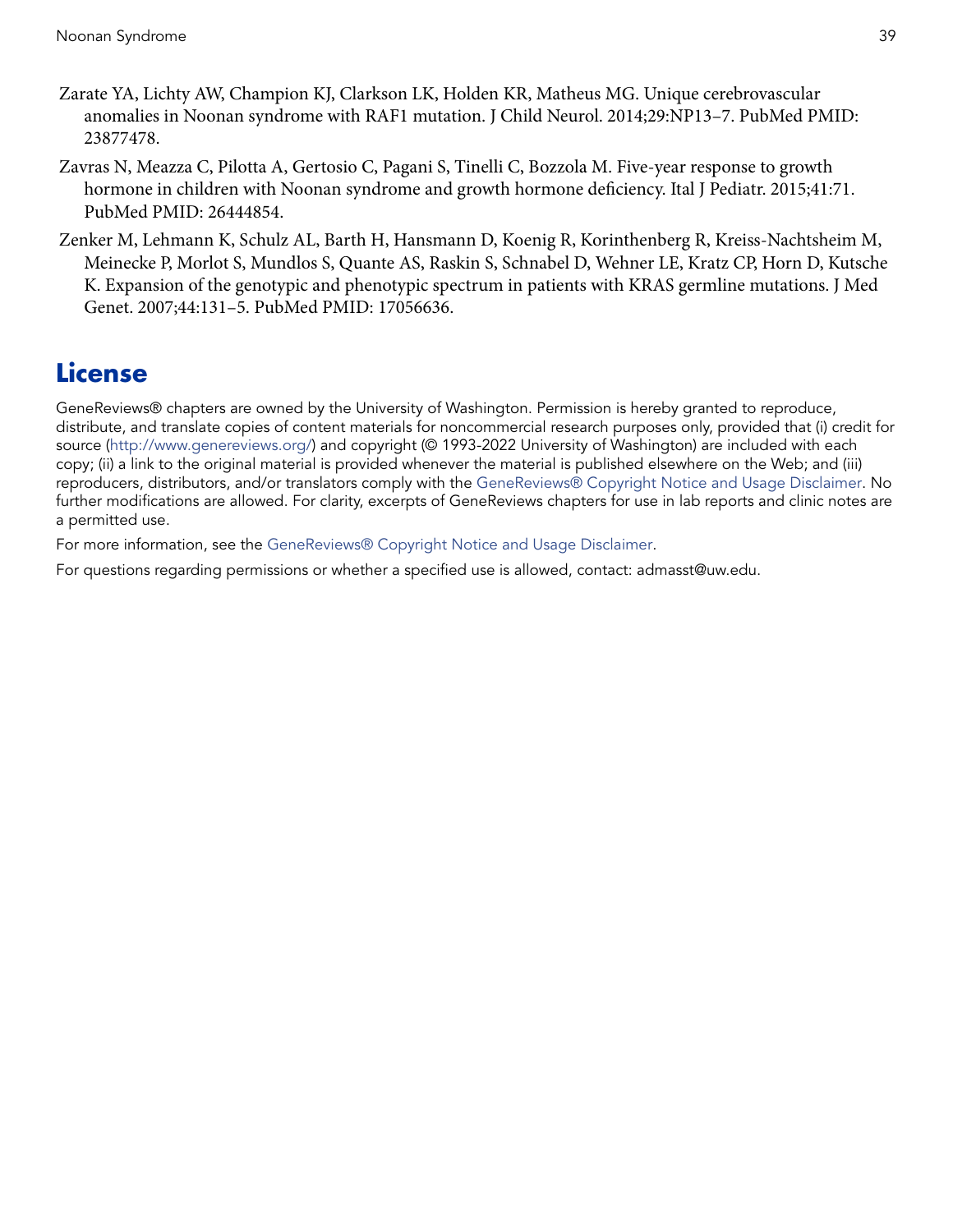Zarate YA, Lichty AW, Champion KJ, Clarkson LK, Holden KR, Matheus MG. Unique cerebrovascular anomalies in Noonan syndrome with RAF1 mutation. J Child Neurol. 2014;29:NP13–7. PubMed PMID: 23877478.

Zavras N, Meazza C, Pilotta A, Gertosio C, Pagani S, Tinelli C, Bozzola M. Five-year response to growth hormone in children with Noonan syndrome and growth hormone deficiency. Ital J Pediatr. 2015;41:71. PubMed PMID: 26444854.

Zenker M, Lehmann K, Schulz AL, Barth H, Hansmann D, Koenig R, Korinthenberg R, Kreiss-Nachtsheim M, Meinecke P, Morlot S, Mundlos S, Quante AS, Raskin S, Schnabel D, Wehner LE, Kratz CP, Horn D, Kutsche K. Expansion of the genotypic and phenotypic spectrum in patients with KRAS germline mutations. J Med Genet. 2007;44:131–5. PubMed PMID: 17056636.

## License

GeneReviews® chapters are owned by the University of Washington. Permission is hereby granted to reproduce, distribute, and translate copies of content materials for noncommercial research purposes only, provided that (i) credit for source (http://www.genereviews.org/) and copyright (© 1993-2022 University of Washington) are included with each copy; (ii) a link to the original material is provided whenever the material is published elsewhere on the Web; and (iii) reproducers, distributors, and/or translators comply with the GeneReviews® Copyright Notice and Usage Disclaimer. No further modifications are allowed. For clarity, excerpts of GeneReviews chapters for use in lab reports and clinic notes are a permitted use.

For more information, see the GeneReviews® Copyright Notice and Usage Disclaimer.

For questions regarding permissions or whether a specified use is allowed, contact: admasst@uw.edu.